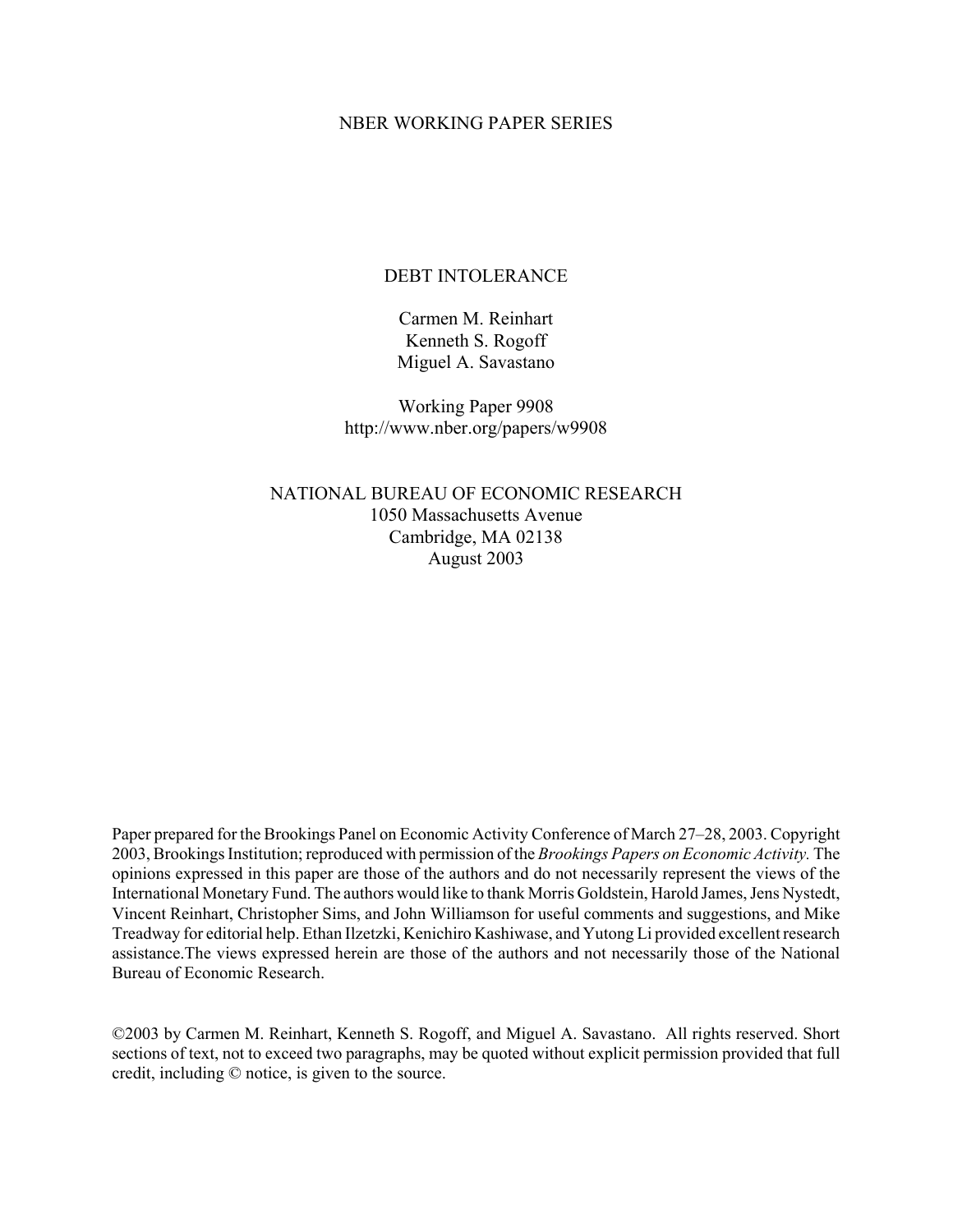NBER WORKING PAPER SERIES

# DEBT INTOLERANCE

Carmen M. Reinhart
Kenneth S. Rogoff
Miguel A. Savastano

Working Paper 9908
http://www.nber.org/papers/w9908

NATIONAL BUREAU OF ECONOMIC RESEARCH
1050 Massachusetts Avenue
Cambridge, MA 02138
August 2003

Paper prepared for the Brookings Panel on Economic Activity Conference of March 27–28, 2003. Copyright 2003, Brookings Institution; reproduced with permission of the *Brookings Papers on Economic Activity.* The opinions expressed in this paper are those of the authors and do not necessarily represent the views of the International Monetary Fund. The authors would like to thank Morris Goldstein, Harold James, Jens Nystedt, Vincent Reinhart, Christopher Sims, and John Williamson for useful comments and suggestions, and Mike Treadway for editorial help. Ethan Ilzetzki, Kenichiro Kashiwase, and Yutong Li provided excellent research assistance.The views expressed herein are those of the authors and not necessarily those of the National Bureau of Economic Research.

©2003 by Carmen M. Reinhart, Kenneth S. Rogoff, and Miguel A. Savastano. All rights reserved. Short sections of text, not to exceed two paragraphs, may be quoted without explicit permission provided that full credit, including © notice, is given to the source.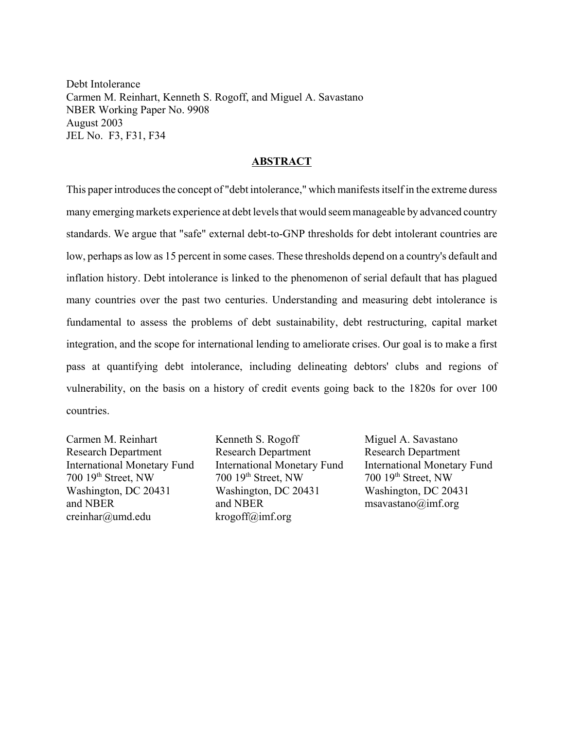Debt Intolerance
Carmen M. Reinhart, Kenneth S. Rogoff, and Miguel A. Savastano
NBER Working Paper No. 9908
August 2003
JEL No. F3, F31, F34

## ABSTRACT

This paper introduces the concept of "debt intolerance," which manifests itself in the extreme duress many emerging markets experience at debt levels that would seem manageable by advanced country standards. We argue that "safe" external debt-to-GNP thresholds for debt intolerant countries are low, perhaps as low as 15 percent in some cases. These thresholds depend on a country's default and inflation history. Debt intolerance is linked to the phenomenon of serial default that has plagued many countries over the past two centuries. Understanding and measuring debt intolerance is fundamental to assess the problems of debt sustainability, debt restructuring, capital market integration, and the scope for international lending to ameliorate crises. Our goal is to make a first pass at quantifying debt intolerance, including delineating debtors' clubs and regions of vulnerability, on the basis on a history of credit events going back to the 1820s for over 100 countries.

Carmen M. Reinhart
Research Department
International Monetary Fund
700 19th Street, NW
Washington, DC 20431
and NBER
creinhar@umd.edu

Kenneth S. Rogoff
Research Department
International Monetary Fund
700 19th Street, NW
Washington, DC 20431
and NBER
krogoff@imf.org

Miguel A. Savastano
Research Department
International Monetary Fund
700 19th Street, NW
Washington, DC 20431
msavastano@imf.org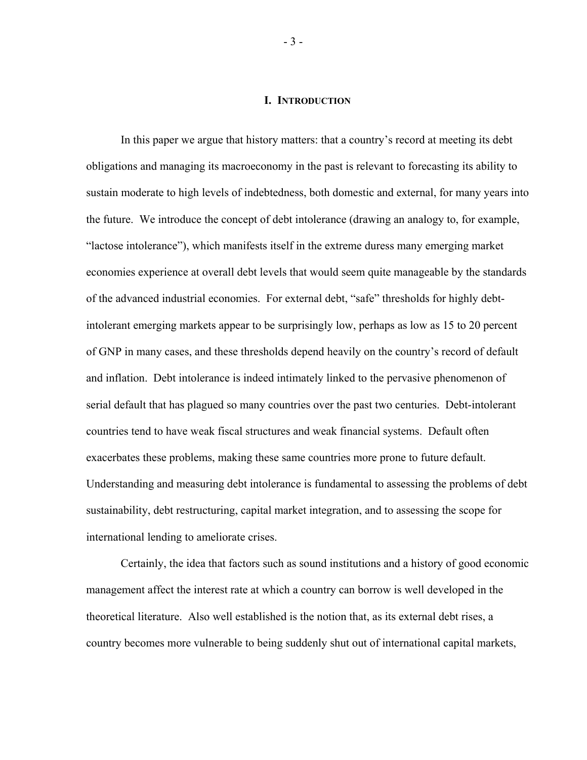# I. INTRODUCTION

In this paper we argue that history matters: that a country's record at meeting its debt obligations and managing its macroeconomy in the past is relevant to forecasting its ability to sustain moderate to high levels of indebtedness, both domestic and external, for many years into the future. We introduce the concept of debt intolerance (drawing an analogy to, for example, "lactose intolerance"), which manifests itself in the extreme duress many emerging market economies experience at overall debt levels that would seem quite manageable by the standards of the advanced industrial economies. For external debt, "safe" thresholds for highly debt-intolerant emerging markets appear to be surprisingly low, perhaps as low as 15 to 20 percent of GNP in many cases, and these thresholds depend heavily on the country's record of default and inflation. Debt intolerance is indeed intimately linked to the pervasive phenomenon of serial default that has plagued so many countries over the past two centuries. Debt-intolerant countries tend to have weak fiscal structures and weak financial systems. Default often exacerbates these problems, making these same countries more prone to future default. Understanding and measuring debt intolerance is fundamental to assessing the problems of debt sustainability, debt restructuring, capital market integration, and to assessing the scope for international lending to ameliorate crises.

Certainly, the idea that factors such as sound institutions and a history of good economic management affect the interest rate at which a country can borrow is well developed in the theoretical literature. Also well established is the notion that, as its external debt rises, a country becomes more vulnerable to being suddenly shut out of international capital markets,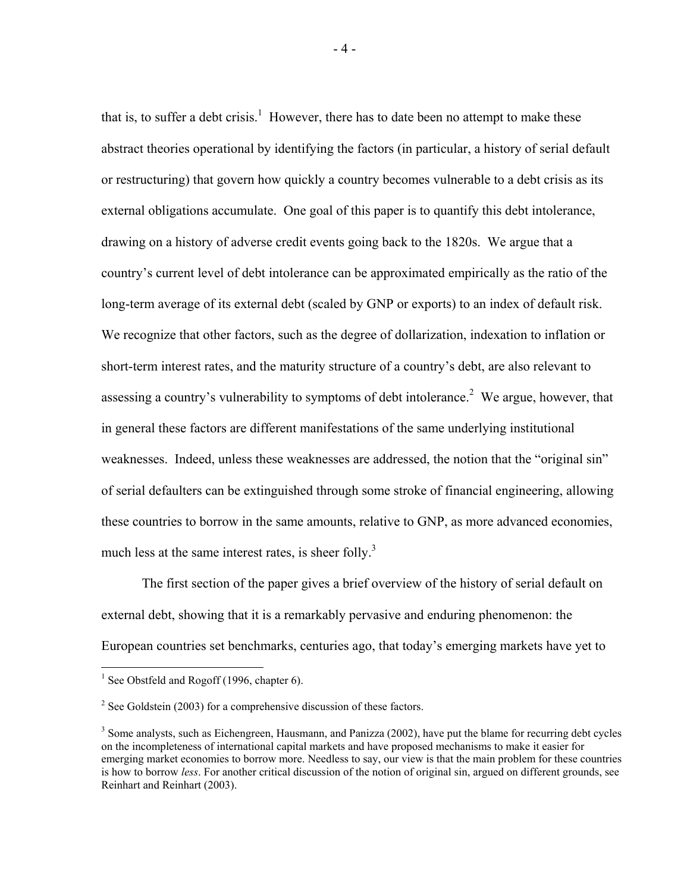that is, to suffer a debt crisis.[1] However, there has to date been no attempt to make these abstract theories operational by identifying the factors (in particular, a history of serial default or restructuring) that govern how quickly a country becomes vulnerable to a debt crisis as its external obligations accumulate. One goal of this paper is to quantify this debt intolerance, drawing on a history of adverse credit events going back to the 1820s. We argue that a country's current level of debt intolerance can be approximated empirically as the ratio of the long-term average of its external debt (scaled by GNP or exports) to an index of default risk. We recognize that other factors, such as the degree of dollarization, indexation to inflation or short-term interest rates, and the maturity structure of a country's debt, are also relevant to assessing a country's vulnerability to symptoms of debt intolerance.[2] We argue, however, that in general these factors are different manifestations of the same underlying institutional weaknesses. Indeed, unless these weaknesses are addressed, the notion that the "original sin" of serial defaulters can be extinguished through some stroke of financial engineering, allowing these countries to borrow in the same amounts, relative to GNP, as more advanced economies, much less at the same interest rates, is sheer folly.[3]

The first section of the paper gives a brief overview of the history of serial default on external debt, showing that it is a remarkably pervasive and enduring phenomenon: the European countries set benchmarks, centuries ago, that today's emerging markets have yet to

[1] See Obstfeld and Rogoff (1996, chapter 6).

[2] See Goldstein (2003) for a comprehensive discussion of these factors.

[3] Some analysts, such as Eichengreen, Hausmann, and Panizza (2002), have put the blame for recurring debt cycles on the incompleteness of international capital markets and have proposed mechanisms to make it easier for emerging market economies to borrow more. Needless to say, our view is that the main problem for these countries is how to borrow *less*. For another critical discussion of the notion of original sin, argued on different grounds, see Reinhart and Reinhart (2003).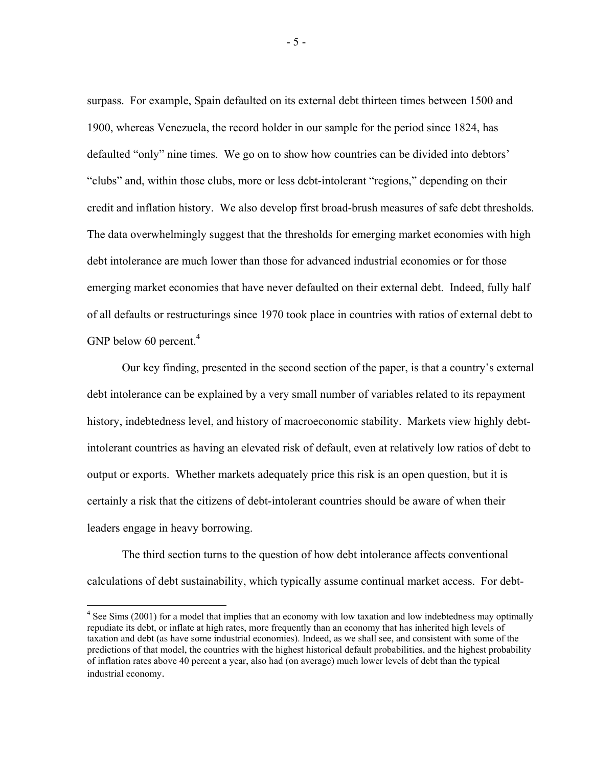surpass. For example, Spain defaulted on its external debt thirteen times between 1500 and 1900, whereas Venezuela, the record holder in our sample for the period since 1824, has defaulted "only" nine times. We go on to show how countries can be divided into debtors' "clubs" and, within those clubs, more or less debt-intolerant "regions," depending on their credit and inflation history. We also develop first broad-brush measures of safe debt thresholds. The data overwhelmingly suggest that the thresholds for emerging market economies with high debt intolerance are much lower than those for advanced industrial economies or for those emerging market economies that have never defaulted on their external debt. Indeed, fully half of all defaults or restructurings since 1970 took place in countries with ratios of external debt to GNP below 60 percent.[4]

Our key finding, presented in the second section of the paper, is that a country's external debt intolerance can be explained by a very small number of variables related to its repayment history, indebtedness level, and history of macroeconomic stability. Markets view highly debt-intolerant countries as having an elevated risk of default, even at relatively low ratios of debt to output or exports. Whether markets adequately price this risk is an open question, but it is certainly a risk that the citizens of debt-intolerant countries should be aware of when their leaders engage in heavy borrowing.

The third section turns to the question of how debt intolerance affects conventional calculations of debt sustainability, which typically assume continual market access. For debt-

[4] See Sims (2001) for a model that implies that an economy with low taxation and low indebtedness may optimally repudiate its debt, or inflate at high rates, more frequently than an economy that has inherited high levels of taxation and debt (as have some industrial economies). Indeed, as we shall see, and consistent with some of the predictions of that model, the countries with the highest historical default probabilities, and the highest probability of inflation rates above 40 percent a year, also had (on average) much lower levels of debt than the typical industrial economy.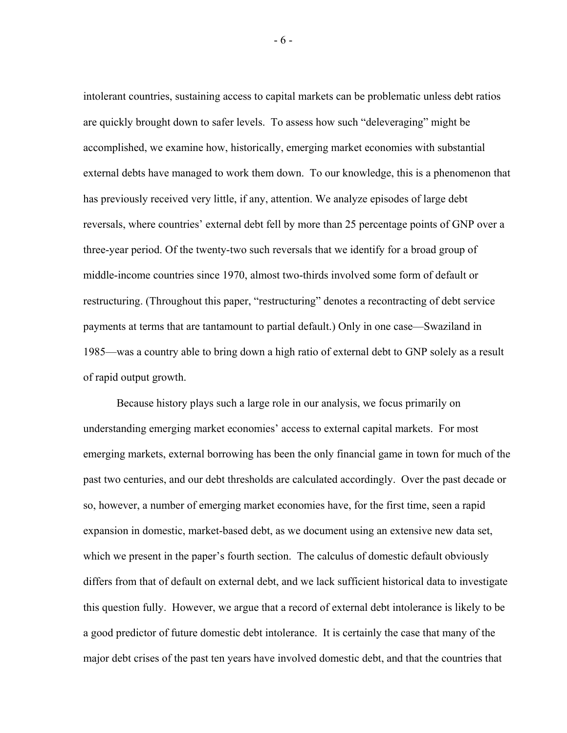intolerant countries, sustaining access to capital markets can be problematic unless debt ratios are quickly brought down to safer levels. To assess how such "deleveraging" might be accomplished, we examine how, historically, emerging market economies with substantial external debts have managed to work them down. To our knowledge, this is a phenomenon that has previously received very little, if any, attention. We analyze episodes of large debt reversals, where countries' external debt fell by more than 25 percentage points of GNP over a three-year period. Of the twenty-two such reversals that we identify for a broad group of middle-income countries since 1970, almost two-thirds involved some form of default or restructuring. (Throughout this paper, "restructuring" denotes a recontracting of debt service payments at terms that are tantamount to partial default.) Only in one case—Swaziland in 1985—was a country able to bring down a high ratio of external debt to GNP solely as a result of rapid output growth.

Because history plays such a large role in our analysis, we focus primarily on understanding emerging market economies' access to external capital markets. For most emerging markets, external borrowing has been the only financial game in town for much of the past two centuries, and our debt thresholds are calculated accordingly. Over the past decade or so, however, a number of emerging market economies have, for the first time, seen a rapid expansion in domestic, market-based debt, as we document using an extensive new data set, which we present in the paper's fourth section. The calculus of domestic default obviously differs from that of default on external debt, and we lack sufficient historical data to investigate this question fully. However, we argue that a record of external debt intolerance is likely to be a good predictor of future domestic debt intolerance. It is certainly the case that many of the major debt crises of the past ten years have involved domestic debt, and that the countries that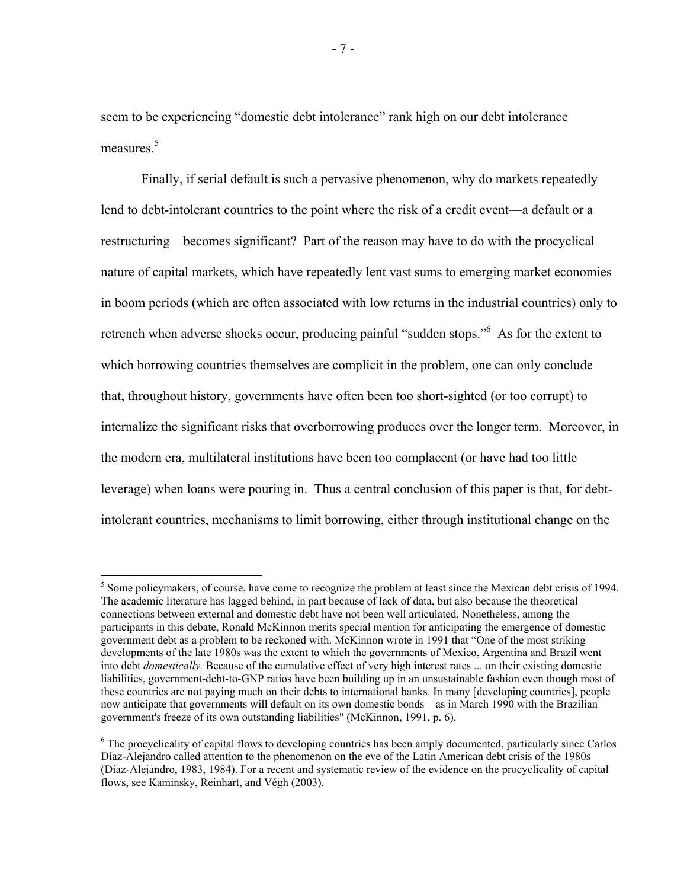seem to be experiencing "domestic debt intolerance" rank high on our debt intolerance measures.[5]

Finally, if serial default is such a pervasive phenomenon, why do markets repeatedly lend to debt-intolerant countries to the point where the risk of a credit event—a default or a restructuring—becomes significant? Part of the reason may have to do with the procyclical nature of capital markets, which have repeatedly lent vast sums to emerging market economies in boom periods (which are often associated with low returns in the industrial countries) only to retrench when adverse shocks occur, producing painful "sudden stops."[6] As for the extent to which borrowing countries themselves are complicit in the problem, one can only conclude that, throughout history, governments have often been too short-sighted (or too corrupt) to internalize the significant risks that overborrowing produces over the longer term. Moreover, in the modern era, multilateral institutions have been too complacent (or have had too little leverage) when loans were pouring in. Thus a central conclusion of this paper is that, for debt-intolerant countries, mechanisms to limit borrowing, either through institutional change on the

---

[5] Some policymakers, of course, have come to recognize the problem at least since the Mexican debt crisis of 1994. The academic literature has lagged behind, in part because of lack of data, but also because the theoretical connections between external and domestic debt have not been well articulated. Nonetheless, among the participants in this debate, Ronald McKinnon merits special mention for anticipating the emergence of domestic government debt as a problem to be reckoned with. McKinnon wrote in 1991 that "One of the most striking developments of the late 1980s was the extent to which the governments of Mexico, Argentina and Brazil went into debt *domestically.* Because of the cumulative effect of very high interest rates ... on their existing domestic liabilities, government-debt-to-GNP ratios have been building up in an unsustainable fashion even though most of these countries are not paying much on their debts to international banks. In many [developing countries], people now anticipate that governments will default on its own domestic bonds—as in March 1990 with the Brazilian government's freeze of its own outstanding liabilities" (McKinnon, 1991, p. 6).

[6] The procyclicality of capital flows to developing countries has been amply documented, particularly since Carlos Díaz-Alejandro called attention to the phenomenon on the eve of the Latin American debt crisis of the 1980s (Díaz-Alejandro, 1983, 1984). For a recent and systematic review of the evidence on the procyclicality of capital flows, see Kaminsky, Reinhart, and Végh (2003).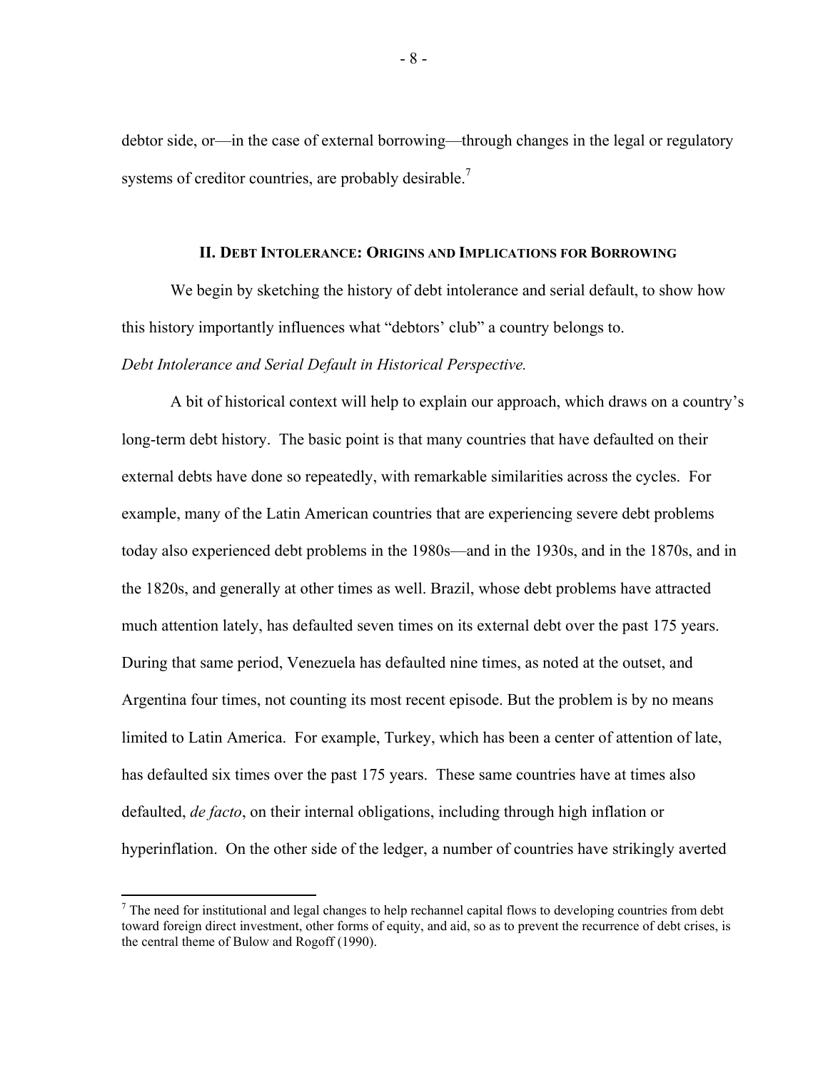debtor side, or—in the case of external borrowing—through changes in the legal or regulatory systems of creditor countries, are probably desirable.[7]

## II. Debt Intolerance: Origins and Implications for Borrowing

We begin by sketching the history of debt intolerance and serial default, to show how this history importantly influences what "debtors' club" a country belongs to.

*Debt Intolerance and Serial Default in Historical Perspective.*

A bit of historical context will help to explain our approach, which draws on a country's long-term debt history. The basic point is that many countries that have defaulted on their external debts have done so repeatedly, with remarkable similarities across the cycles. For example, many of the Latin American countries that are experiencing severe debt problems today also experienced debt problems in the 1980s—and in the 1930s, and in the 1870s, and in the 1820s, and generally at other times as well. Brazil, whose debt problems have attracted much attention lately, has defaulted seven times on its external debt over the past 175 years. During that same period, Venezuela has defaulted nine times, as noted at the outset, and Argentina four times, not counting its most recent episode. But the problem is by no means limited to Latin America. For example, Turkey, which has been a center of attention of late, has defaulted six times over the past 175 years. These same countries have at times also defaulted, *de facto*, on their internal obligations, including through high inflation or hyperinflation. On the other side of the ledger, a number of countries have strikingly averted

[7] The need for institutional and legal changes to help rechannel capital flows to developing countries from debt toward foreign direct investment, other forms of equity, and aid, so as to prevent the recurrence of debt crises, is the central theme of Bulow and Rogoff (1990).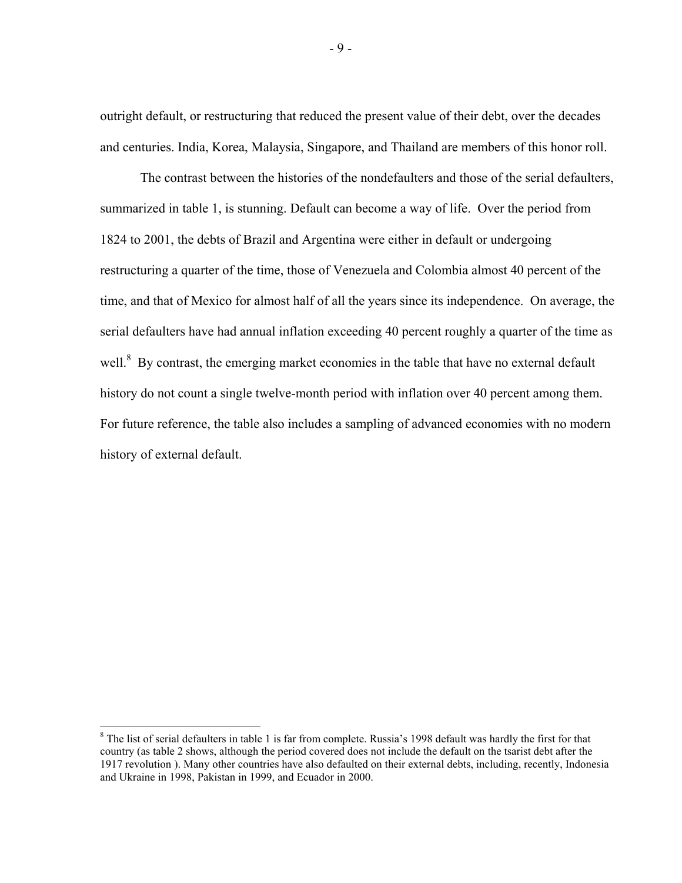outright default, or restructuring that reduced the present value of their debt, over the decades and centuries. India, Korea, Malaysia, Singapore, and Thailand are members of this honor roll.

The contrast between the histories of the nondefaulters and those of the serial defaulters, summarized in table 1, is stunning. Default can become a way of life. Over the period from 1824 to 2001, the debts of Brazil and Argentina were either in default or undergoing restructuring a quarter of the time, those of Venezuela and Colombia almost 40 percent of the time, and that of Mexico for almost half of all the years since its independence. On average, the serial defaulters have had annual inflation exceeding 40 percent roughly a quarter of the time as well.[8] By contrast, the emerging market economies in the table that have no external default history do not count a single twelve-month period with inflation over 40 percent among them. For future reference, the table also includes a sampling of advanced economies with no modern history of external default.

---

[8] The list of serial defaulters in table 1 is far from complete. Russia's 1998 default was hardly the first for that country (as table 2 shows, although the period covered does not include the default on the tsarist debt after the 1917 revolution ). Many other countries have also defaulted on their external debts, including, recently, Indonesia and Ukraine in 1998, Pakistan in 1999, and Ecuador in 2000.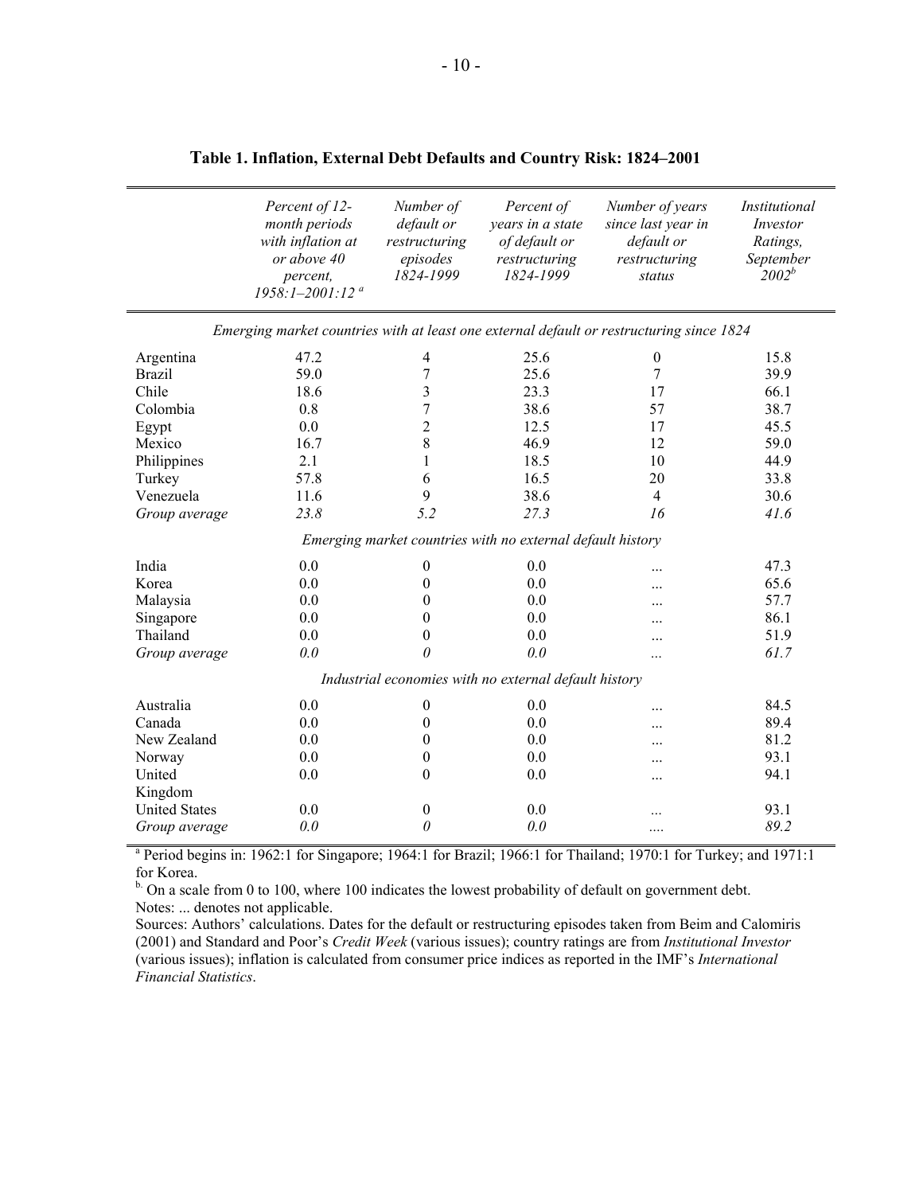**Table 1. Inflation, External Debt Defaults and Country Risk: 1824–2001**

| | *Percent of 12-month periods with inflation at or above 40 percent, 1958:1–2001:12* [a] | *Number of default or restructuring episodes 1824-1999* | *Percent of years in a state of default or restructuring 1824-1999* | *Number of years since last year in default or restructuring status* | *Institutional Investor Ratings, September 2002* [b] |
|---|---|---|---|---|---|
| *Emerging market countries with at least one external default or restructuring since 1824* | | | | | |
| Argentina | 47.2 | 4 | 25.6 | 0 | 15.8 |
| Brazil | 59.0 | 7 | 25.6 | 7 | 39.9 |
| Chile | 18.6 | 3 | 23.3 | 17 | 66.1 |
| Colombia | 0.8 | 7 | 38.6 | 57 | 38.7 |
| Egypt | 0.0 | 2 | 12.5 | 17 | 45.5 |
| Mexico | 16.7 | 8 | 46.9 | 12 | 59.0 |
| Philippines | 2.1 | 1 | 18.5 | 10 | 44.9 |
| Turkey | 57.8 | 6 | 16.5 | 20 | 33.8 |
| Venezuela | 11.6 | 9 | 38.6 | 4 | 30.6 |
| *Group average* | *23.8* | *5.2* | *27.3* | *16* | *41.6* |
| *Emerging market countries with no external default history* | | | | | |
| India | 0.0 | 0 | 0.0 | ... | 47.3 |
| Korea | 0.0 | 0 | 0.0 | ... | 65.6 |
| Malaysia | 0.0 | 0 | 0.0 | ... | 57.7 |
| Singapore | 0.0 | 0 | 0.0 | ... | 86.1 |
| Thailand | 0.0 | 0 | 0.0 | ... | 51.9 |
| *Group average* | *0.0* | *0* | *0.0* | ... | *61.7* |
| *Industrial economies with no external default history* | | | | | |
| Australia | 0.0 | 0 | 0.0 | ... | 84.5 |
| Canada | 0.0 | 0 | 0.0 | ... | 89.4 |
| New Zealand | 0.0 | 0 | 0.0 | ... | 81.2 |
| Norway | 0.0 | 0 | 0.0 | ... | 93.1 |
| United Kingdom | 0.0 | 0 | 0.0 | ... | 94.1 |
| United States | 0.0 | 0 | 0.0 | ... | 93.1 |
| *Group average* | *0.0* | *0* | *0.0* | .... | *89.2* |

[a] Period begins in: 1962:1 for Singapore; 1964:1 for Brazil; 1966:1 for Thailand; 1970:1 for Turkey; and 1971:1 for Korea.

[b] On a scale from 0 to 100, where 100 indicates the lowest probability of default on government debt.

Notes: ... denotes not applicable.

Sources: Authors' calculations. Dates for the default or restructuring episodes taken from Beim and Calomiris (2001) and Standard and Poor's *Credit Week* (various issues); country ratings are from *Institutional Investor* (various issues); inflation is calculated from consumer price indices as reported in the IMF's *International Financial Statistics*.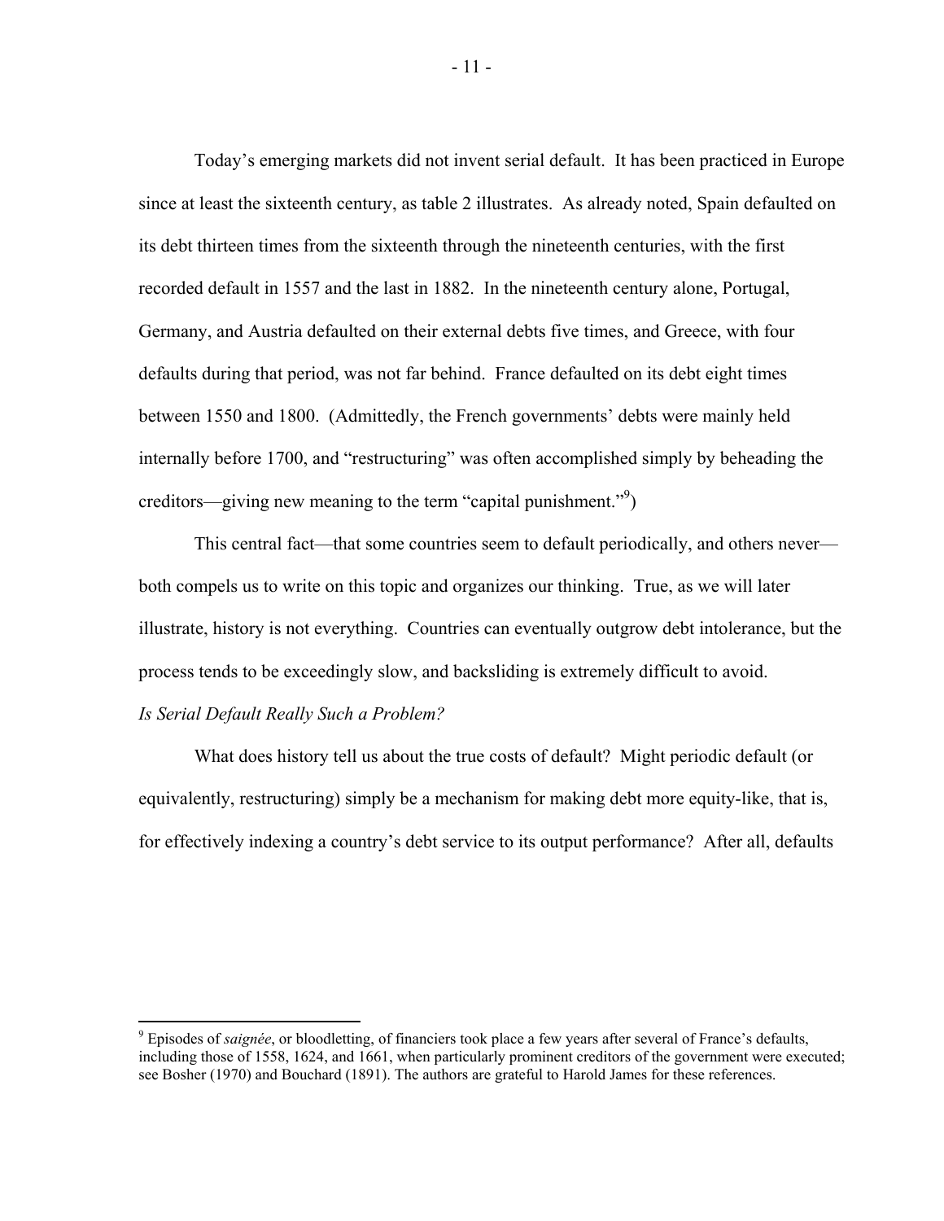Today's emerging markets did not invent serial default. It has been practiced in Europe since at least the sixteenth century, as table 2 illustrates. As already noted, Spain defaulted on its debt thirteen times from the sixteenth through the nineteenth centuries, with the first recorded default in 1557 and the last in 1882. In the nineteenth century alone, Portugal, Germany, and Austria defaulted on their external debts five times, and Greece, with four defaults during that period, was not far behind. France defaulted on its debt eight times between 1550 and 1800. (Admittedly, the French governments' debts were mainly held internally before 1700, and "restructuring" was often accomplished simply by beheading the creditors—giving new meaning to the term "capital punishment."[9])

This central fact—that some countries seem to default periodically, and others never—both compels us to write on this topic and organizes our thinking. True, as we will later illustrate, history is not everything. Countries can eventually outgrow debt intolerance, but the process tends to be exceedingly slow, and backsliding is extremely difficult to avoid.

*Is Serial Default Really Such a Problem?*

What does history tell us about the true costs of default? Might periodic default (or equivalently, restructuring) simply be a mechanism for making debt more equity-like, that is, for effectively indexing a country's debt service to its output performance? After all, defaults

---

[9] Episodes of *saignée*, or bloodletting, of financiers took place a few years after several of France's defaults, including those of 1558, 1624, and 1661, when particularly prominent creditors of the government were executed; see Bosher (1970) and Bouchard (1891). The authors are grateful to Harold James for these references.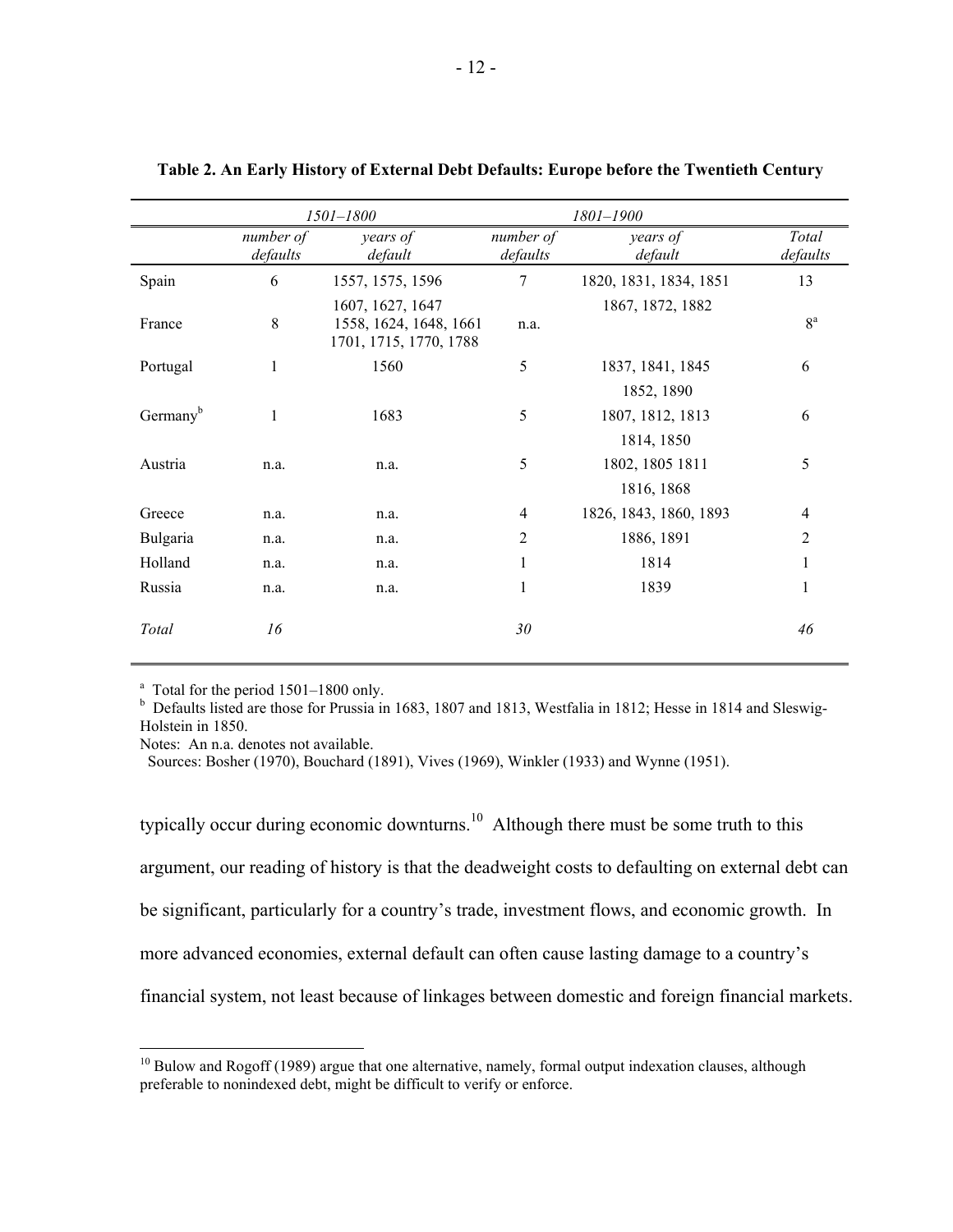**Table 2. An Early History of External Debt Defaults: Europe before the Twentieth Century**

| | *1501–1800* | | *1801–1900* | | |
|---|---|---|---|---|---|
| | *number of defaults* | *years of default* | *number of defaults* | *years of default* | *Total defaults* |
| Spain | 6 | 1557, 1575, 1596 1607, 1627, 1647 | 7 | 1820, 1831, 1834, 1851 1867, 1872, 1882 | 13 |
| France | 8 | 1558, 1624, 1648, 1661 1701, 1715, 1770, 1788 | n.a. | | 8[a] |
| Portugal | 1 | 1560 | 5 | 1837, 1841, 1845 1852, 1890 | 6 |
| Germany[b] | 1 | 1683 | 5 | 1807, 1812, 1813 1814, 1850 | 6 |
| Austria | n.a. | n.a. | 5 | 1802, 1805 1811 1816, 1868 | 5 |
| Greece | n.a. | n.a. | 4 | 1826, 1843, 1860, 1893 | 4 |
| Bulgaria | n.a. | n.a. | 2 | 1886, 1891 | 2 |
| Holland | n.a. | n.a. | 1 | 1814 | 1 |
| Russia | n.a. | n.a. | 1 | 1839 | 1 |
| *Total* | *16* | | *30* | | *46* |

[a] Total for the period 1501–1800 only.
[b] Defaults listed are those for Prussia in 1683, 1807 and 1813, Westfalia in 1812; Hesse in 1814 and Sleswig-Holstein in 1850.
Notes: An n.a. denotes not available.
Sources: Bosher (1970), Bouchard (1891), Vives (1969), Winkler (1933) and Wynne (1951).

typically occur during economic downturns.[10] Although there must be some truth to this argument, our reading of history is that the deadweight costs to defaulting on external debt can be significant, particularly for a country's trade, investment flows, and economic growth. In more advanced economies, external default can often cause lasting damage to a country's financial system, not least because of linkages between domestic and foreign financial markets.

[10] Bulow and Rogoff (1989) argue that one alternative, namely, formal output indexation clauses, although preferable to nonindexed debt, might be difficult to verify or enforce.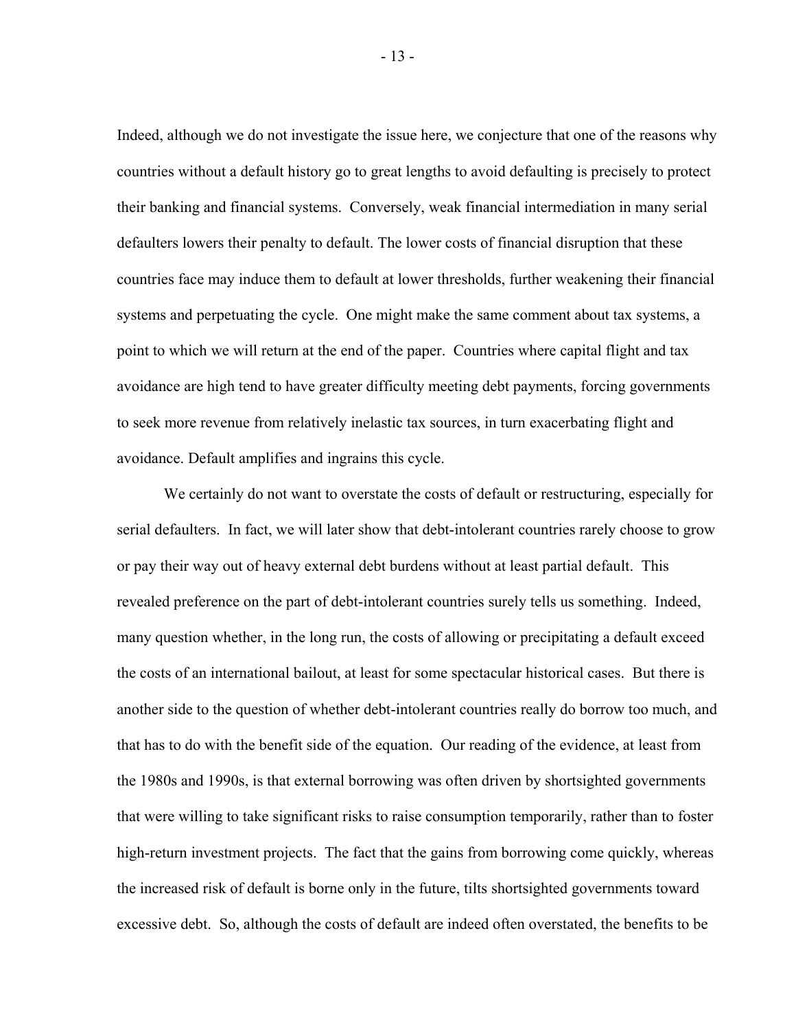Indeed, although we do not investigate the issue here, we conjecture that one of the reasons why countries without a default history go to great lengths to avoid defaulting is precisely to protect their banking and financial systems. Conversely, weak financial intermediation in many serial defaulters lowers their penalty to default. The lower costs of financial disruption that these countries face may induce them to default at lower thresholds, further weakening their financial systems and perpetuating the cycle. One might make the same comment about tax systems, a point to which we will return at the end of the paper. Countries where capital flight and tax avoidance are high tend to have greater difficulty meeting debt payments, forcing governments to seek more revenue from relatively inelastic tax sources, in turn exacerbating flight and avoidance. Default amplifies and ingrains this cycle.

We certainly do not want to overstate the costs of default or restructuring, especially for serial defaulters. In fact, we will later show that debt-intolerant countries rarely choose to grow or pay their way out of heavy external debt burdens without at least partial default. This revealed preference on the part of debt-intolerant countries surely tells us something. Indeed, many question whether, in the long run, the costs of allowing or precipitating a default exceed the costs of an international bailout, at least for some spectacular historical cases. But there is another side to the question of whether debt-intolerant countries really do borrow too much, and that has to do with the benefit side of the equation. Our reading of the evidence, at least from the 1980s and 1990s, is that external borrowing was often driven by shortsighted governments that were willing to take significant risks to raise consumption temporarily, rather than to foster high-return investment projects. The fact that the gains from borrowing come quickly, whereas the increased risk of default is borne only in the future, tilts shortsighted governments toward excessive debt. So, although the costs of default are indeed often overstated, the benefits to be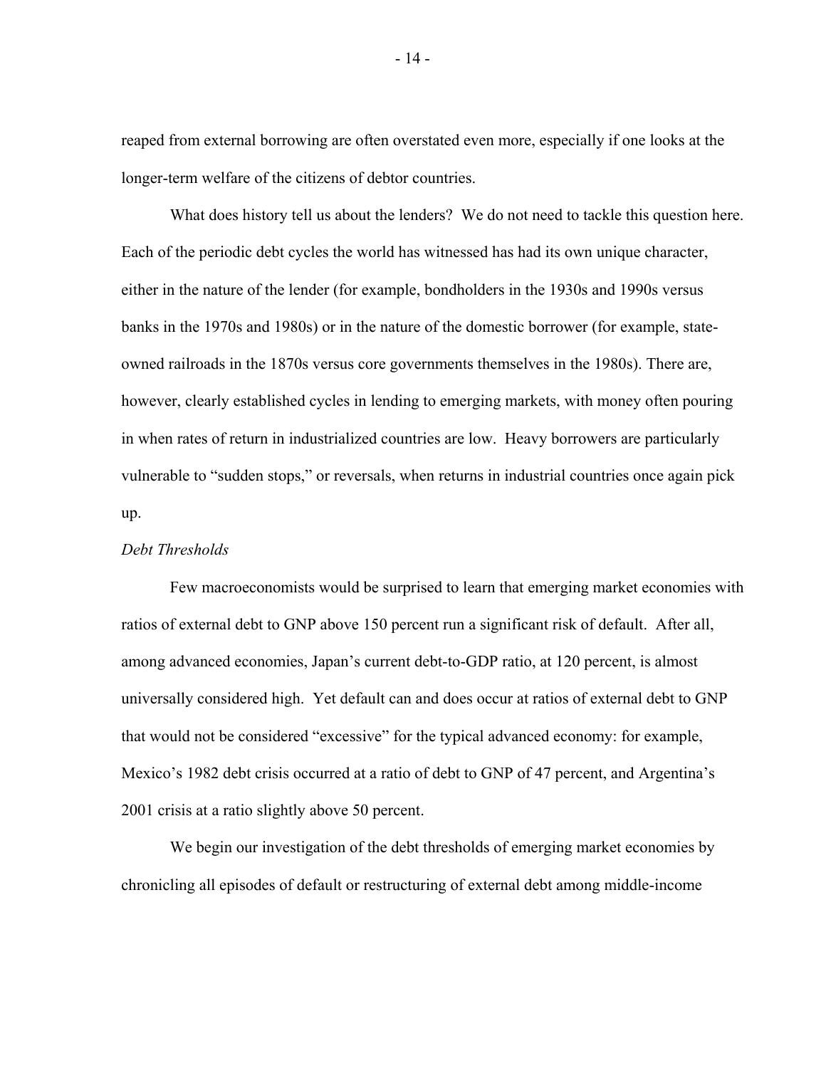reaped from external borrowing are often overstated even more, especially if one looks at the longer-term welfare of the citizens of debtor countries.

What does history tell us about the lenders? We do not need to tackle this question here. Each of the periodic debt cycles the world has witnessed has had its own unique character, either in the nature of the lender (for example, bondholders in the 1930s and 1990s versus banks in the 1970s and 1980s) or in the nature of the domestic borrower (for example, state-owned railroads in the 1870s versus core governments themselves in the 1980s). There are, however, clearly established cycles in lending to emerging markets, with money often pouring in when rates of return in industrialized countries are low. Heavy borrowers are particularly vulnerable to "sudden stops," or reversals, when returns in industrial countries once again pick up.

*Debt Thresholds*

Few macroeconomists would be surprised to learn that emerging market economies with ratios of external debt to GNP above 150 percent run a significant risk of default. After all, among advanced economies, Japan's current debt-to-GDP ratio, at 120 percent, is almost universally considered high. Yet default can and does occur at ratios of external debt to GNP that would not be considered "excessive" for the typical advanced economy: for example, Mexico's 1982 debt crisis occurred at a ratio of debt to GNP of 47 percent, and Argentina's 2001 crisis at a ratio slightly above 50 percent.

We begin our investigation of the debt thresholds of emerging market economies by chronicling all episodes of default or restructuring of external debt among middle-income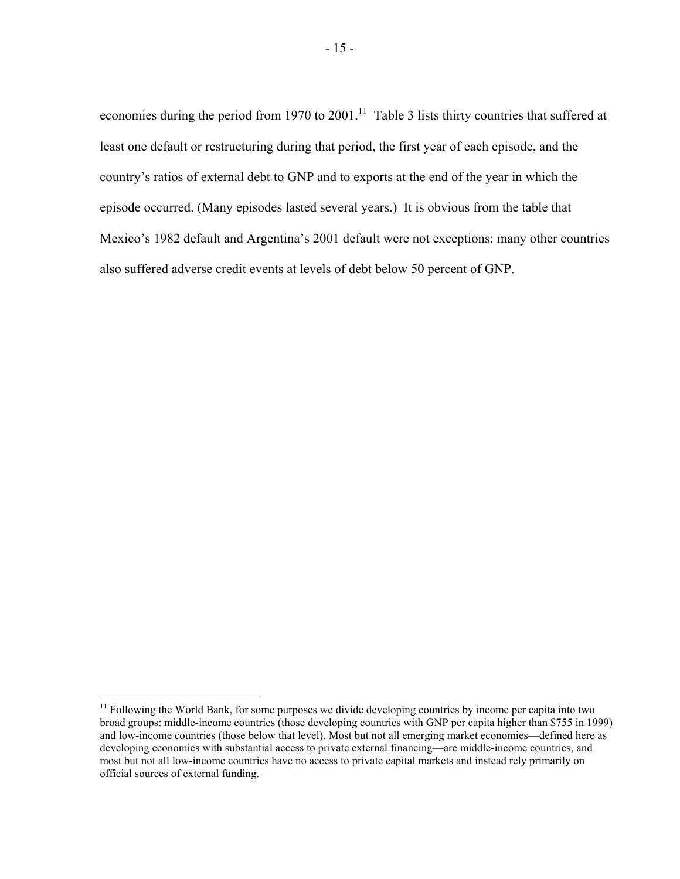economies during the period from 1970 to 2001.[11] Table 3 lists thirty countries that suffered at least one default or restructuring during that period, the first year of each episode, and the country's ratios of external debt to GNP and to exports at the end of the year in which the episode occurred. (Many episodes lasted several years.) It is obvious from the table that Mexico's 1982 default and Argentina's 2001 default were not exceptions: many other countries also suffered adverse credit events at levels of debt below 50 percent of GNP.

[11] Following the World Bank, for some purposes we divide developing countries by income per capita into two broad groups: middle-income countries (those developing countries with GNP per capita higher than $755 in 1999) and low-income countries (those below that level). Most but not all emerging market economies—defined here as developing economies with substantial access to private external financing—are middle-income countries, and most but not all low-income countries have no access to private capital markets and instead rely primarily on official sources of external funding.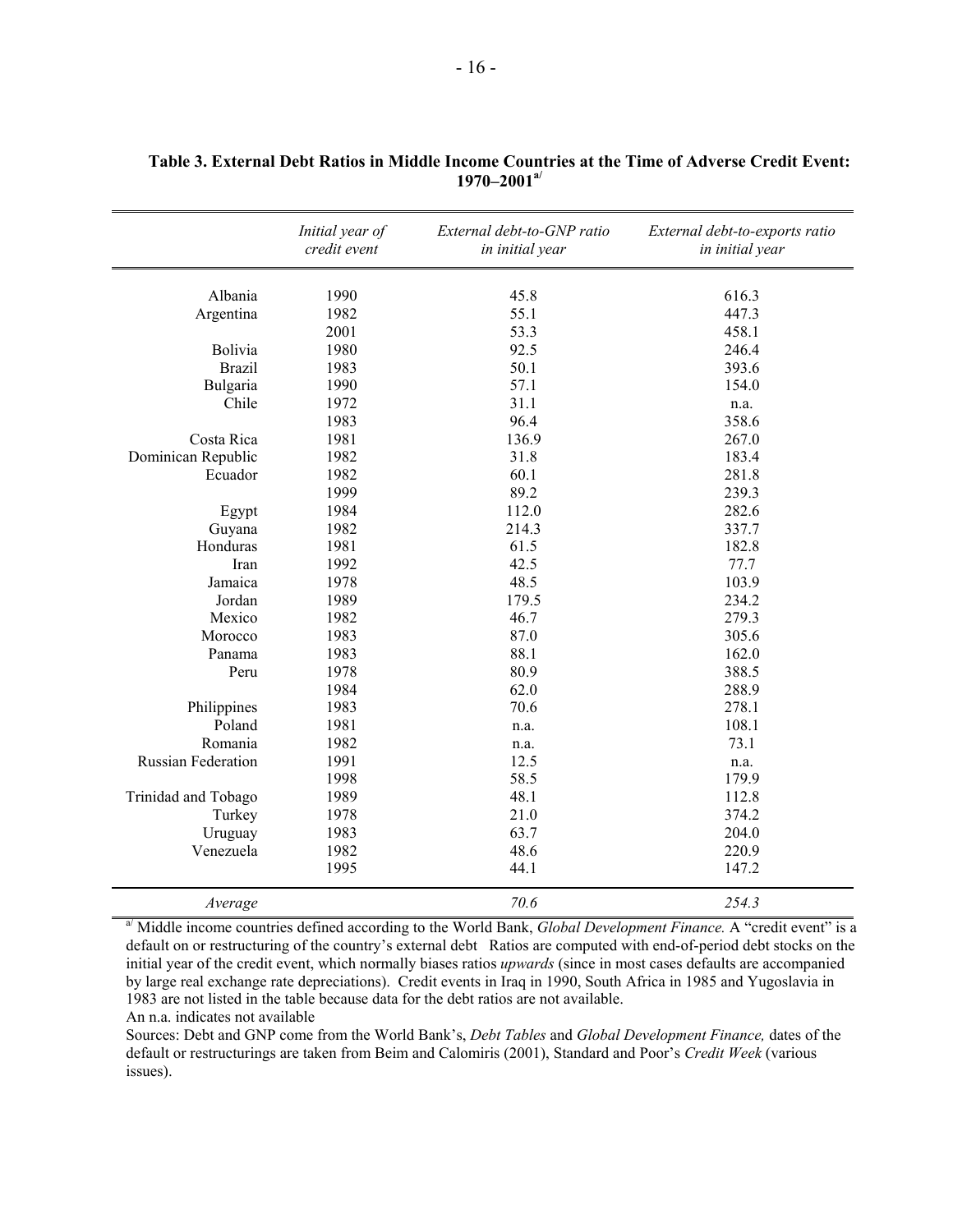**Table 3. External Debt Ratios in Middle Income Countries at the Time of Adverse Credit Event: 1970–2001[a]**

| | *Initial year of credit event* | *External debt-to-GNP ratio in initial year* | *External debt-to-exports ratio in initial year* |
|---|---|---|---|
| Albania | 1990 | 45.8 | 616.3 |
| Argentina | 1982 | 55.1 | 447.3 |
| | 2001 | 53.3 | 458.1 |
| Bolivia | 1980 | 92.5 | 246.4 |
| Brazil | 1983 | 50.1 | 393.6 |
| Bulgaria | 1990 | 57.1 | 154.0 |
| Chile | 1972 | 31.1 | n.a. |
| | 1983 | 96.4 | 358.6 |
| Costa Rica | 1981 | 136.9 | 267.0 |
| Dominican Republic | 1982 | 31.8 | 183.4 |
| Ecuador | 1982 | 60.1 | 281.8 |
| | 1999 | 89.2 | 239.3 |
| Egypt | 1984 | 112.0 | 282.6 |
| Guyana | 1982 | 214.3 | 337.7 |
| Honduras | 1981 | 61.5 | 182.8 |
| Iran | 1992 | 42.5 | 77.7 |
| Jamaica | 1978 | 48.5 | 103.9 |
| Jordan | 1989 | 179.5 | 234.2 |
| Mexico | 1982 | 46.7 | 279.3 |
| Morocco | 1983 | 87.0 | 305.6 |
| Panama | 1983 | 88.1 | 162.0 |
| Peru | 1978 | 80.9 | 388.5 |
| | 1984 | 62.0 | 288.9 |
| Philippines | 1983 | 70.6 | 278.1 |
| Poland | 1981 | n.a. | 108.1 |
| Romania | 1982 | n.a. | 73.1 |
| Russian Federation | 1991 | 12.5 | n.a. |
| | 1998 | 58.5 | 179.9 |
| Trinidad and Tobago | 1989 | 48.1 | 112.8 |
| Turkey | 1978 | 21.0 | 374.2 |
| Uruguay | 1983 | 63.7 | 204.0 |
| Venezuela | 1982 | 48.6 | 220.9 |
| | 1995 | 44.1 | 147.2 |
| *Average* | | *70.6* | *254.3* |

[a] Middle income countries defined according to the World Bank, *Global Development Finance.* A "credit event" is a default on or restructuring of the country's external debt Ratios are computed with end-of-period debt stocks on the initial year of the credit event, which normally biases ratios *upwards* (since in most cases defaults are accompanied by large real exchange rate depreciations). Credit events in Iraq in 1990, South Africa in 1985 and Yugoslavia in 1983 are not listed in the table because data for the debt ratios are not available.

An n.a. indicates not available

Sources: Debt and GNP come from the World Bank's, *Debt Tables* and *Global Development Finance,* dates of the default or restructurings are taken from Beim and Calomiris (2001), Standard and Poor's *Credit Week* (various issues).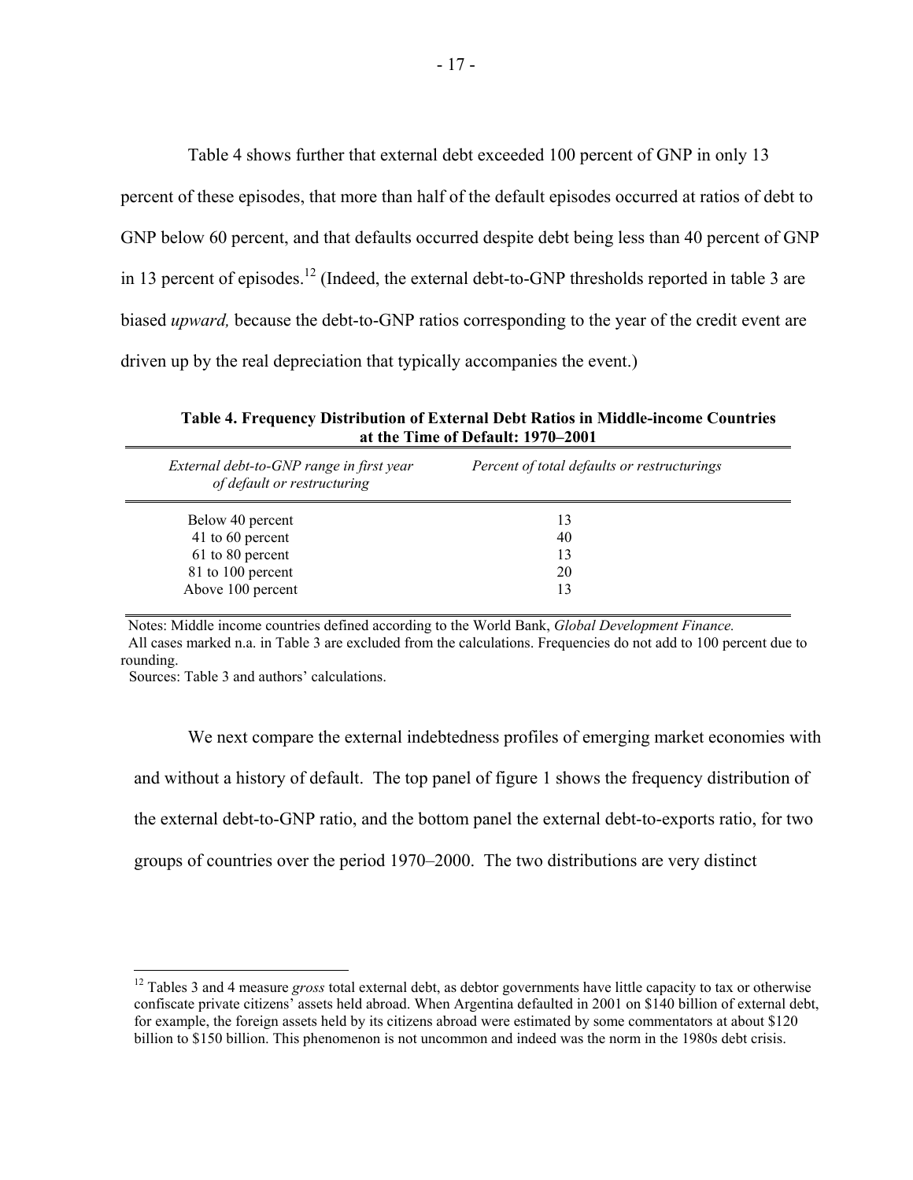Table 4 shows further that external debt exceeded 100 percent of GNP in only 13 percent of these episodes, that more than half of the default episodes occurred at ratios of debt to GNP below 60 percent, and that defaults occurred despite debt being less than 40 percent of GNP in 13 percent of episodes.[12] (Indeed, the external debt-to-GNP thresholds reported in table 3 are biased *upward,* because the debt-to-GNP ratios corresponding to the year of the credit event are driven up by the real depreciation that typically accompanies the event.)

**Table 4. Frequency Distribution of External Debt Ratios in Middle-income Countries at the Time of Default: 1970–2001**

| *External debt-to-GNP range in first year of default or restructuring* | *Percent of total defaults or restructurings* |
|---|---|
| Below 40 percent | 13 |
| 41 to 60 percent | 40 |
| 61 to 80 percent | 13 |
| 81 to 100 percent | 20 |
| Above 100 percent | 13 |

Notes: Middle income countries defined according to the World Bank, *Global Development Finance.*
All cases marked n.a. in Table 3 are excluded from the calculations. Frequencies do not add to 100 percent due to rounding.
Sources: Table 3 and authors' calculations.

We next compare the external indebtedness profiles of emerging market economies with and without a history of default. The top panel of figure 1 shows the frequency distribution of the external debt-to-GNP ratio, and the bottom panel the external debt-to-exports ratio, for two groups of countries over the period 1970–2000. The two distributions are very distinct

[12] Tables 3 and 4 measure *gross* total external debt, as debtor governments have little capacity to tax or otherwise confiscate private citizens' assets held abroad. When Argentina defaulted in 2001 on $140 billion of external debt, for example, the foreign assets held by its citizens abroad were estimated by some commentators at about $120 billion to $150 billion. This phenomenon is not uncommon and indeed was the norm in the 1980s debt crisis.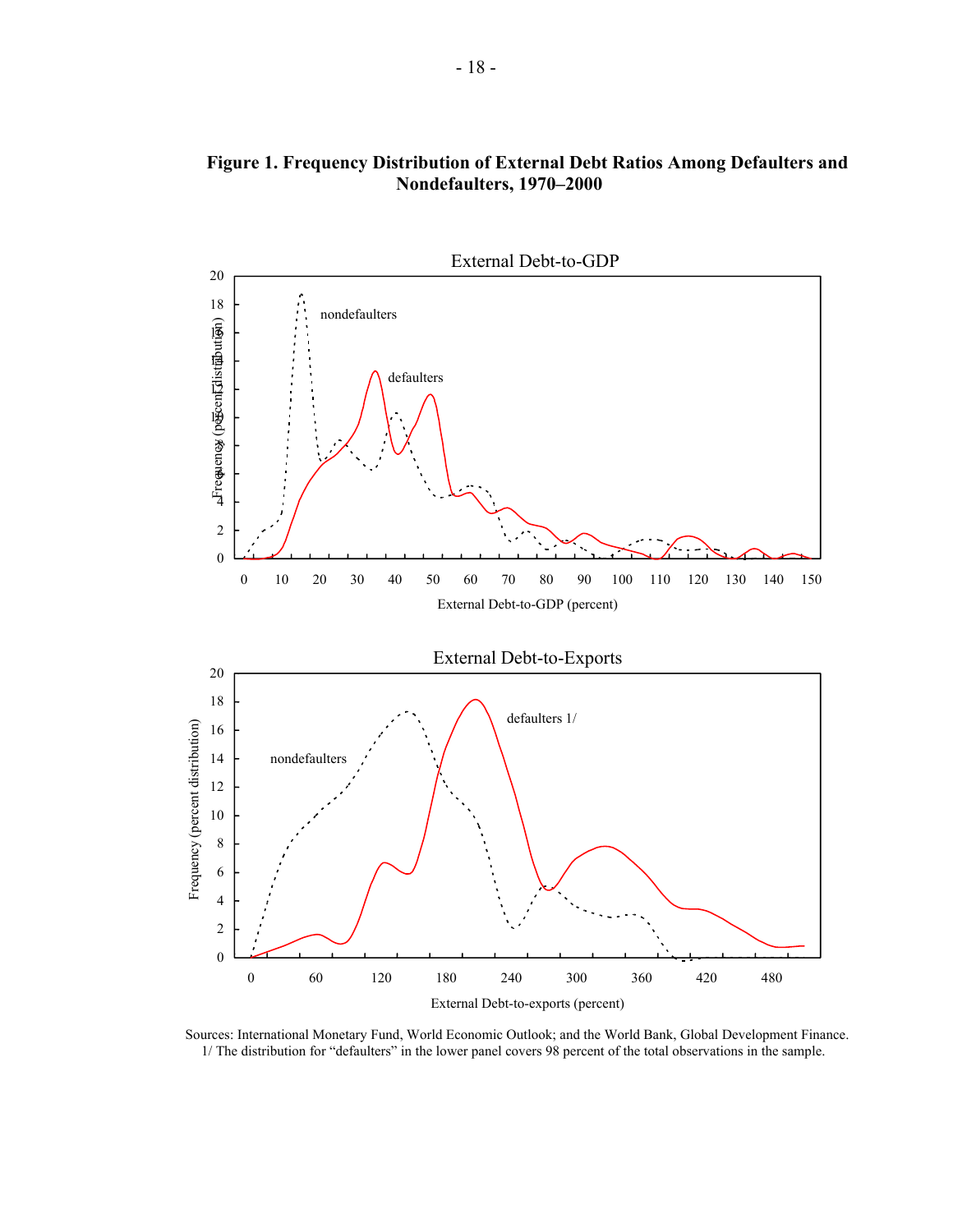**Figure 1. Frequency Distribution of External Debt Ratios Among Defaulters and Nondefaulters, 1970–2000**

Sources: International Monetary Fund, World Economic Outlook; and the World Bank, Global Development Finance.
1/ The distribution for "defaulters" in the lower panel covers 98 percent of the total observations in the sample.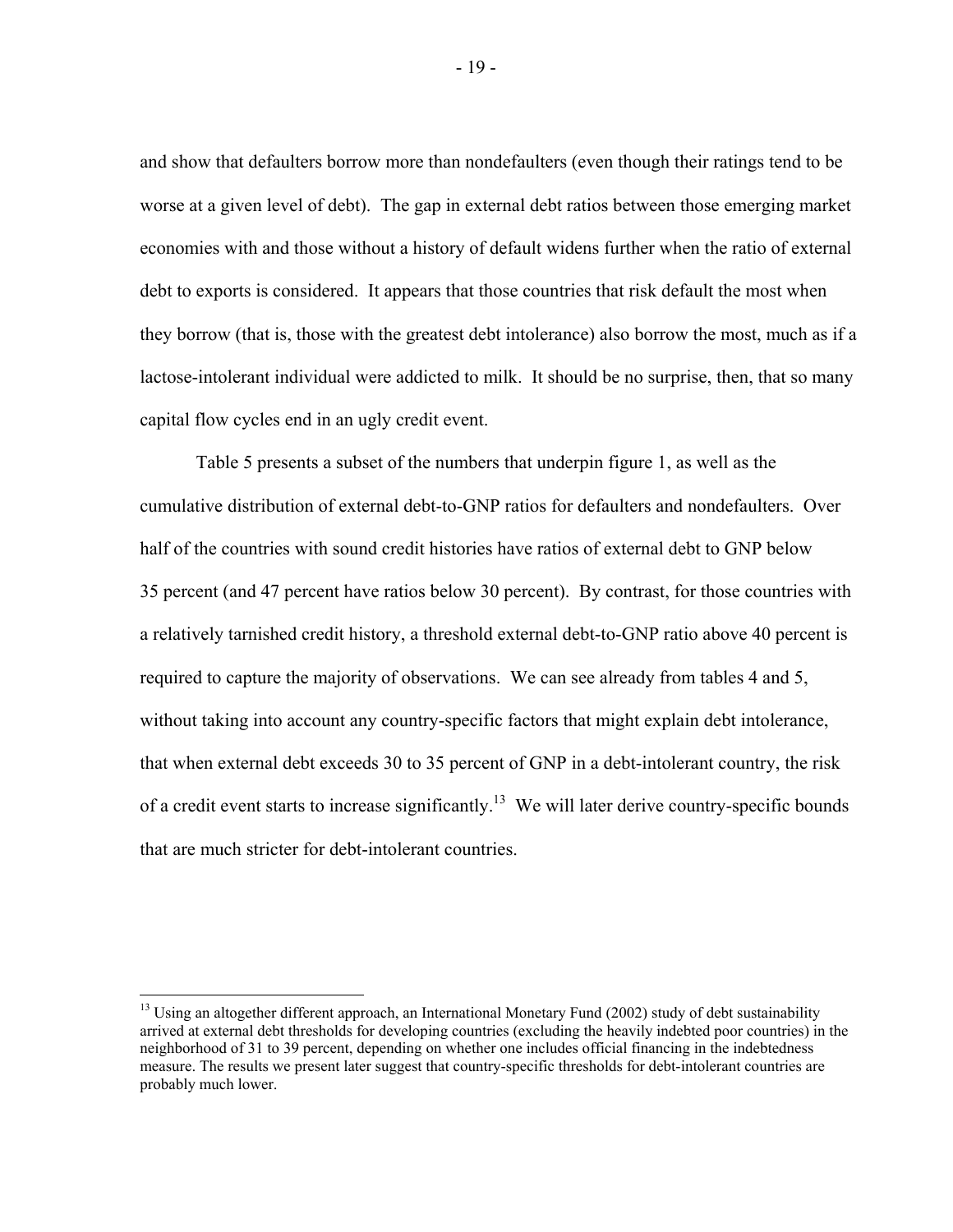and show that defaulters borrow more than nondefaulters (even though their ratings tend to be worse at a given level of debt). The gap in external debt ratios between those emerging market economies with and those without a history of default widens further when the ratio of external debt to exports is considered. It appears that those countries that risk default the most when they borrow (that is, those with the greatest debt intolerance) also borrow the most, much as if a lactose-intolerant individual were addicted to milk. It should be no surprise, then, that so many capital flow cycles end in an ugly credit event.

Table 5 presents a subset of the numbers that underpin figure 1, as well as the cumulative distribution of external debt-to-GNP ratios for defaulters and nondefaulters. Over half of the countries with sound credit histories have ratios of external debt to GNP below 35 percent (and 47 percent have ratios below 30 percent). By contrast, for those countries with a relatively tarnished credit history, a threshold external debt-to-GNP ratio above 40 percent is required to capture the majority of observations. We can see already from tables 4 and 5, without taking into account any country-specific factors that might explain debt intolerance, that when external debt exceeds 30 to 35 percent of GNP in a debt-intolerant country, the risk of a credit event starts to increase significantly.[13] We will later derive country-specific bounds that are much stricter for debt-intolerant countries.

---

[13] Using an altogether different approach, an International Monetary Fund (2002) study of debt sustainability arrived at external debt thresholds for developing countries (excluding the heavily indebted poor countries) in the neighborhood of 31 to 39 percent, depending on whether one includes official financing in the indebtedness measure. The results we present later suggest that country-specific thresholds for debt-intolerant countries are probably much lower.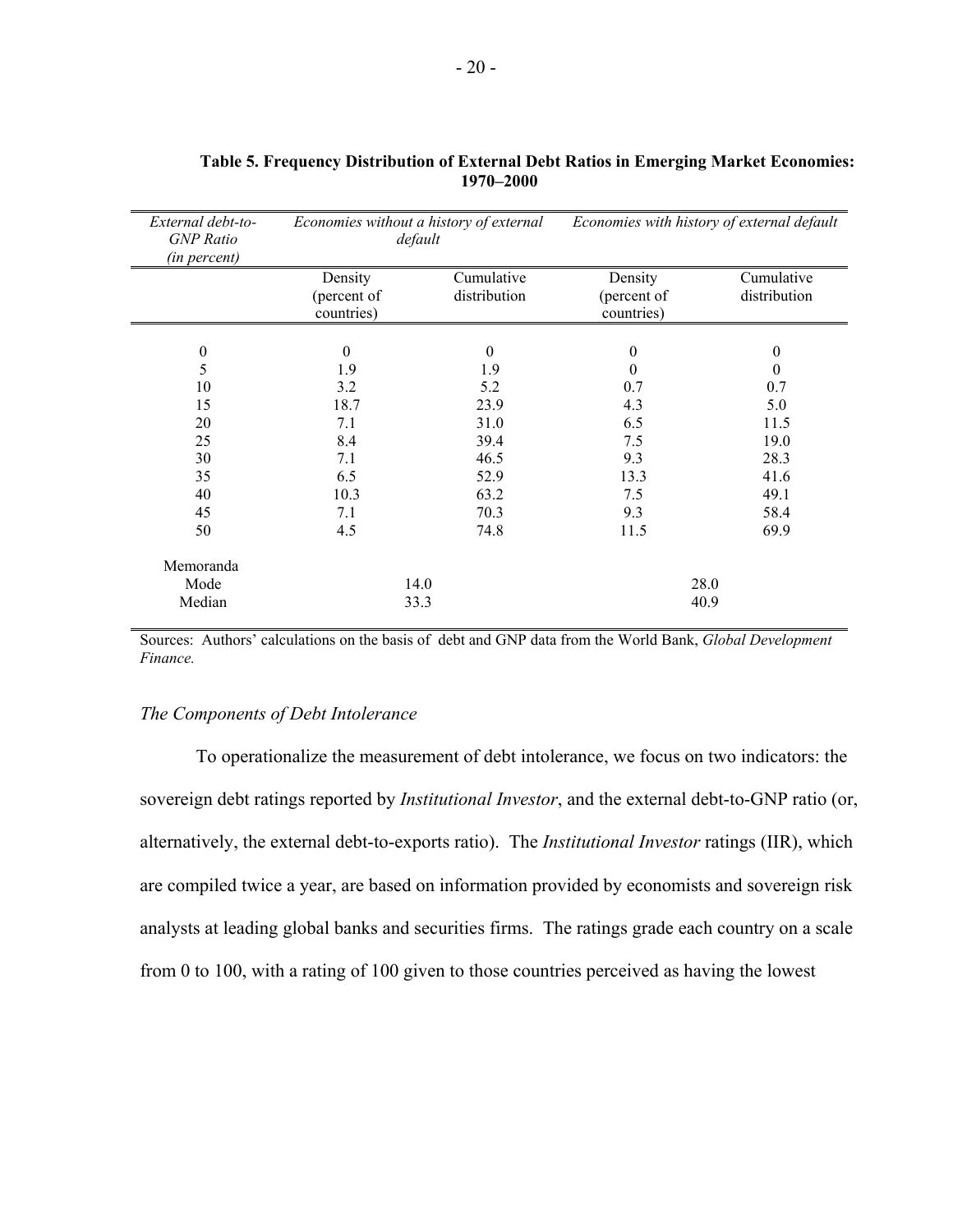**Table 5. Frequency Distribution of External Debt Ratios in Emerging Market Economies: 1970–2000**

| *External debt-to-GNP Ratio (in percent)* | *Economies without a history of external default* | | *Economies with history of external default* | |
|---|---|---|---|---|
| | Density (percent of countries) | Cumulative distribution | Density (percent of countries) | Cumulative distribution |
| 0 | 0 | 0 | 0 | 0 |
| 5 | 1.9 | 1.9 | 0 | 0 |
| 10 | 3.2 | 5.2 | 0.7 | 0.7 |
| 15 | 18.7 | 23.9 | 4.3 | 5.0 |
| 20 | 7.1 | 31.0 | 6.5 | 11.5 |
| 25 | 8.4 | 39.4 | 7.5 | 19.0 |
| 30 | 7.1 | 46.5 | 9.3 | 28.3 |
| 35 | 6.5 | 52.9 | 13.3 | 41.6 |
| 40 | 10.3 | 63.2 | 7.5 | 49.1 |
| 45 | 7.1 | 70.3 | 9.3 | 58.4 |
| 50 | 4.5 | 74.8 | 11.5 | 69.9 |
| Memoranda | | | | |
| Mode | 14.0 | | 28.0 | |
| Median | 33.3 | | 40.9 | |

Sources: Authors' calculations on the basis of debt and GNP data from the World Bank, *Global Development Finance.*

### *The Components of Debt Intolerance*

To operationalize the measurement of debt intolerance, we focus on two indicators: the sovereign debt ratings reported by *Institutional Investor*, and the external debt-to-GNP ratio (or, alternatively, the external debt-to-exports ratio). The *Institutional Investor* ratings (IIR), which are compiled twice a year, are based on information provided by economists and sovereign risk analysts at leading global banks and securities firms. The ratings grade each country on a scale from 0 to 100, with a rating of 100 given to those countries perceived as having the lowest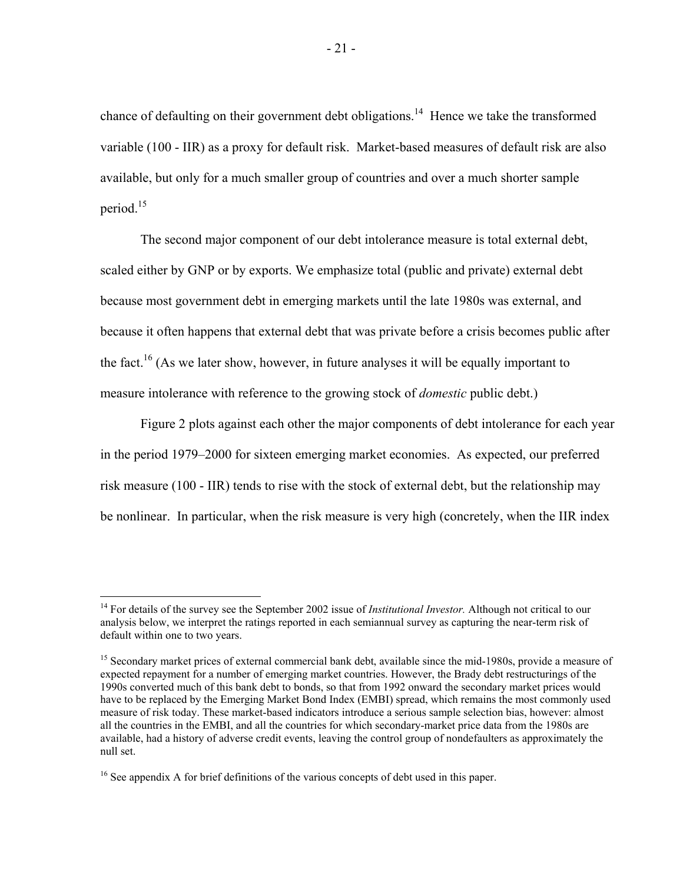chance of defaulting on their government debt obligations.[14] Hence we take the transformed variable (100 - IIR) as a proxy for default risk. Market-based measures of default risk are also available, but only for a much smaller group of countries and over a much shorter sample period.[15]

The second major component of our debt intolerance measure is total external debt, scaled either by GNP or by exports. We emphasize total (public and private) external debt because most government debt in emerging markets until the late 1980s was external, and because it often happens that external debt that was private before a crisis becomes public after the fact.[16] (As we later show, however, in future analyses it will be equally important to measure intolerance with reference to the growing stock of *domestic* public debt.)

Figure 2 plots against each other the major components of debt intolerance for each year in the period 1979–2000 for sixteen emerging market economies. As expected, our preferred risk measure (100 - IIR) tends to rise with the stock of external debt, but the relationship may be nonlinear. In particular, when the risk measure is very high (concretely, when the IIR index

---

[14] For details of the survey see the September 2002 issue of *Institutional Investor.* Although not critical to our analysis below, we interpret the ratings reported in each semiannual survey as capturing the near-term risk of default within one to two years.

[15] Secondary market prices of external commercial bank debt, available since the mid-1980s, provide a measure of expected repayment for a number of emerging market countries. However, the Brady debt restructurings of the 1990s converted much of this bank debt to bonds, so that from 1992 onward the secondary market prices would have to be replaced by the Emerging Market Bond Index (EMBI) spread, which remains the most commonly used measure of risk today. These market-based indicators introduce a serious sample selection bias, however: almost all the countries in the EMBI, and all the countries for which secondary-market price data from the 1980s are available, had a history of adverse credit events, leaving the control group of nondefaulters as approximately the null set.

[16] See appendix A for brief definitions of the various concepts of debt used in this paper.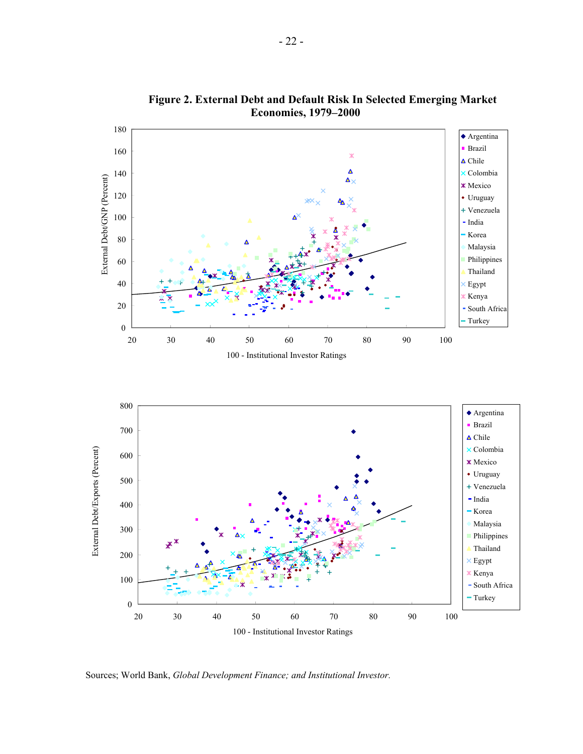**Figure 2. External Debt and Default Risk In Selected Emerging Market Economies, 1979–2000**

Sources; World Bank, *Global Development Finance; and Institutional Investor.*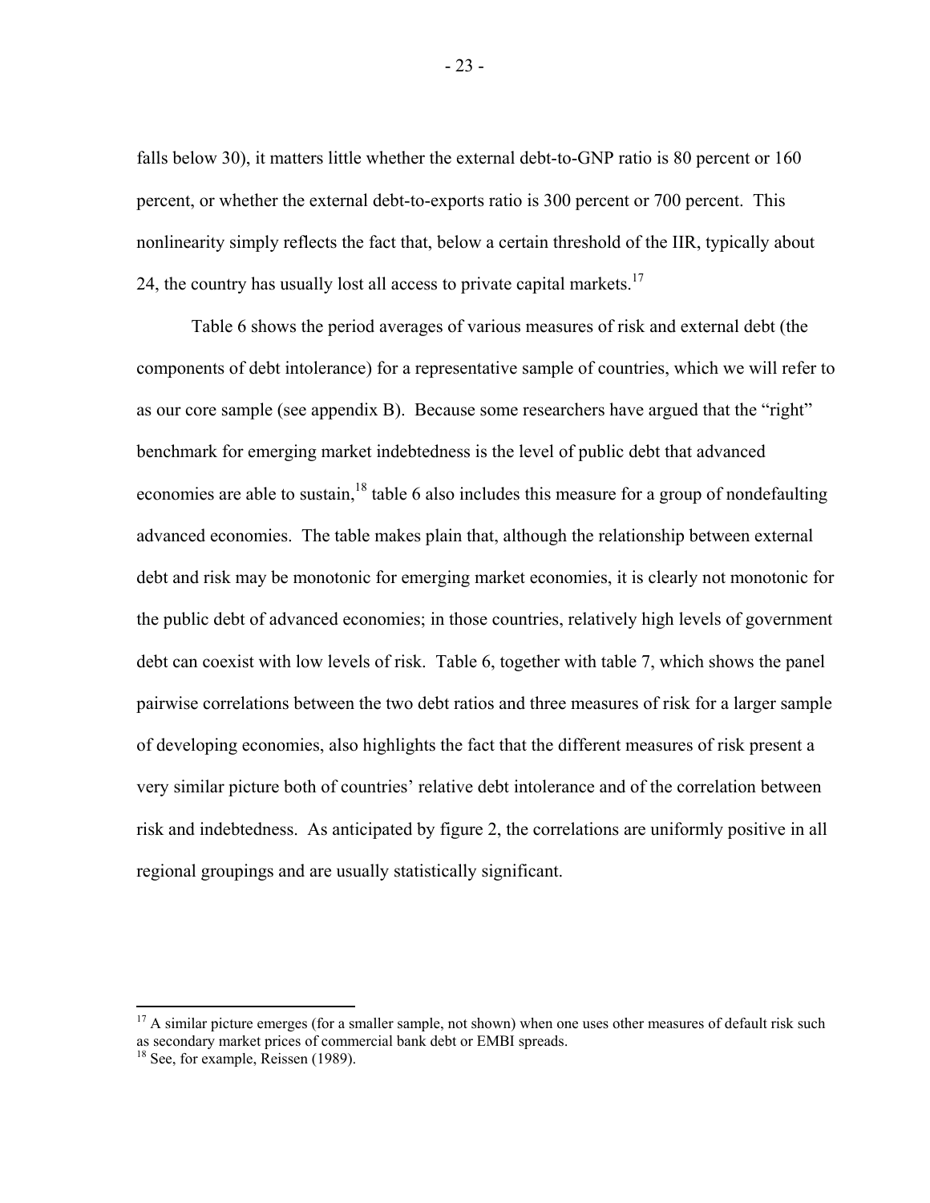falls below 30), it matters little whether the external debt-to-GNP ratio is 80 percent or 160 percent, or whether the external debt-to-exports ratio is 300 percent or 700 percent. This nonlinearity simply reflects the fact that, below a certain threshold of the IIR, typically about 24, the country has usually lost all access to private capital markets.[17]

Table 6 shows the period averages of various measures of risk and external debt (the components of debt intolerance) for a representative sample of countries, which we will refer to as our core sample (see appendix B). Because some researchers have argued that the "right" benchmark for emerging market indebtedness is the level of public debt that advanced economies are able to sustain,[18] table 6 also includes this measure for a group of nondefaulting advanced economies. The table makes plain that, although the relationship between external debt and risk may be monotonic for emerging market economies, it is clearly not monotonic for the public debt of advanced economies; in those countries, relatively high levels of government debt can coexist with low levels of risk. Table 6, together with table 7, which shows the panel pairwise correlations between the two debt ratios and three measures of risk for a larger sample of developing economies, also highlights the fact that the different measures of risk present a very similar picture both of countries' relative debt intolerance and of the correlation between risk and indebtedness. As anticipated by figure 2, the correlations are uniformly positive in all regional groupings and are usually statistically significant.

---

[17] A similar picture emerges (for a smaller sample, not shown) when one uses other measures of default risk such as secondary market prices of commercial bank debt or EMBI spreads.

[18] See, for example, Reissen (1989).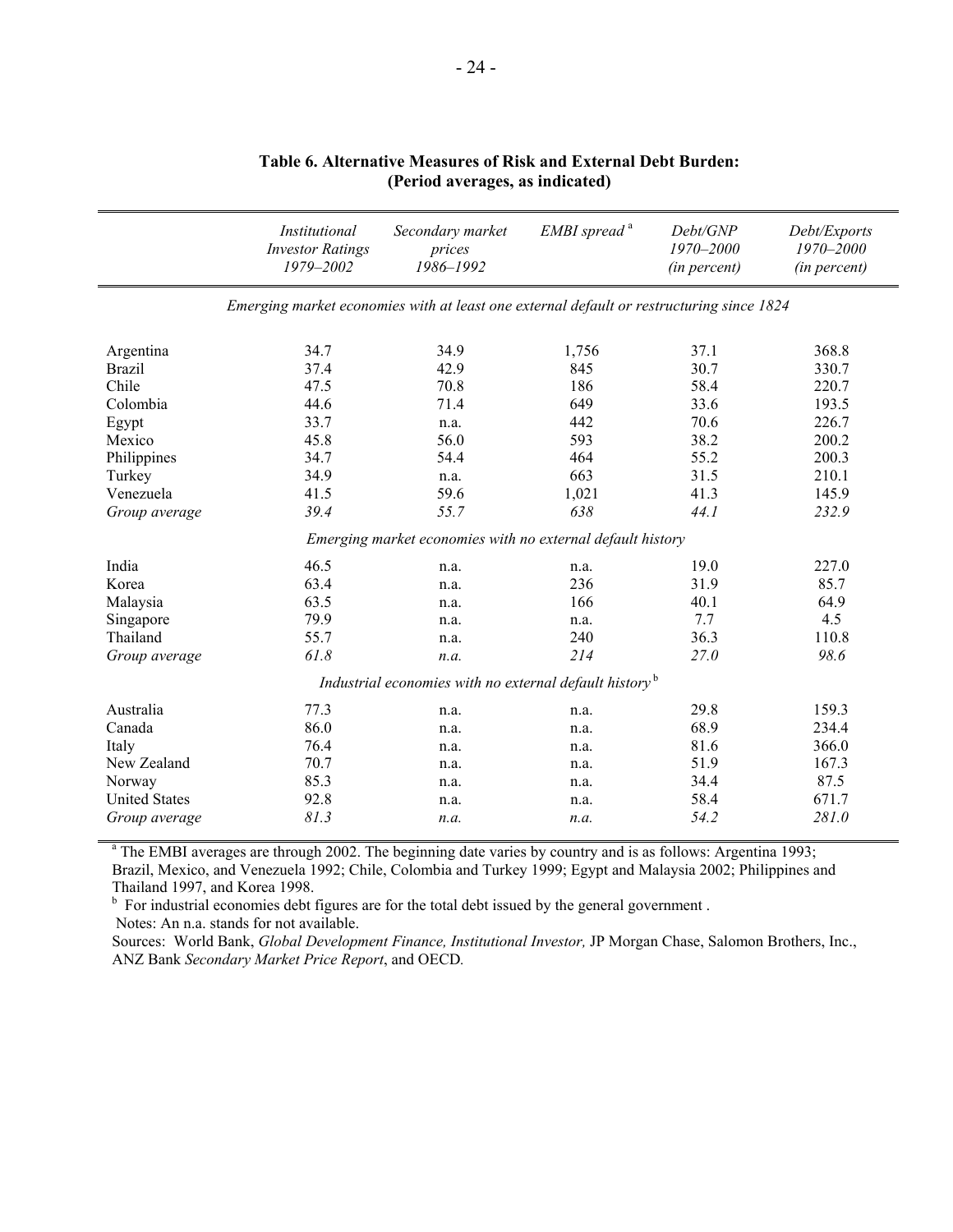**Table 6. Alternative Measures of Risk and External Debt Burden: (Period averages, as indicated)**

| | *Institutional Investor Ratings 1979–2002* | *Secondary market prices 1986–1992* | *EMBI spread* [a] | *Debt/GNP 1970–2000 (in percent)* | *Debt/Exports 1970–2000 (in percent)* |
|---|---|---|---|---|---|
| *Emerging market economies with at least one external default or restructuring since 1824* | | | | | |
| Argentina | 34.7 | 34.9 | 1,756 | 37.1 | 368.8 |
| Brazil | 37.4 | 42.9 | 845 | 30.7 | 330.7 |
| Chile | 47.5 | 70.8 | 186 | 58.4 | 220.7 |
| Colombia | 44.6 | 71.4 | 649 | 33.6 | 193.5 |
| Egypt | 33.7 | n.a. | 442 | 70.6 | 226.7 |
| Mexico | 45.8 | 56.0 | 593 | 38.2 | 200.2 |
| Philippines | 34.7 | 54.4 | 464 | 55.2 | 200.3 |
| Turkey | 34.9 | n.a. | 663 | 31.5 | 210.1 |
| Venezuela | 41.5 | 59.6 | 1,021 | 41.3 | 145.9 |
| *Group average* | *39.4* | *55.7* | *638* | *44.1* | *232.9* |
| *Emerging market economies with no external default history* | | | | | |
| India | 46.5 | n.a. | n.a. | 19.0 | 227.0 |
| Korea | 63.4 | n.a. | 236 | 31.9 | 85.7 |
| Malaysia | 63.5 | n.a. | 166 | 40.1 | 64.9 |
| Singapore | 79.9 | n.a. | n.a. | 7.7 | 4.5 |
| Thailand | 55.7 | n.a. | 240 | 36.3 | 110.8 |
| *Group average* | *61.8* | *n.a.* | *214* | *27.0* | *98.6* |
| *Industrial economies with no external default history* [b] | | | | | |
| Australia | 77.3 | n.a. | n.a. | 29.8 | 159.3 |
| Canada | 86.0 | n.a. | n.a. | 68.9 | 234.4 |
| Italy | 76.4 | n.a. | n.a. | 81.6 | 366.0 |
| New Zealand | 70.7 | n.a. | n.a. | 51.9 | 167.3 |
| Norway | 85.3 | n.a. | n.a. | 34.4 | 87.5 |
| United States | 92.8 | n.a. | n.a. | 58.4 | 671.7 |
| *Group average* | *81.3* | *n.a.* | *n.a.* | *54.2* | *281.0* |

[a] The EMBI averages are through 2002. The beginning date varies by country and is as follows: Argentina 1993; Brazil, Mexico, and Venezuela 1992; Chile, Colombia and Turkey 1999; Egypt and Malaysia 2002; Philippines and Thailand 1997, and Korea 1998.

[b] For industrial economies debt figures are for the total debt issued by the general government .

Notes: An n.a. stands for not available.

Sources: World Bank, *Global Development Finance, Institutional Investor,* JP Morgan Chase, Salomon Brothers, Inc., ANZ Bank *Secondary Market Price Report*, and OECD.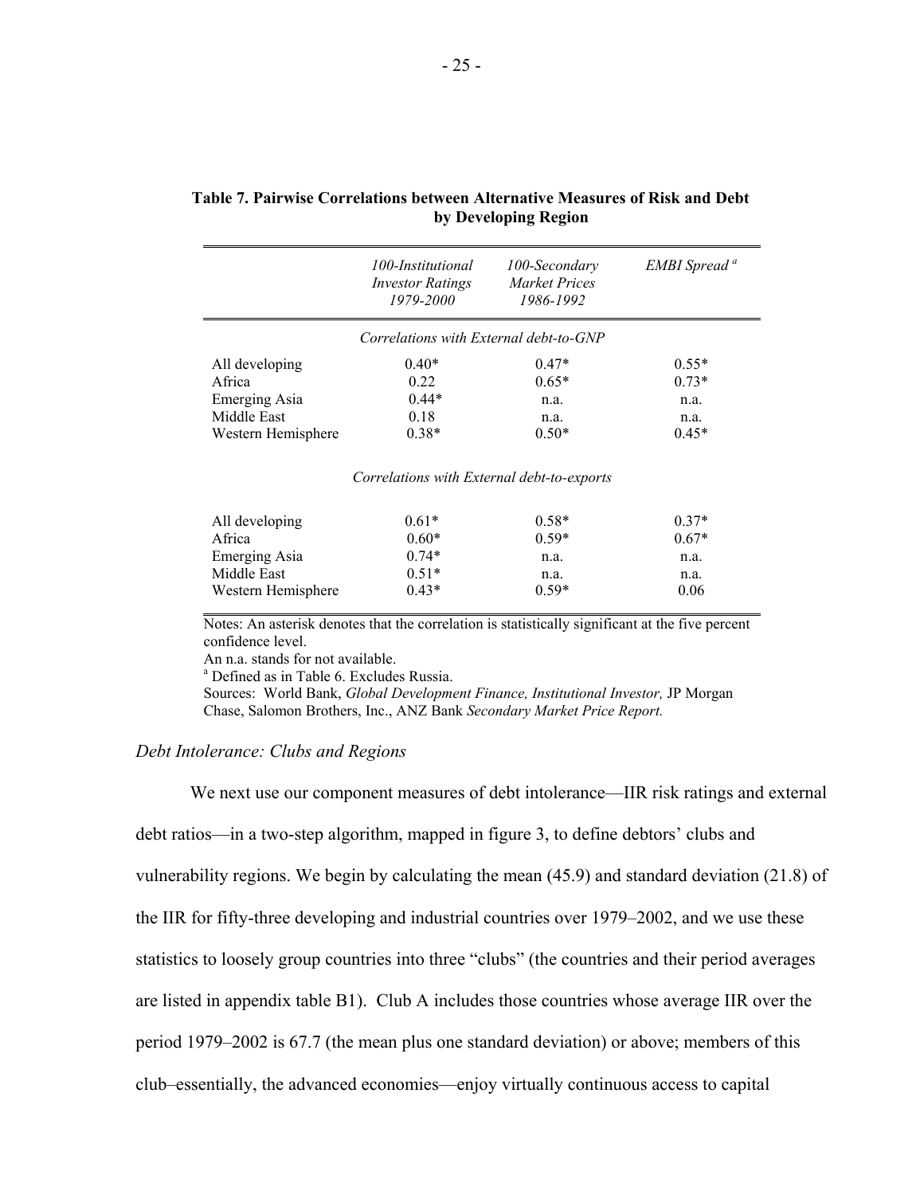**Table 7. Pairwise Correlations between Alternative Measures of Risk and Debt by Developing Region**

| | *100-Institutional Investor Ratings 1979-2000* | *100-Secondary Market Prices 1986-1992* | *EMBI Spread [a]* |
|---|---|---|---|
| | *Correlations with External debt-to-GNP* | | |
| All developing | 0.40* | 0.47* | 0.55* |
| Africa | 0.22 | 0.65* | 0.73* |
| Emerging Asia | 0.44* | n.a. | n.a. |
| Middle East | 0.18 | n.a. | n.a. |
| Western Hemisphere | 0.38* | 0.50* | 0.45* |
| | *Correlations with External debt-to-exports* | | |
| All developing | 0.61* | 0.58* | 0.37* |
| Africa | 0.60* | 0.59* | 0.67* |
| Emerging Asia | 0.74* | n.a. | n.a. |
| Middle East | 0.51* | n.a. | n.a. |
| Western Hemisphere | 0.43* | 0.59* | 0.06 |

Notes: An asterisk denotes that the correlation is statistically significant at the five percent confidence level.

An n.a. stands for not available.

[a] Defined as in Table 6. Excludes Russia.

Sources: World Bank, *Global Development Finance, Institutional Investor,* JP Morgan Chase, Salomon Brothers, Inc., ANZ Bank *Secondary Market Price Report.*

*Debt Intolerance: Clubs and Regions*

We next use our component measures of debt intolerance—IIR risk ratings and external debt ratios—in a two-step algorithm, mapped in figure 3, to define debtors' clubs and vulnerability regions. We begin by calculating the mean (45.9) and standard deviation (21.8) of the IIR for fifty-three developing and industrial countries over 1979–2002, and we use these statistics to loosely group countries into three "clubs" (the countries and their period averages are listed in appendix table B1). Club A includes those countries whose average IIR over the period 1979–2002 is 67.7 (the mean plus one standard deviation) or above; members of this club–essentially, the advanced economies—enjoy virtually continuous access to capital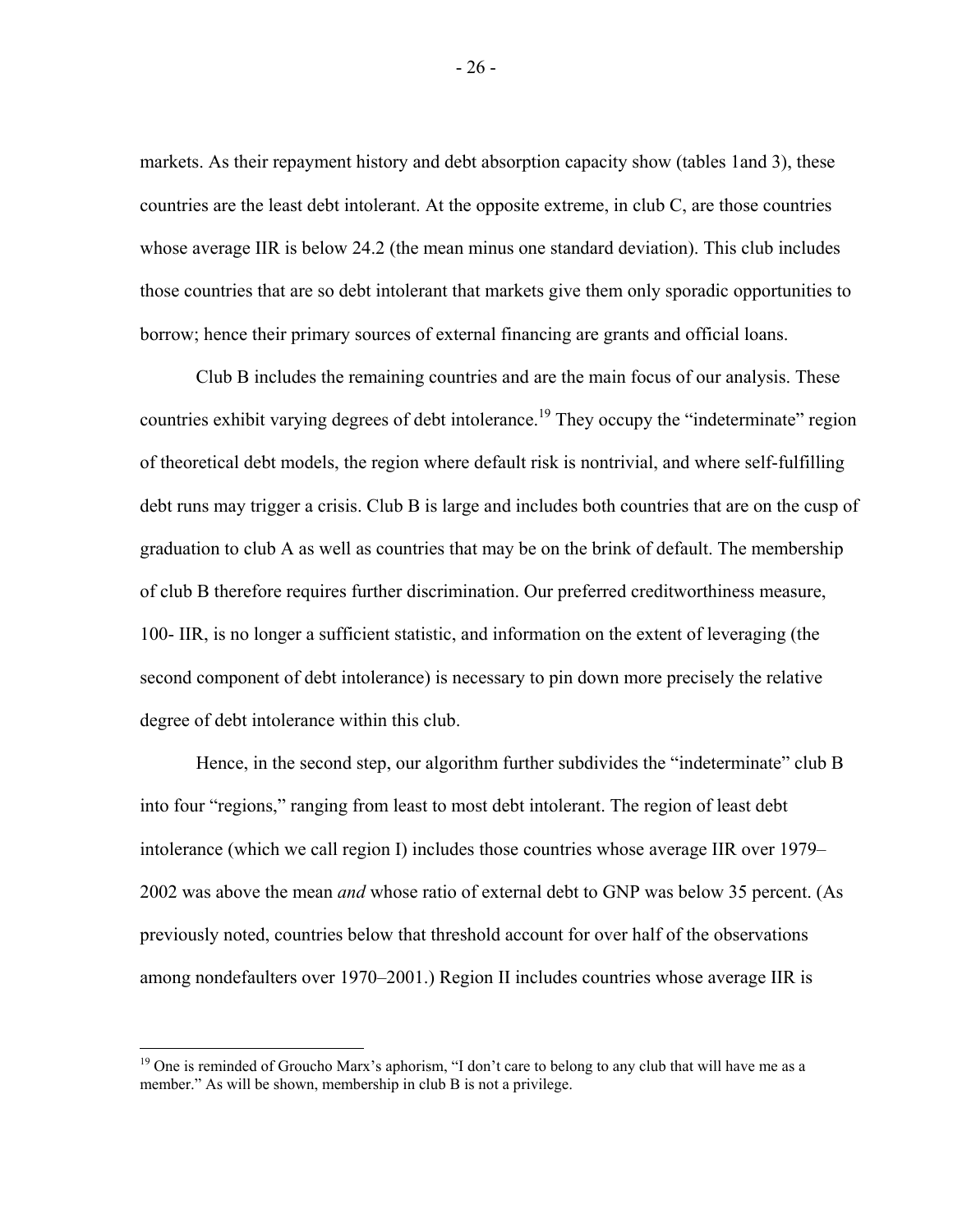markets. As their repayment history and debt absorption capacity show (tables 1and 3), these countries are the least debt intolerant. At the opposite extreme, in club C, are those countries whose average IIR is below 24.2 (the mean minus one standard deviation). This club includes those countries that are so debt intolerant that markets give them only sporadic opportunities to borrow; hence their primary sources of external financing are grants and official loans.

Club B includes the remaining countries and are the main focus of our analysis. These countries exhibit varying degrees of debt intolerance.[19] They occupy the "indeterminate" region of theoretical debt models, the region where default risk is nontrivial, and where self-fulfilling debt runs may trigger a crisis. Club B is large and includes both countries that are on the cusp of graduation to club A as well as countries that may be on the brink of default. The membership of club B therefore requires further discrimination. Our preferred creditworthiness measure, 100- IIR, is no longer a sufficient statistic, and information on the extent of leveraging (the second component of debt intolerance) is necessary to pin down more precisely the relative degree of debt intolerance within this club.

Hence, in the second step, our algorithm further subdivides the "indeterminate" club B into four "regions," ranging from least to most debt intolerant. The region of least debt intolerance (which we call region I) includes those countries whose average IIR over 1979–2002 was above the mean *and* whose ratio of external debt to GNP was below 35 percent. (As previously noted, countries below that threshold account for over half of the observations among nondefaulters over 1970–2001.) Region II includes countries whose average IIR is

[19] One is reminded of Groucho Marx's aphorism, "I don't care to belong to any club that will have me as a member." As will be shown, membership in club B is not a privilege.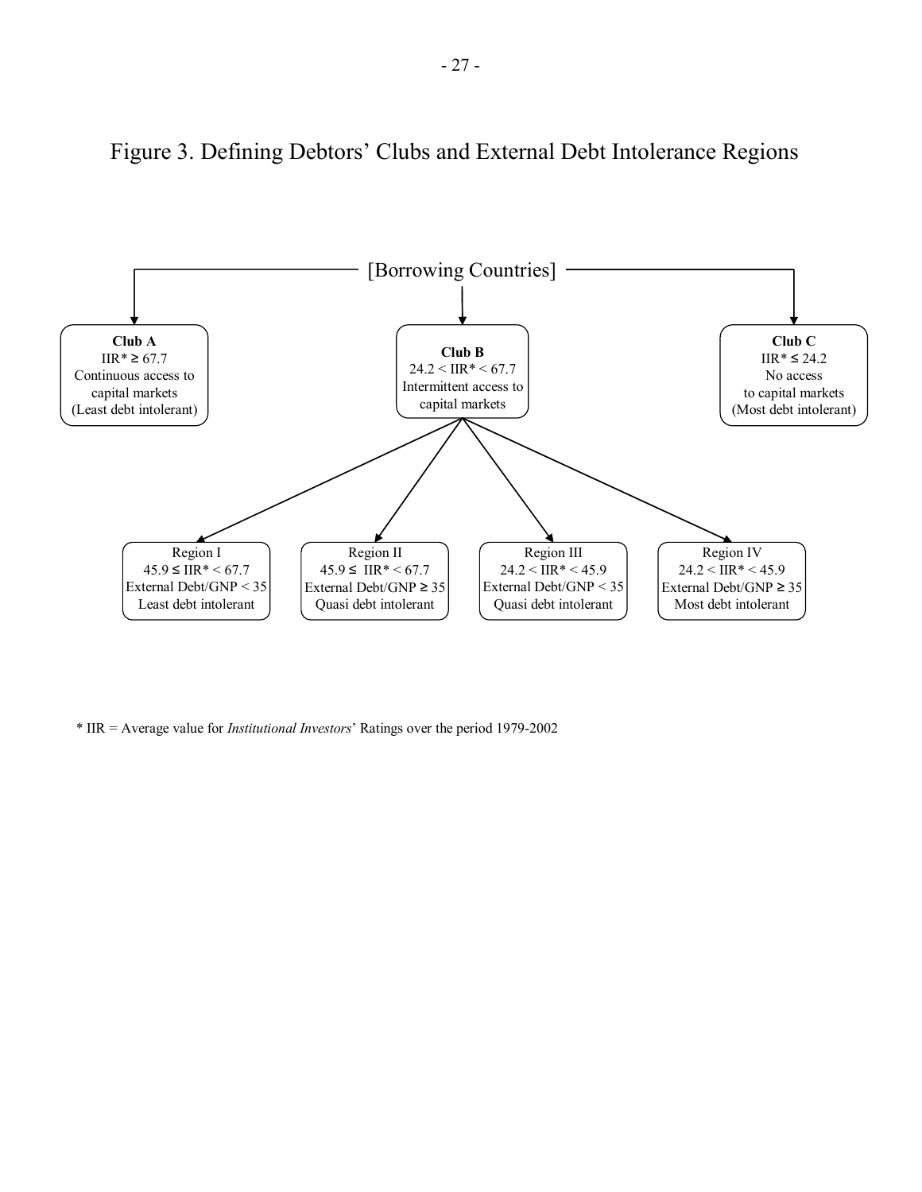# Figure 3. Defining Debtors' Clubs and External Debt Intolerance Regions

[Borrowing Countries]

**Club A**
IIR* ≥ 67.7
Continuous access to capital markets
(Least debt intolerant)

**Club B**
24.2 < IIR* < 67.7
Intermittent access to capital markets

**Club C**
IIR* ≤ 24.2
No access to capital markets
(Most debt intolerant)

Club B is divided into:

| Region I | Region II | Region III | Region IV |
|---|---|---|---|
| 45.9 ≤ IIR* < 67.7 | 45.9 ≤ IIR* < 67.7 | 24.2 < IIR* < 45.9 | 24.2 < IIR* < 45.9 |
| External Debt/GNP < 35 | External Debt/GNP ≥ 35 | External Debt/GNP < 35 | External Debt/GNP ≥ 35 |
| Least debt intolerant | Quasi debt intolerant | Quasi debt intolerant | Most debt intolerant |

* IIR = Average value for *Institutional Investors*' Ratings over the period 1979-2002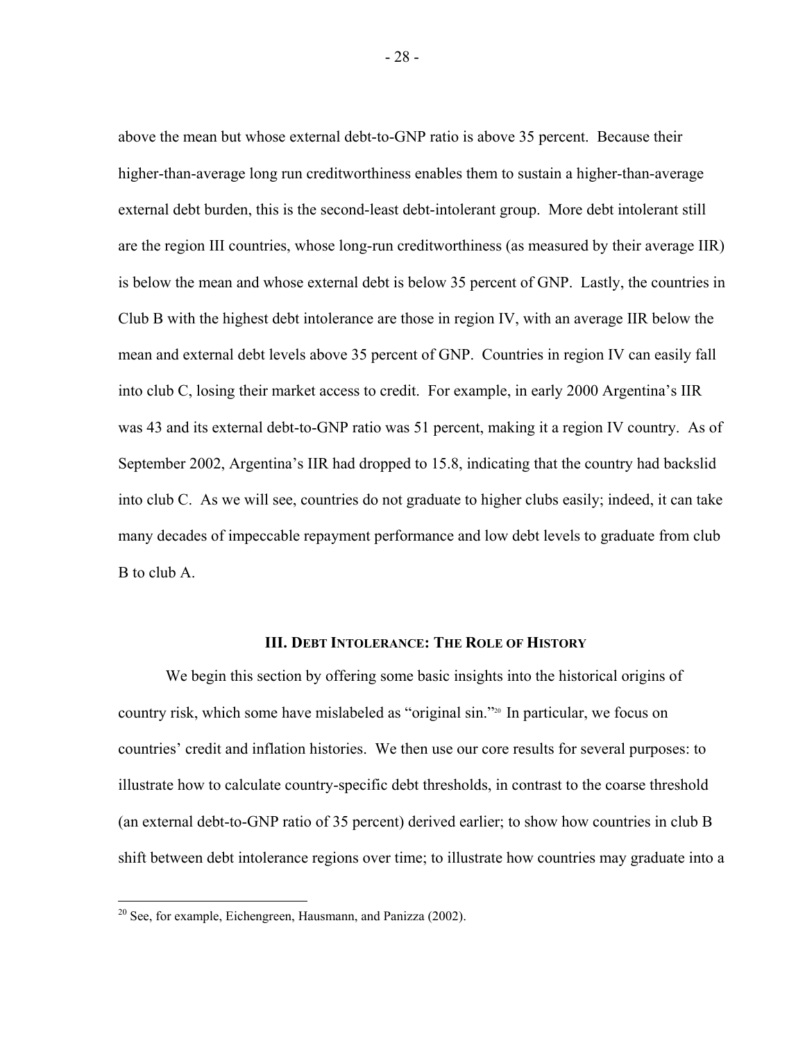above the mean but whose external debt-to-GNP ratio is above 35 percent. Because their higher-than-average long run creditworthiness enables them to sustain a higher-than-average external debt burden, this is the second-least debt-intolerant group. More debt intolerant still are the region III countries, whose long-run creditworthiness (as measured by their average IIR) is below the mean and whose external debt is below 35 percent of GNP. Lastly, the countries in Club B with the highest debt intolerance are those in region IV, with an average IIR below the mean and external debt levels above 35 percent of GNP. Countries in region IV can easily fall into club C, losing their market access to credit. For example, in early 2000 Argentina's IIR was 43 and its external debt-to-GNP ratio was 51 percent, making it a region IV country. As of September 2002, Argentina's IIR had dropped to 15.8, indicating that the country had backslid into club C. As we will see, countries do not graduate to higher clubs easily; indeed, it can take many decades of impeccable repayment performance and low debt levels to graduate from club B to club A.

## III. Debt Intolerance: The Role of History

We begin this section by offering some basic insights into the historical origins of country risk, which some have mislabeled as "original sin."[20] In particular, we focus on countries' credit and inflation histories. We then use our core results for several purposes: to illustrate how to calculate country-specific debt thresholds, in contrast to the coarse threshold (an external debt-to-GNP ratio of 35 percent) derived earlier; to show how countries in club B shift between debt intolerance regions over time; to illustrate how countries may graduate into a

[20] See, for example, Eichengreen, Hausmann, and Panizza (2002).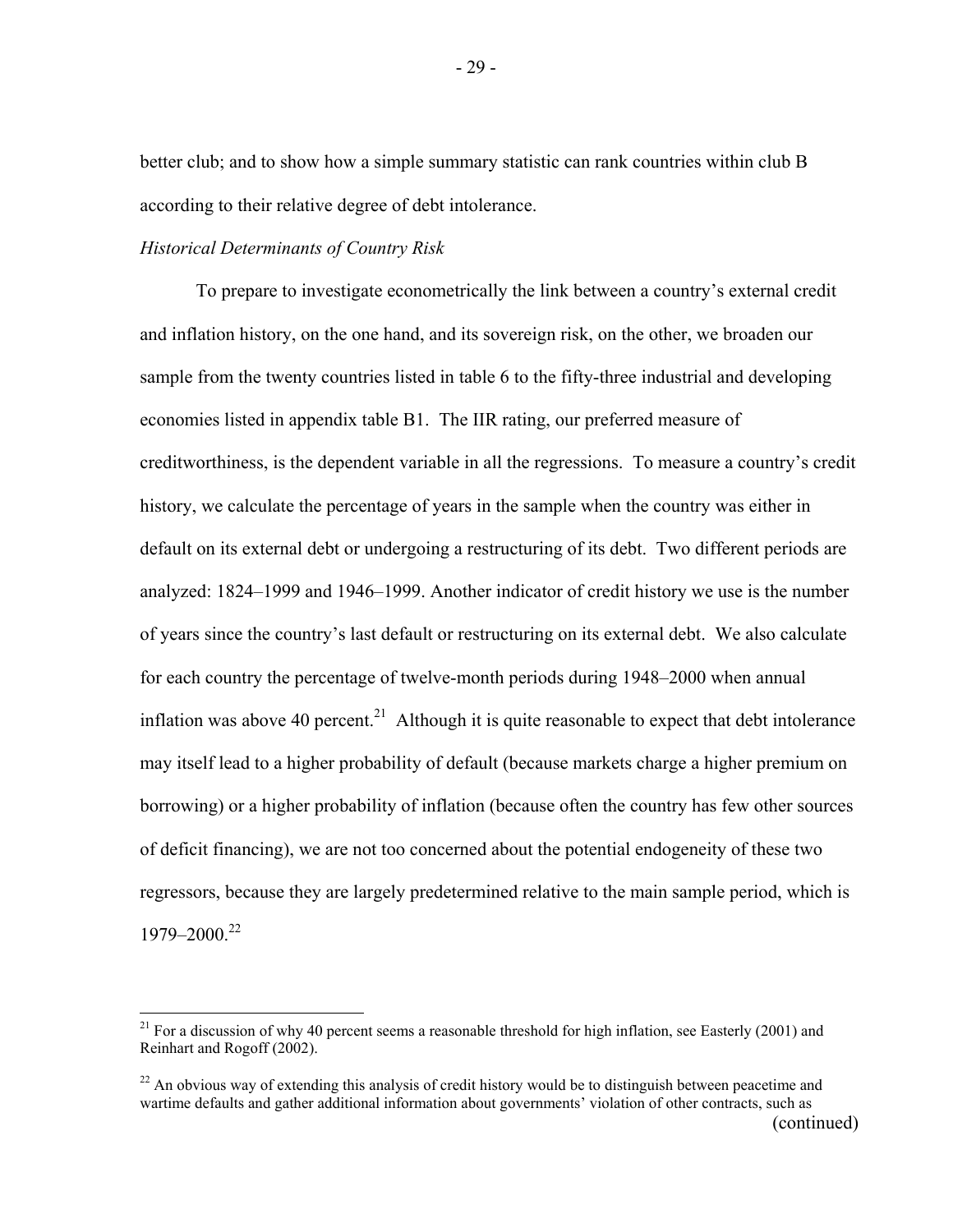better club; and to show how a simple summary statistic can rank countries within club B according to their relative degree of debt intolerance.

*Historical Determinants of Country Risk*

To prepare to investigate econometrically the link between a country's external credit and inflation history, on the one hand, and its sovereign risk, on the other, we broaden our sample from the twenty countries listed in table 6 to the fifty-three industrial and developing economies listed in appendix table B1. The IIR rating, our preferred measure of creditworthiness, is the dependent variable in all the regressions. To measure a country's credit history, we calculate the percentage of years in the sample when the country was either in default on its external debt or undergoing a restructuring of its debt. Two different periods are analyzed: 1824–1999 and 1946–1999. Another indicator of credit history we use is the number of years since the country's last default or restructuring on its external debt. We also calculate for each country the percentage of twelve-month periods during 1948–2000 when annual inflation was above 40 percent.[21] Although it is quite reasonable to expect that debt intolerance may itself lead to a higher probability of default (because markets charge a higher premium on borrowing) or a higher probability of inflation (because often the country has few other sources of deficit financing), we are not too concerned about the potential endogeneity of these two regressors, because they are largely predetermined relative to the main sample period, which is 1979–2000.[22]

---

[21] For a discussion of why 40 percent seems a reasonable threshold for high inflation, see Easterly (2001) and Reinhart and Rogoff (2002).

[22] An obvious way of extending this analysis of credit history would be to distinguish between peacetime and wartime defaults and gather additional information about governments' violation of other contracts, such as

(continued)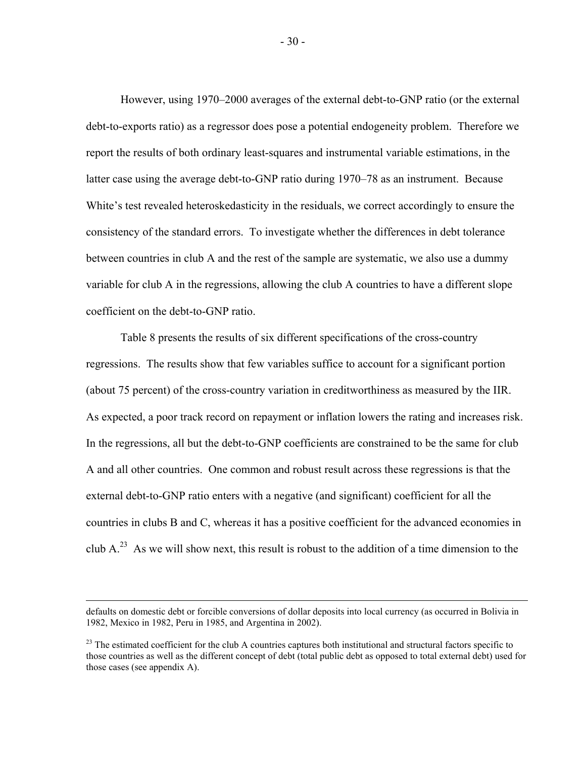However, using 1970–2000 averages of the external debt-to-GNP ratio (or the external debt-to-exports ratio) as a regressor does pose a potential endogeneity problem. Therefore we report the results of both ordinary least-squares and instrumental variable estimations, in the latter case using the average debt-to-GNP ratio during 1970–78 as an instrument. Because White's test revealed heteroskedasticity in the residuals, we correct accordingly to ensure the consistency of the standard errors. To investigate whether the differences in debt tolerance between countries in club A and the rest of the sample are systematic, we also use a dummy variable for club A in the regressions, allowing the club A countries to have a different slope coefficient on the debt-to-GNP ratio.

Table 8 presents the results of six different specifications of the cross-country regressions. The results show that few variables suffice to account for a significant portion (about 75 percent) of the cross-country variation in creditworthiness as measured by the IIR. As expected, a poor track record on repayment or inflation lowers the rating and increases risk. In the regressions, all but the debt-to-GNP coefficients are constrained to be the same for club A and all other countries. One common and robust result across these regressions is that the external debt-to-GNP ratio enters with a negative (and significant) coefficient for all the countries in clubs B and C, whereas it has a positive coefficient for the advanced economies in club A.[23] As we will show next, this result is robust to the addition of a time dimension to the

---

defaults on domestic debt or forcible conversions of dollar deposits into local currency (as occurred in Bolivia in 1982, Mexico in 1982, Peru in 1985, and Argentina in 2002).

[23] The estimated coefficient for the club A countries captures both institutional and structural factors specific to those countries as well as the different concept of debt (total public debt as opposed to total external debt) used for those cases (see appendix A).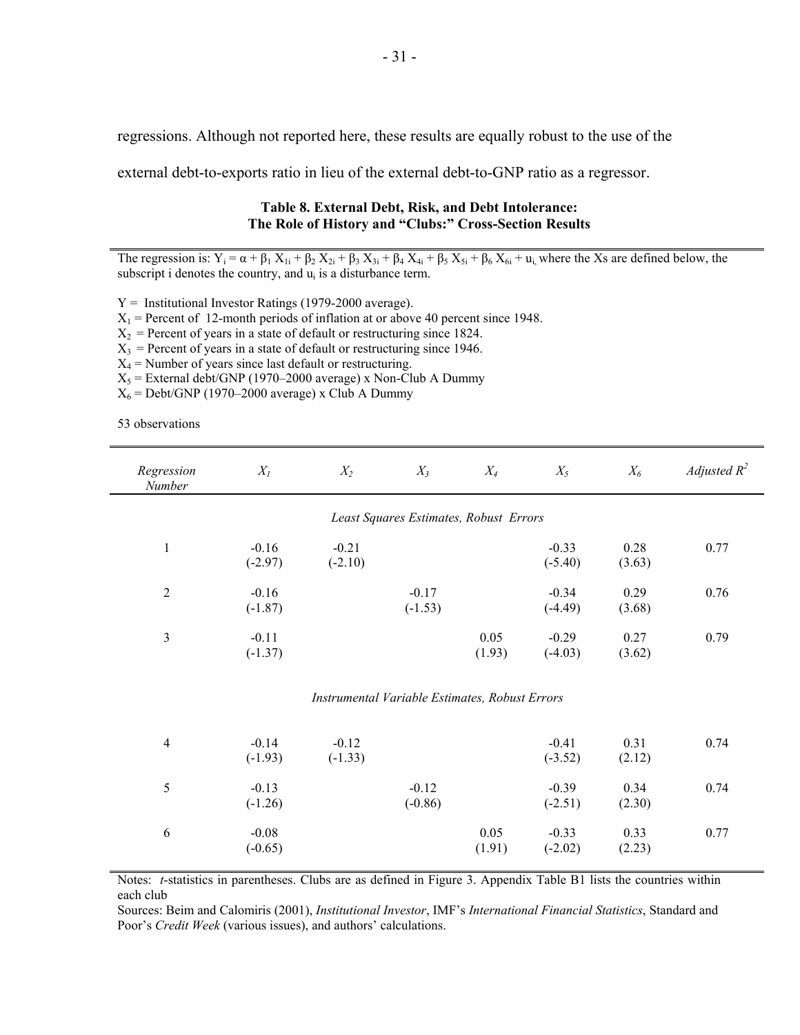regressions. Although not reported here, these results are equally robust to the use of the external debt-to-exports ratio in lieu of the external debt-to-GNP ratio as a regressor.

**Table 8. External Debt, Risk, and Debt Intolerance:**
**The Role of History and "Clubs:" Cross-Section Results**

The regression is: $Y_i = \alpha + \beta_1 X_{1i} + \beta_2 X_{2i} + \beta_3 X_{3i} + \beta_4 X_{4i} + \beta_5 X_{5i} + \beta_6 X_{6i} + u_i$, where the Xs are defined below, the subscript i denotes the country, and $u_i$ is a disturbance term.

Y = Institutional Investor Ratings (1979-2000 average).
$X_1$ = Percent of 12-month periods of inflation at or above 40 percent since 1948.
$X_2$ = Percent of years in a state of default or restructuring since 1824.
$X_3$ = Percent of years in a state of default or restructuring since 1946.
$X_4$ = Number of years since last default or restructuring.
$X_5$ = External debt/GNP (1970–2000 average) x Non-Club A Dummy
$X_6$ = Debt/GNP (1970–2000 average) x Club A Dummy

53 observations

| *Regression Number* | $X_1$ | $X_2$ | $X_3$ | $X_4$ | $X_5$ | $X_6$ | *Adjusted* $R^2$ |
|---|---|---|---|---|---|---|---|
| | | | *Least Squares Estimates, Robust Errors* | | | | |
| 1 | -0.16 (-2.97) | -0.21 (-2.10) | | | -0.33 (-5.40) | 0.28 (3.63) | 0.77 |
| 2 | -0.16 (-1.87) | | -0.17 (-1.53) | | -0.34 (-4.49) | 0.29 (3.68) | 0.76 |
| 3 | -0.11 (-1.37) | | | 0.05 (1.93) | -0.29 (-4.03) | 0.27 (3.62) | 0.79 |
| | | | *Instrumental Variable Estimates, Robust Errors* | | | | |
| 4 | -0.14 (-1.93) | -0.12 (-1.33) | | | -0.41 (-3.52) | 0.31 (2.12) | 0.74 |
| 5 | -0.13 (-1.26) | | -0.12 (-0.86) | | -0.39 (-2.51) | 0.34 (2.30) | 0.74 |
| 6 | -0.08 (-0.65) | | | 0.05 (1.91) | -0.33 (-2.02) | 0.33 (2.23) | 0.77 |

Notes: *t*-statistics in parentheses. Clubs are as defined in Figure 3. Appendix Table B1 lists the countries within each club

Sources: Beim and Calomiris (2001), *Institutional Investor*, IMF's *International Financial Statistics*, Standard and Poor's *Credit Week* (various issues), and authors' calculations.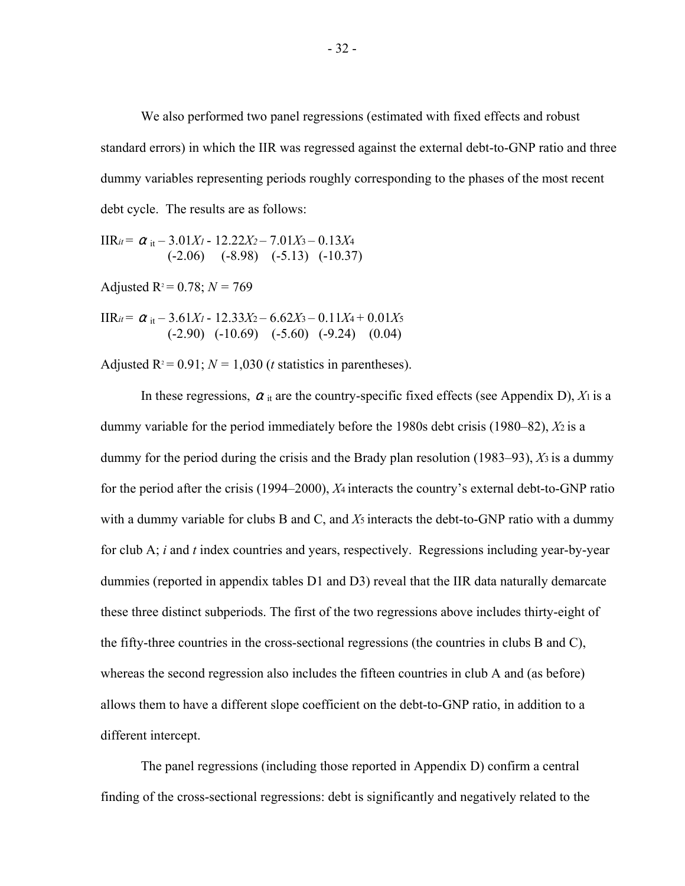We also performed two panel regressions (estimated with fixed effects and robust standard errors) in which the IIR was regressed against the external debt-to-GNP ratio and three dummy variables representing periods roughly corresponding to the phases of the most recent debt cycle. The results are as follows:

$$\text{IIR}_{it} = \underset{\phantom{(-2.06)}}{\alpha_{it}} - \underset{(-2.06)}{3.01X_1} - \underset{(-8.98)}{12.22X_2} - \underset{(-5.13)}{7.01X_3} - \underset{(-10.37)}{0.13X_4}$$

Adjusted $R^2 = 0.78$; $N = 769$

$$\text{IIR}_{it} = \underset{\phantom{(-2.90)}}{\alpha_{it}} - \underset{(-2.90)}{3.61X_1} - \underset{(-10.69)}{12.33X_2} - \underset{(-5.60)}{6.62X_3} - \underset{(-9.24)}{0.11X_4} + \underset{(0.04)}{0.01X_5}$$

Adjusted $R^2 = 0.91$; $N = 1{,}030$ (*t* statistics in parentheses).

In these regressions, $\alpha_{it}$ are the country-specific fixed effects (see Appendix D), $X_1$ is a dummy variable for the period immediately before the 1980s debt crisis (1980–82), $X_2$ is a dummy for the period during the crisis and the Brady plan resolution (1983–93), $X_3$ is a dummy for the period after the crisis (1994–2000), $X_4$ interacts the country's external debt-to-GNP ratio with a dummy variable for clubs B and C, and $X_5$ interacts the debt-to-GNP ratio with a dummy for club A; *i* and *t* index countries and years, respectively. Regressions including year-by-year dummies (reported in appendix tables D1 and D3) reveal that the IIR data naturally demarcate these three distinct subperiods. The first of the two regressions above includes thirty-eight of the fifty-three countries in the cross-sectional regressions (the countries in clubs B and C), whereas the second regression also includes the fifteen countries in club A and (as before) allows them to have a different slope coefficient on the debt-to-GNP ratio, in addition to a different intercept.

The panel regressions (including those reported in Appendix D) confirm a central finding of the cross-sectional regressions: debt is significantly and negatively related to the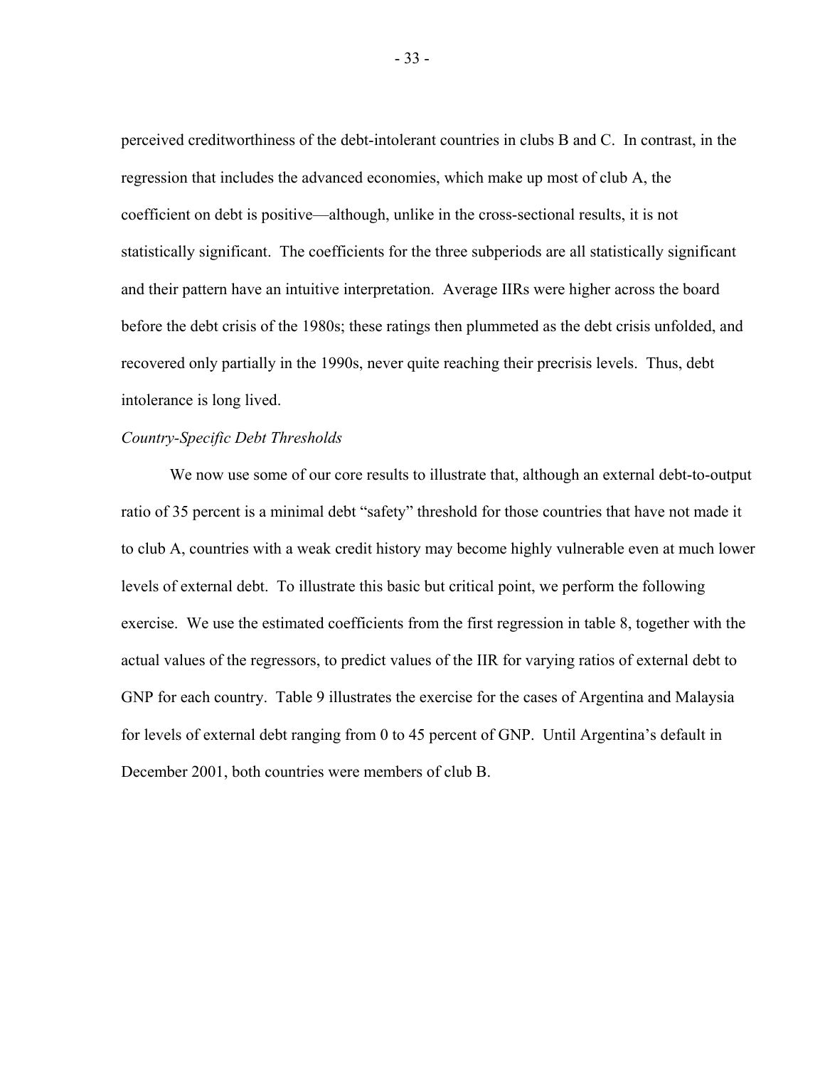perceived creditworthiness of the debt-intolerant countries in clubs B and C. In contrast, in the regression that includes the advanced economies, which make up most of club A, the coefficient on debt is positive—although, unlike in the cross-sectional results, it is not statistically significant. The coefficients for the three subperiods are all statistically significant and their pattern have an intuitive interpretation. Average IIRs were higher across the board before the debt crisis of the 1980s; these ratings then plummeted as the debt crisis unfolded, and recovered only partially in the 1990s, never quite reaching their precrisis levels. Thus, debt intolerance is long lived.

*Country-Specific Debt Thresholds*

We now use some of our core results to illustrate that, although an external debt-to-output ratio of 35 percent is a minimal debt "safety" threshold for those countries that have not made it to club A, countries with a weak credit history may become highly vulnerable even at much lower levels of external debt. To illustrate this basic but critical point, we perform the following exercise. We use the estimated coefficients from the first regression in table 8, together with the actual values of the regressors, to predict values of the IIR for varying ratios of external debt to GNP for each country. Table 9 illustrates the exercise for the cases of Argentina and Malaysia for levels of external debt ranging from 0 to 45 percent of GNP. Until Argentina's default in December 2001, both countries were members of club B.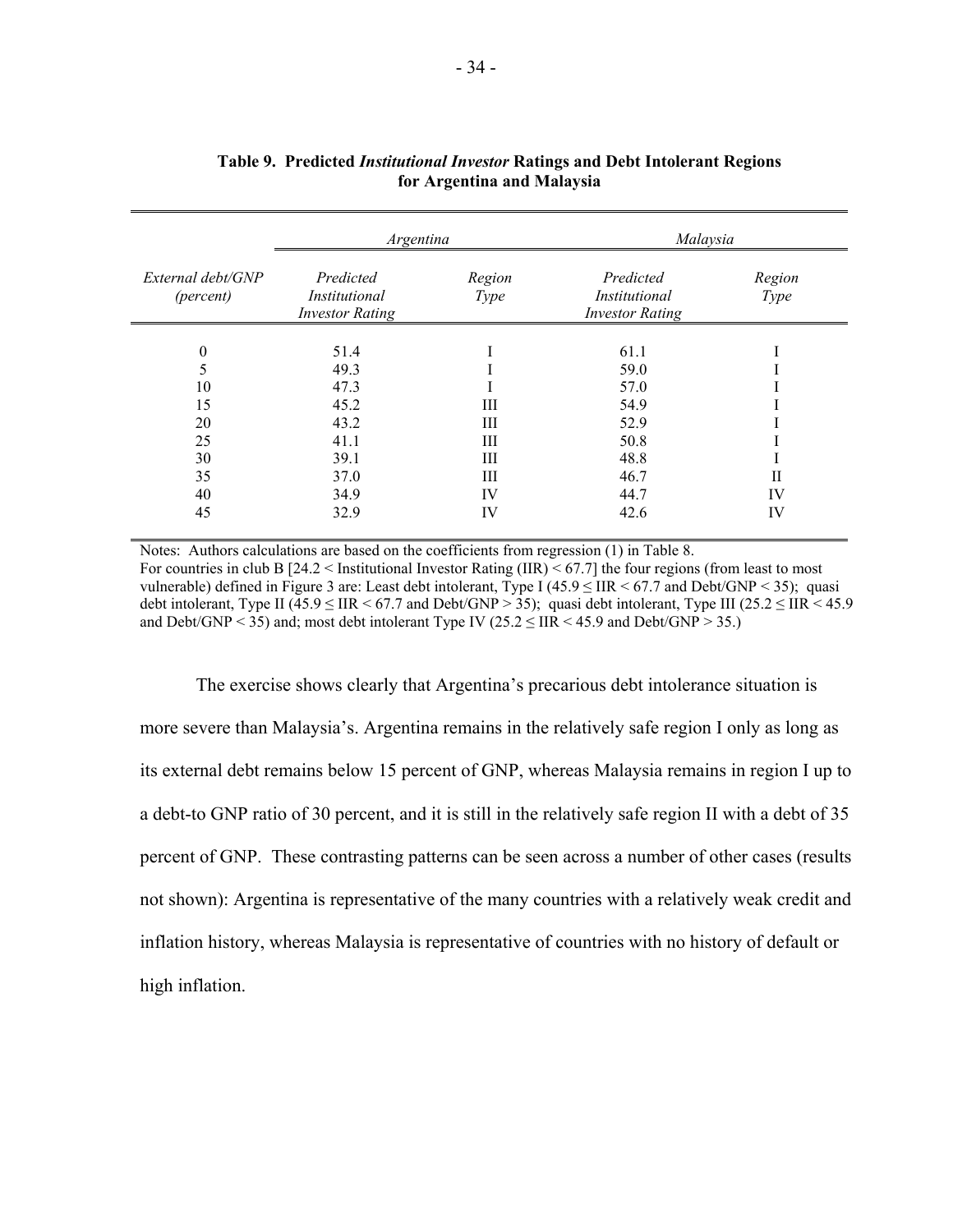**Table 9. Predicted *Institutional Investor* Ratings and Debt Intolerant Regions for Argentina and Malaysia**

| | *Argentina* | | *Malaysia* | |
|---|---|---|---|---|
| *External debt/GNP (percent)* | *Predicted Institutional Investor Rating* | *Region Type* | *Predicted Institutional Investor Rating* | *Region Type* |
| 0 | 51.4 | I | 61.1 | I |
| 5 | 49.3 | I | 59.0 | I |
| 10 | 47.3 | I | 57.0 | I |
| 15 | 45.2 | III | 54.9 | I |
| 20 | 43.2 | III | 52.9 | I |
| 25 | 41.1 | III | 50.8 | I |
| 30 | 39.1 | III | 48.8 | I |
| 35 | 37.0 | III | 46.7 | II |
| 40 | 34.9 | IV | 44.7 | IV |
| 45 | 32.9 | IV | 42.6 | IV |

Notes: Authors calculations are based on the coefficients from regression (1) in Table 8.
For countries in club B [24.2 < Institutional Investor Rating (IIR) < 67.7] the four regions (from least to most vulnerable) defined in Figure 3 are: Least debt intolerant, Type I (45.9 ≤ IIR < 67.7 and Debt/GNP < 35); quasi debt intolerant, Type II (45.9 ≤ IIR < 67.7 and Debt/GNP > 35); quasi debt intolerant, Type III (25.2 ≤ IIR < 45.9 and Debt/GNP < 35) and; most debt intolerant Type IV (25.2 ≤ IIR < 45.9 and Debt/GNP > 35.)

The exercise shows clearly that Argentina's precarious debt intolerance situation is more severe than Malaysia's. Argentina remains in the relatively safe region I only as long as its external debt remains below 15 percent of GNP, whereas Malaysia remains in region I up to a debt-to GNP ratio of 30 percent, and it is still in the relatively safe region II with a debt of 35 percent of GNP. These contrasting patterns can be seen across a number of other cases (results not shown): Argentina is representative of the many countries with a relatively weak credit and inflation history, whereas Malaysia is representative of countries with no history of default or high inflation.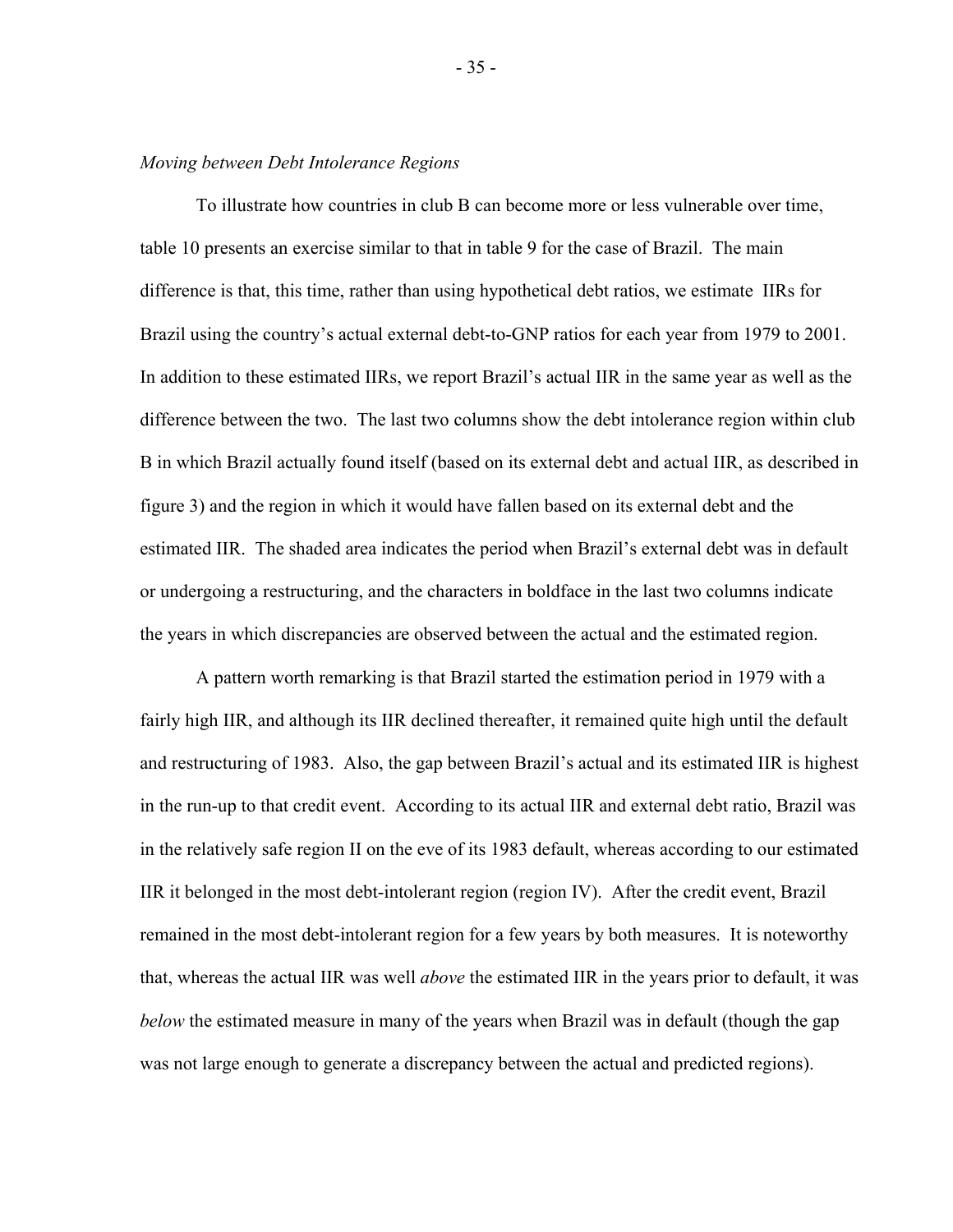*Moving between Debt Intolerance Regions*

To illustrate how countries in club B can become more or less vulnerable over time, table 10 presents an exercise similar to that in table 9 for the case of Brazil. The main difference is that, this time, rather than using hypothetical debt ratios, we estimate IIRs for Brazil using the country's actual external debt-to-GNP ratios for each year from 1979 to 2001. In addition to these estimated IIRs, we report Brazil's actual IIR in the same year as well as the difference between the two. The last two columns show the debt intolerance region within club B in which Brazil actually found itself (based on its external debt and actual IIR, as described in figure 3) and the region in which it would have fallen based on its external debt and the estimated IIR. The shaded area indicates the period when Brazil's external debt was in default or undergoing a restructuring, and the characters in boldface in the last two columns indicate the years in which discrepancies are observed between the actual and the estimated region.

A pattern worth remarking is that Brazil started the estimation period in 1979 with a fairly high IIR, and although its IIR declined thereafter, it remained quite high until the default and restructuring of 1983. Also, the gap between Brazil's actual and its estimated IIR is highest in the run-up to that credit event. According to its actual IIR and external debt ratio, Brazil was in the relatively safe region II on the eve of its 1983 default, whereas according to our estimated IIR it belonged in the most debt-intolerant region (region IV). After the credit event, Brazil remained in the most debt-intolerant region for a few years by both measures. It is noteworthy that, whereas the actual IIR was well *above* the estimated IIR in the years prior to default, it was *below* the estimated measure in many of the years when Brazil was in default (though the gap was not large enough to generate a discrepancy between the actual and predicted regions).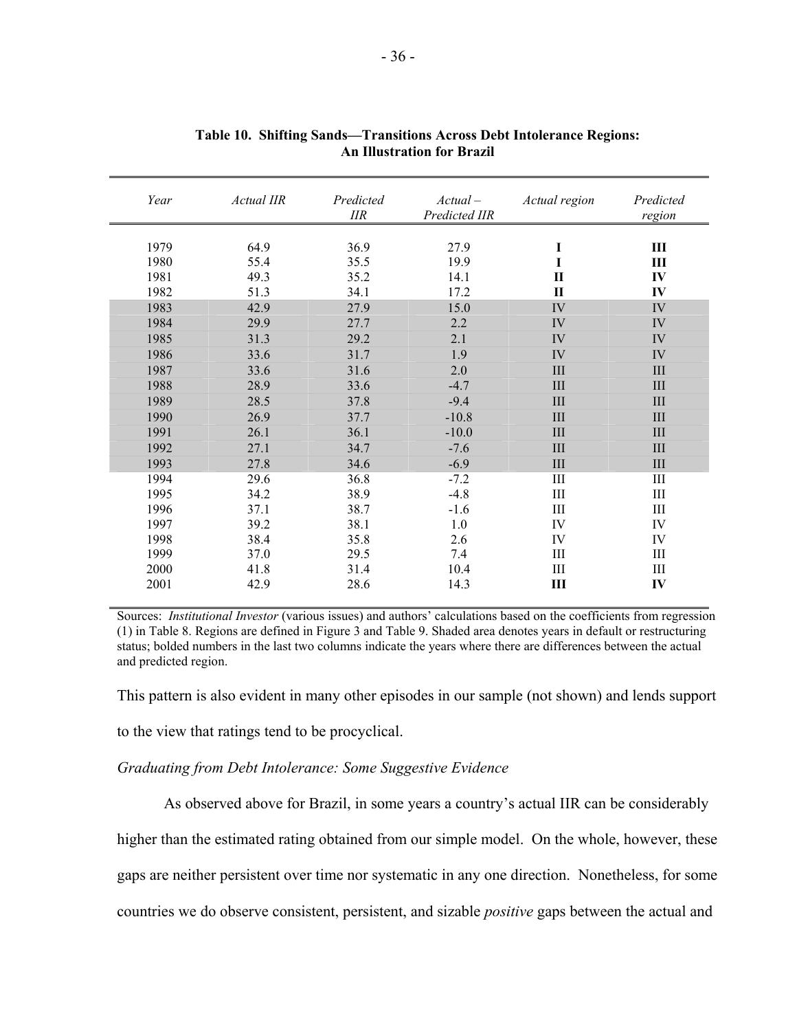**Table 10. Shifting Sands—Transitions Across Debt Intolerance Regions: An Illustration for Brazil**

| *Year* | *Actual IIR* | *Predicted IIR* | *Actual – Predicted IIR* | *Actual region* | *Predicted region* |
|---|---|---|---|---|---|
| 1979 | 64.9 | 36.9 | 27.9 | **I** | **III** |
| 1980 | 55.4 | 35.5 | 19.9 | **I** | **III** |
| 1981 | 49.3 | 35.2 | 14.1 | **II** | **IV** |
| 1982 | 51.3 | 34.1 | 17.2 | **II** | **IV** |
| 1983 | 42.9 | 27.9 | 15.0 | IV | IV |
| 1984 | 29.9 | 27.7 | 2.2 | IV | IV |
| 1985 | 31.3 | 29.2 | 2.1 | IV | IV |
| 1986 | 33.6 | 31.7 | 1.9 | IV | IV |
| 1987 | 33.6 | 31.6 | 2.0 | III | III |
| 1988 | 28.9 | 33.6 | -4.7 | III | III |
| 1989 | 28.5 | 37.8 | -9.4 | III | III |
| 1990 | 26.9 | 37.7 | -10.8 | III | III |
| 1991 | 26.1 | 36.1 | -10.0 | III | III |
| 1992 | 27.1 | 34.7 | -7.6 | III | III |
| 1993 | 27.8 | 34.6 | -6.9 | III | III |
| 1994 | 29.6 | 36.8 | -7.2 | III | III |
| 1995 | 34.2 | 38.9 | -4.8 | III | III |
| 1996 | 37.1 | 38.7 | -1.6 | III | III |
| 1997 | 39.2 | 38.1 | 1.0 | IV | IV |
| 1998 | 38.4 | 35.8 | 2.6 | IV | IV |
| 1999 | 37.0 | 29.5 | 7.4 | III | III |
| 2000 | 41.8 | 31.4 | 10.4 | III | III |
| 2001 | 42.9 | 28.6 | 14.3 | **III** | **IV** |

Sources: *Institutional Investor* (various issues) and authors' calculations based on the coefficients from regression (1) in Table 8. Regions are defined in Figure 3 and Table 9. Shaded area denotes years in default or restructuring status; bolded numbers in the last two columns indicate the years where there are differences between the actual and predicted region.

This pattern is also evident in many other episodes in our sample (not shown) and lends support to the view that ratings tend to be procyclical.

*Graduating from Debt Intolerance: Some Suggestive Evidence*

As observed above for Brazil, in some years a country's actual IIR can be considerably higher than the estimated rating obtained from our simple model. On the whole, however, these gaps are neither persistent over time nor systematic in any one direction. Nonetheless, for some countries we do observe consistent, persistent, and sizable *positive* gaps between the actual and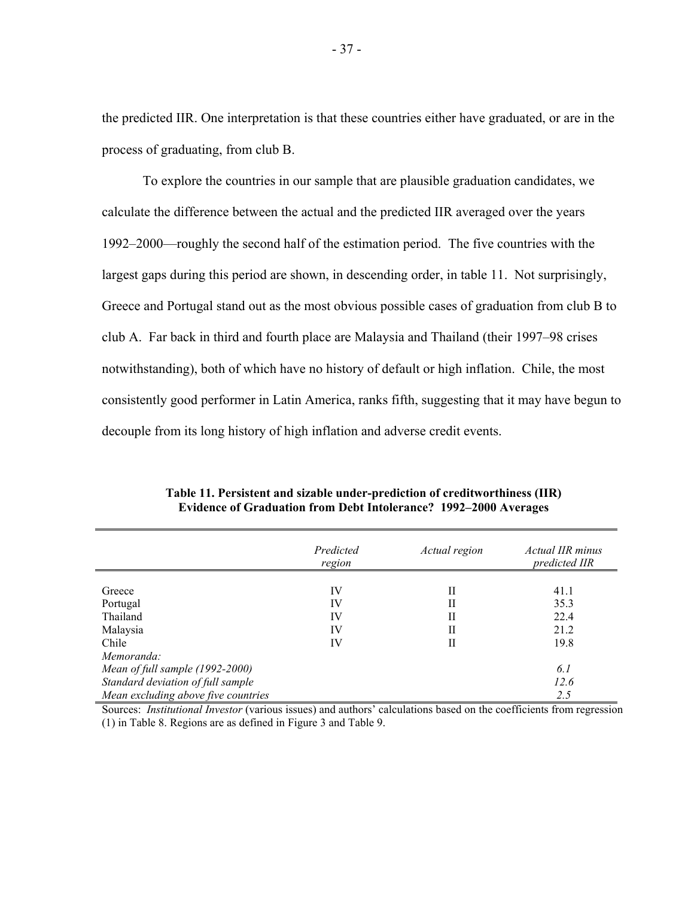the predicted IIR. One interpretation is that these countries either have graduated, or are in the process of graduating, from club B.

To explore the countries in our sample that are plausible graduation candidates, we calculate the difference between the actual and the predicted IIR averaged over the years 1992–2000—roughly the second half of the estimation period. The five countries with the largest gaps during this period are shown, in descending order, in table 11. Not surprisingly, Greece and Portugal stand out as the most obvious possible cases of graduation from club B to club A. Far back in third and fourth place are Malaysia and Thailand (their 1997–98 crises notwithstanding), both of which have no history of default or high inflation. Chile, the most consistently good performer in Latin America, ranks fifth, suggesting that it may have begun to decouple from its long history of high inflation and adverse credit events.

**Table 11. Persistent and sizable under-prediction of creditworthiness (IIR) Evidence of Graduation from Debt Intolerance? 1992–2000 Averages**

| | *Predicted region* | *Actual region* | *Actual IIR minus predicted IIR* |
|---|---|---|---|
| Greece | IV | II | 41.1 |
| Portugal | IV | II | 35.3 |
| Thailand | IV | II | 22.4 |
| Malaysia | IV | II | 21.2 |
| Chile | IV | II | 19.8 |
| *Memoranda:* | | | |
| *Mean of full sample (1992-2000)* | | | *6.1* |
| *Standard deviation of full sample* | | | *12.6* |
| *Mean excluding above five countries* | | | *2.5* |

Sources: *Institutional Investor* (various issues) and authors' calculations based on the coefficients from regression (1) in Table 8. Regions are as defined in Figure 3 and Table 9.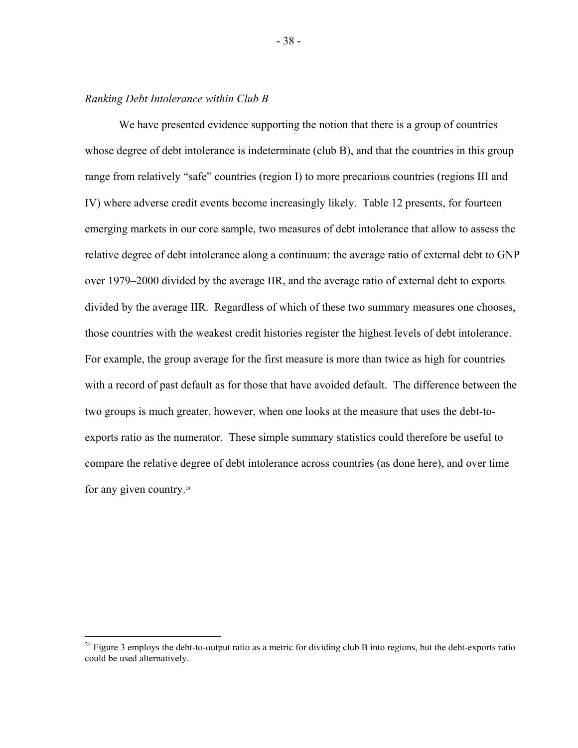*Ranking Debt Intolerance within Club B*

We have presented evidence supporting the notion that there is a group of countries whose degree of debt intolerance is indeterminate (club B), and that the countries in this group range from relatively "safe" countries (region I) to more precarious countries (regions III and IV) where adverse credit events become increasingly likely. Table 12 presents, for fourteen emerging markets in our core sample, two measures of debt intolerance that allow to assess the relative degree of debt intolerance along a continuum: the average ratio of external debt to GNP over 1979–2000 divided by the average IIR, and the average ratio of external debt to exports divided by the average IIR. Regardless of which of these two summary measures one chooses, those countries with the weakest credit histories register the highest levels of debt intolerance. For example, the group average for the first measure is more than twice as high for countries with a record of past default as for those that have avoided default. The difference between the two groups is much greater, however, when one looks at the measure that uses the debt-to-exports ratio as the numerator. These simple summary statistics could therefore be useful to compare the relative degree of debt intolerance across countries (as done here), and over time for any given country.[24]

---

[24] Figure 3 employs the debt-to-output ratio as a metric for dividing club B into regions, but the debt-exports ratio could be used alternatively.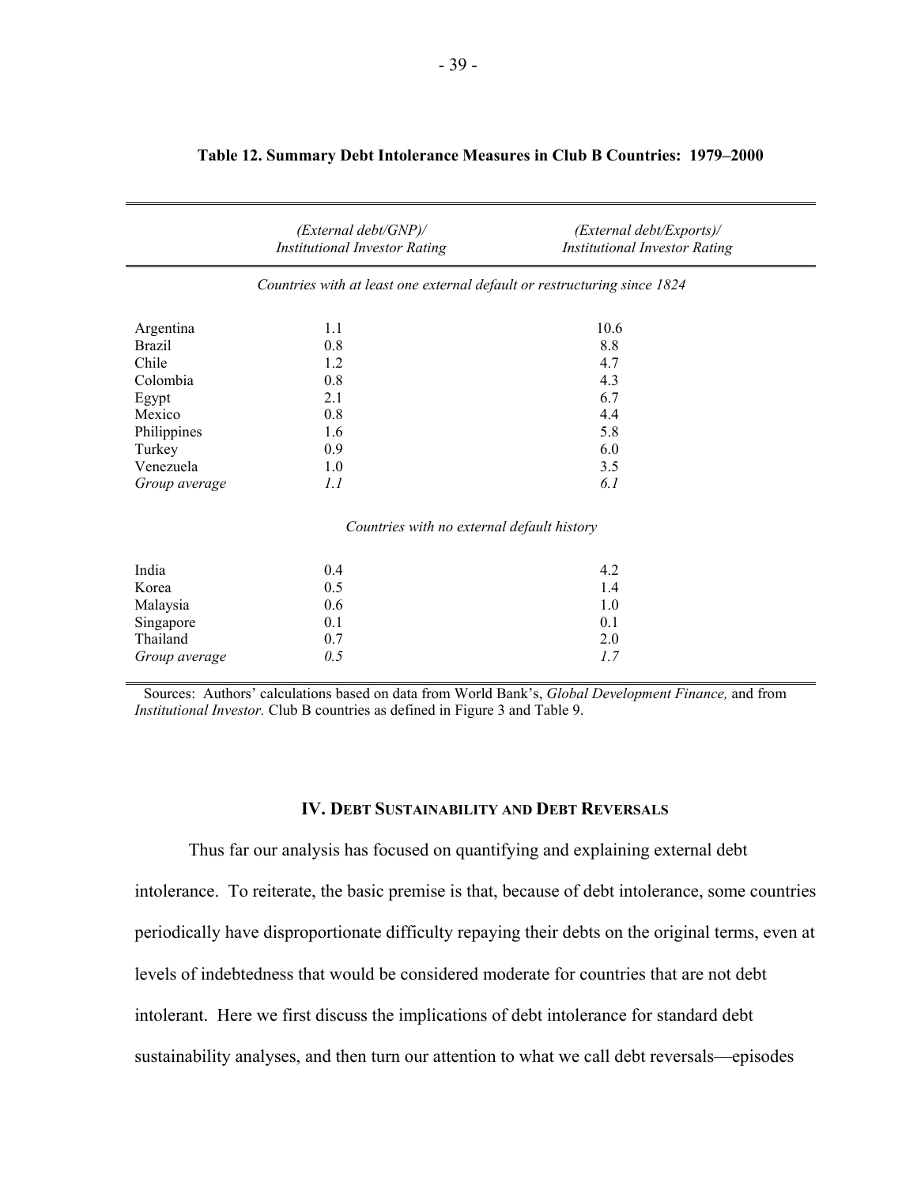**Table 12. Summary Debt Intolerance Measures in Club B Countries: 1979–2000**

| | *(External debt/GNP)/ Institutional Investor Rating* | *(External debt/Exports)/ Institutional Investor Rating* |
|---|---|---|
| *Countries with at least one external default or restructuring since 1824* | | |
| Argentina | 1.1 | 10.6 |
| Brazil | 0.8 | 8.8 |
| Chile | 1.2 | 4.7 |
| Colombia | 0.8 | 4.3 |
| Egypt | 2.1 | 6.7 |
| Mexico | 0.8 | 4.4 |
| Philippines | 1.6 | 5.8 |
| Turkey | 0.9 | 6.0 |
| Venezuela | 1.0 | 3.5 |
| *Group average* | *1.1* | *6.1* |
| *Countries with no external default history* | | |
| India | 0.4 | 4.2 |
| Korea | 0.5 | 1.4 |
| Malaysia | 0.6 | 1.0 |
| Singapore | 0.1 | 0.1 |
| Thailand | 0.7 | 2.0 |
| *Group average* | *0.5* | *1.7* |

Sources: Authors' calculations based on data from World Bank's, *Global Development Finance,* and from *Institutional Investor.* Club B countries as defined in Figure 3 and Table 9.

## IV. Debt Sustainability and Debt Reversals

Thus far our analysis has focused on quantifying and explaining external debt intolerance. To reiterate, the basic premise is that, because of debt intolerance, some countries periodically have disproportionate difficulty repaying their debts on the original terms, even at levels of indebtedness that would be considered moderate for countries that are not debt intolerant. Here we first discuss the implications of debt intolerance for standard debt sustainability analyses, and then turn our attention to what we call debt reversals—episodes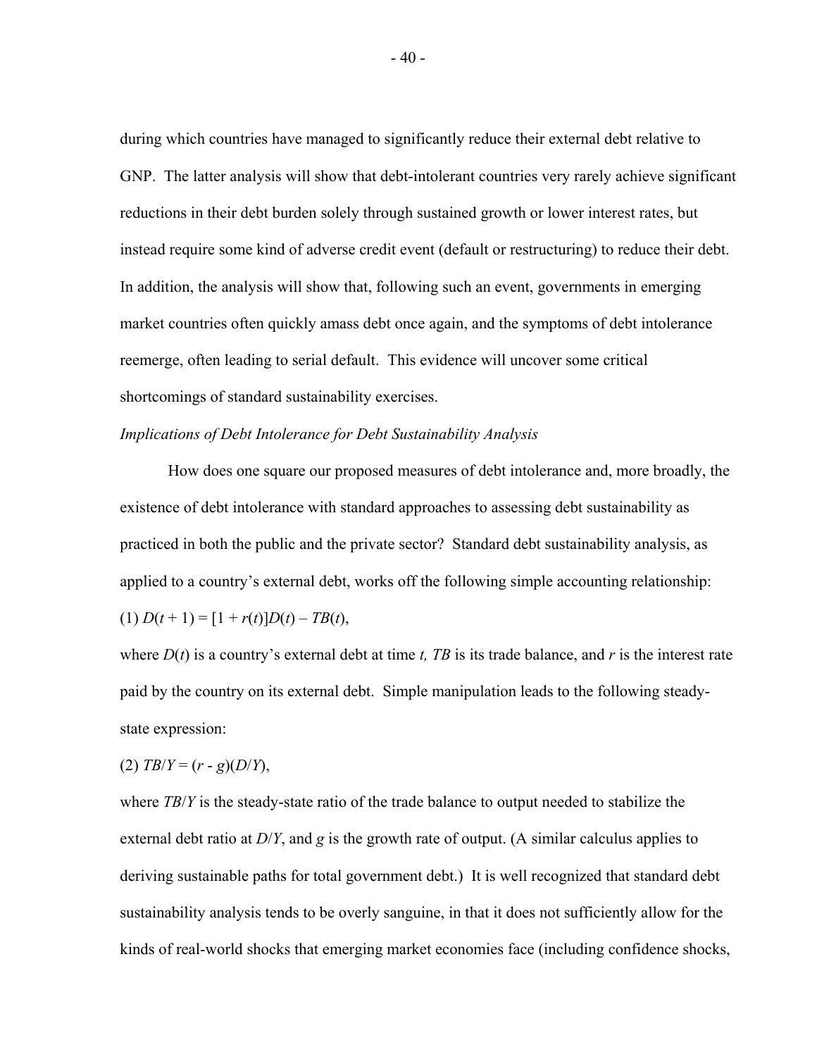during which countries have managed to significantly reduce their external debt relative to GNP. The latter analysis will show that debt-intolerant countries very rarely achieve significant reductions in their debt burden solely through sustained growth or lower interest rates, but instead require some kind of adverse credit event (default or restructuring) to reduce their debt. In addition, the analysis will show that, following such an event, governments in emerging market countries often quickly amass debt once again, and the symptoms of debt intolerance reemerge, often leading to serial default. This evidence will uncover some critical shortcomings of standard sustainability exercises.

*Implications of Debt Intolerance for Debt Sustainability Analysis*

How does one square our proposed measures of debt intolerance and, more broadly, the existence of debt intolerance with standard approaches to assessing debt sustainability as practiced in both the public and the private sector? Standard debt sustainability analysis, as applied to a country's external debt, works off the following simple accounting relationship:

(1) $D(t + 1) = [1 + r(t)]D(t) – TB(t)$,

where $D(t)$ is a country's external debt at time $t$, $TB$ is its trade balance, and $r$ is the interest rate paid by the country on its external debt. Simple manipulation leads to the following steady-state expression:

(2) $TB/Y = (r - g)(D/Y)$,

where $TB/Y$ is the steady-state ratio of the trade balance to output needed to stabilize the external debt ratio at $D/Y$, and $g$ is the growth rate of output. (A similar calculus applies to deriving sustainable paths for total government debt.) It is well recognized that standard debt sustainability analysis tends to be overly sanguine, in that it does not sufficiently allow for the kinds of real-world shocks that emerging market economies face (including confidence shocks,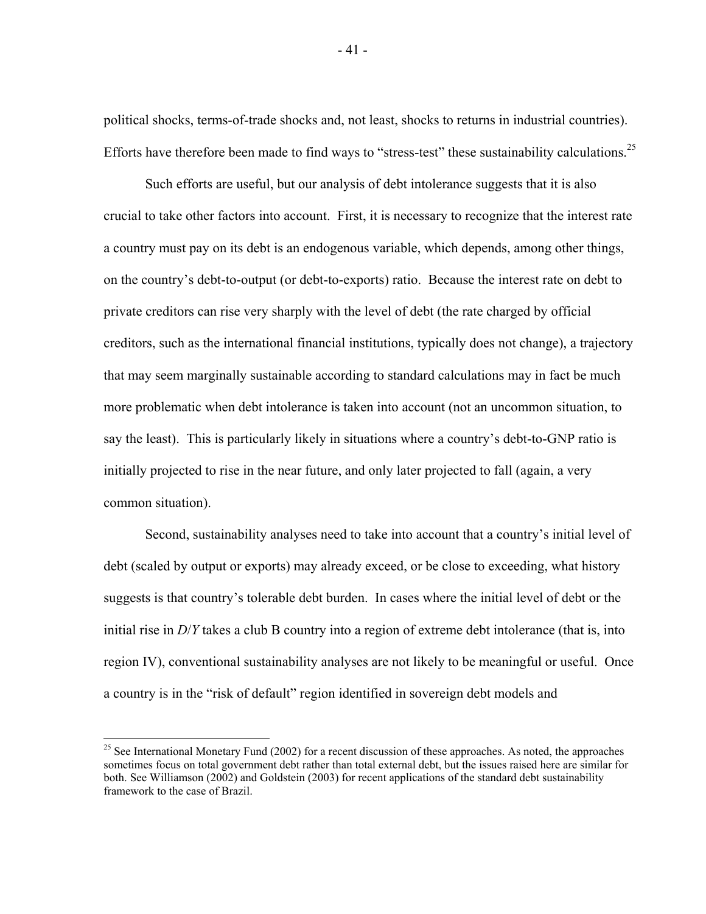political shocks, terms-of-trade shocks and, not least, shocks to returns in industrial countries). Efforts have therefore been made to find ways to "stress-test" these sustainability calculations.[25]

Such efforts are useful, but our analysis of debt intolerance suggests that it is also crucial to take other factors into account. First, it is necessary to recognize that the interest rate a country must pay on its debt is an endogenous variable, which depends, among other things, on the country's debt-to-output (or debt-to-exports) ratio. Because the interest rate on debt to private creditors can rise very sharply with the level of debt (the rate charged by official creditors, such as the international financial institutions, typically does not change), a trajectory that may seem marginally sustainable according to standard calculations may in fact be much more problematic when debt intolerance is taken into account (not an uncommon situation, to say the least). This is particularly likely in situations where a country's debt-to-GNP ratio is initially projected to rise in the near future, and only later projected to fall (again, a very common situation).

Second, sustainability analyses need to take into account that a country's initial level of debt (scaled by output or exports) may already exceed, or be close to exceeding, what history suggests is that country's tolerable debt burden. In cases where the initial level of debt or the initial rise in $D/Y$ takes a club B country into a region of extreme debt intolerance (that is, into region IV), conventional sustainability analyses are not likely to be meaningful or useful. Once a country is in the "risk of default" region identified in sovereign debt models and

---

[25] See International Monetary Fund (2002) for a recent discussion of these approaches. As noted, the approaches sometimes focus on total government debt rather than total external debt, but the issues raised here are similar for both. See Williamson (2002) and Goldstein (2003) for recent applications of the standard debt sustainability framework to the case of Brazil.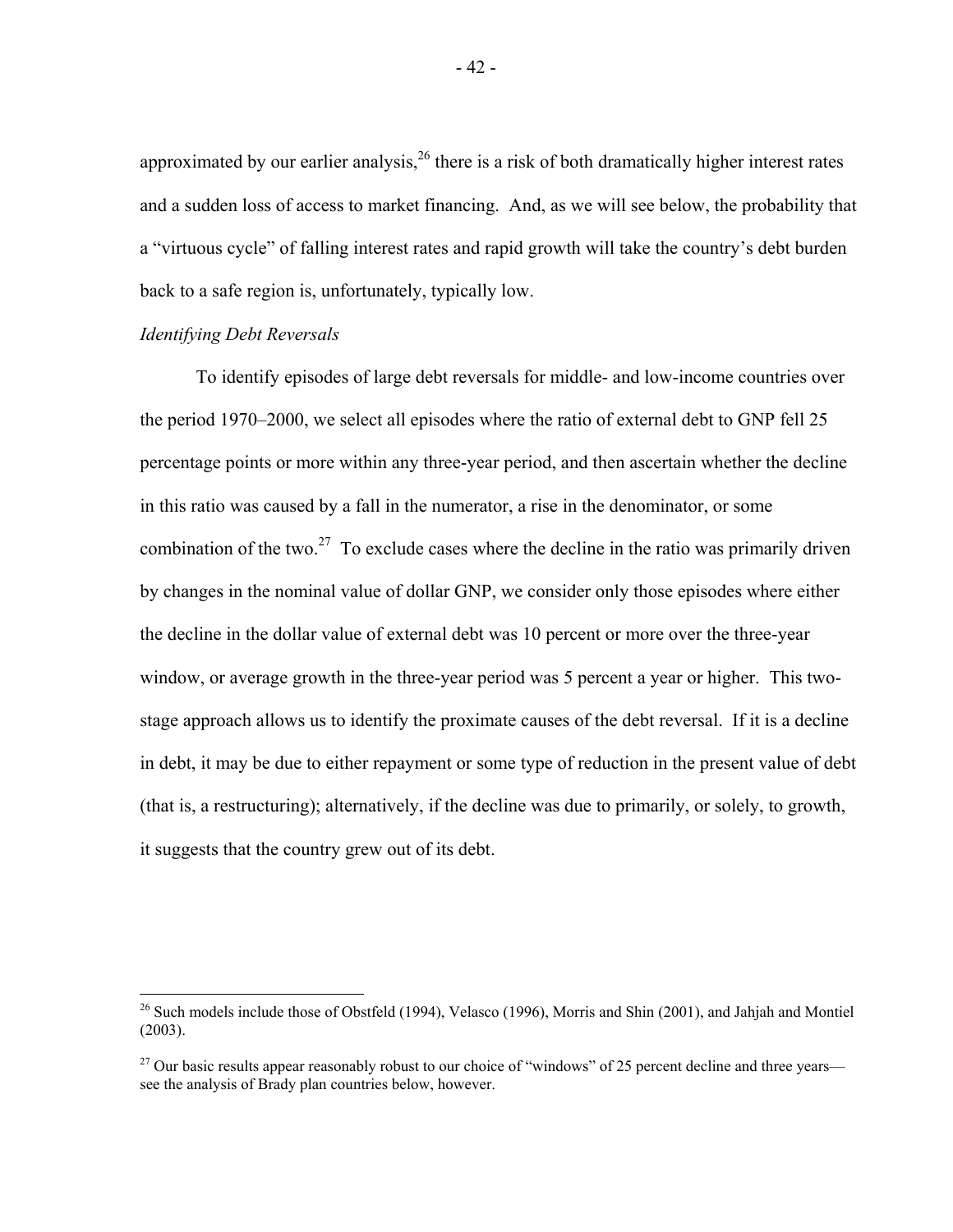approximated by our earlier analysis,[26] there is a risk of both dramatically higher interest rates and a sudden loss of access to market financing. And, as we will see below, the probability that a "virtuous cycle" of falling interest rates and rapid growth will take the country's debt burden back to a safe region is, unfortunately, typically low.

*Identifying Debt Reversals*

To identify episodes of large debt reversals for middle- and low-income countries over the period 1970–2000, we select all episodes where the ratio of external debt to GNP fell 25 percentage points or more within any three-year period, and then ascertain whether the decline in this ratio was caused by a fall in the numerator, a rise in the denominator, or some combination of the two.[27] To exclude cases where the decline in the ratio was primarily driven by changes in the nominal value of dollar GNP, we consider only those episodes where either the decline in the dollar value of external debt was 10 percent or more over the three-year window, or average growth in the three-year period was 5 percent a year or higher. This two-stage approach allows us to identify the proximate causes of the debt reversal. If it is a decline in debt, it may be due to either repayment or some type of reduction in the present value of debt (that is, a restructuring); alternatively, if the decline was due to primarily, or solely, to growth, it suggests that the country grew out of its debt.

---

[26] Such models include those of Obstfeld (1994), Velasco (1996), Morris and Shin (2001), and Jahjah and Montiel (2003).

[27] Our basic results appear reasonably robust to our choice of "windows" of 25 percent decline and three years—see the analysis of Brady plan countries below, however.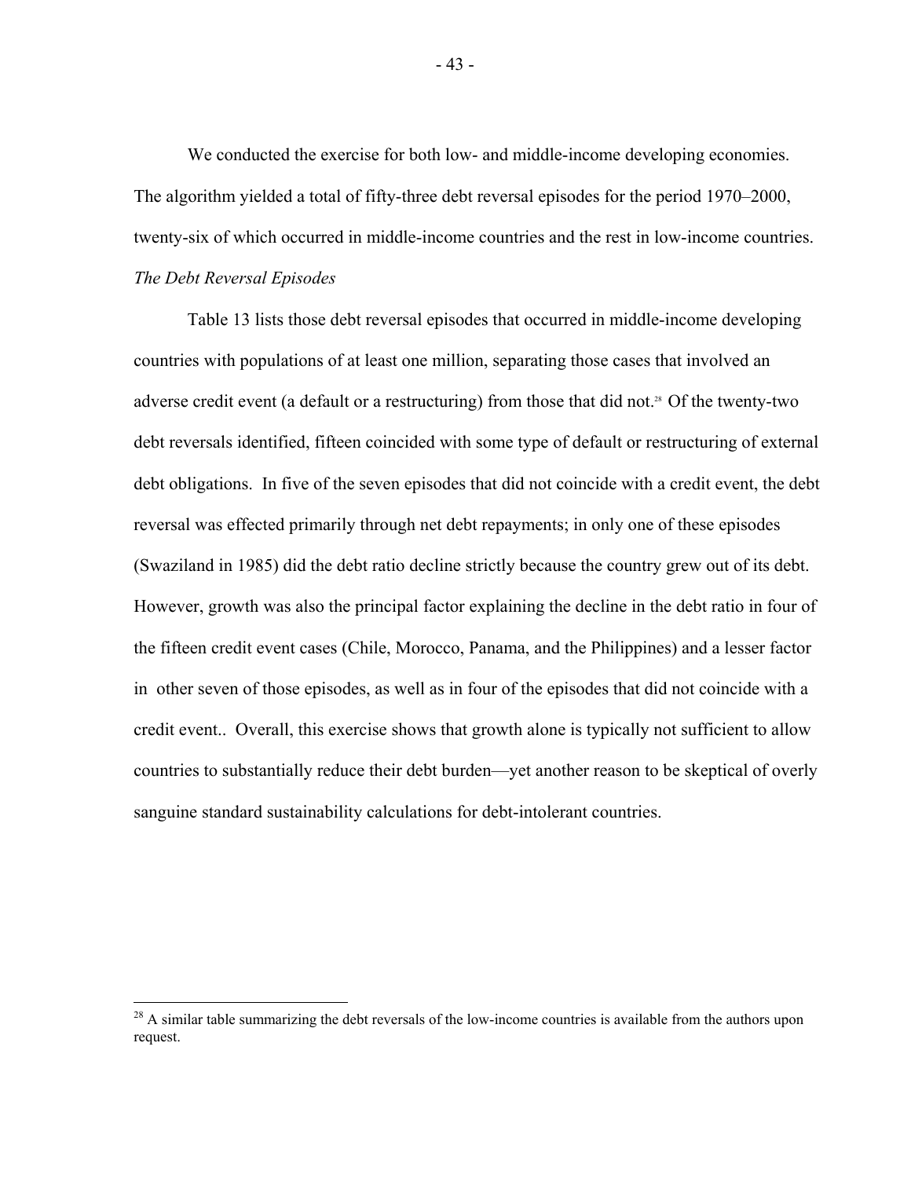We conducted the exercise for both low- and middle-income developing economies. The algorithm yielded a total of fifty-three debt reversal episodes for the period 1970–2000, twenty-six of which occurred in middle-income countries and the rest in low-income countries.

*The Debt Reversal Episodes*

Table 13 lists those debt reversal episodes that occurred in middle-income developing countries with populations of at least one million, separating those cases that involved an adverse credit event (a default or a restructuring) from those that did not.[28] Of the twenty-two debt reversals identified, fifteen coincided with some type of default or restructuring of external debt obligations. In five of the seven episodes that did not coincide with a credit event, the debt reversal was effected primarily through net debt repayments; in only one of these episodes (Swaziland in 1985) did the debt ratio decline strictly because the country grew out of its debt. However, growth was also the principal factor explaining the decline in the debt ratio in four of the fifteen credit event cases (Chile, Morocco, Panama, and the Philippines) and a lesser factor in other seven of those episodes, as well as in four of the episodes that did not coincide with a credit event.. Overall, this exercise shows that growth alone is typically not sufficient to allow countries to substantially reduce their debt burden—yet another reason to be skeptical of overly sanguine standard sustainability calculations for debt-intolerant countries.

[28] A similar table summarizing the debt reversals of the low-income countries is available from the authors upon request.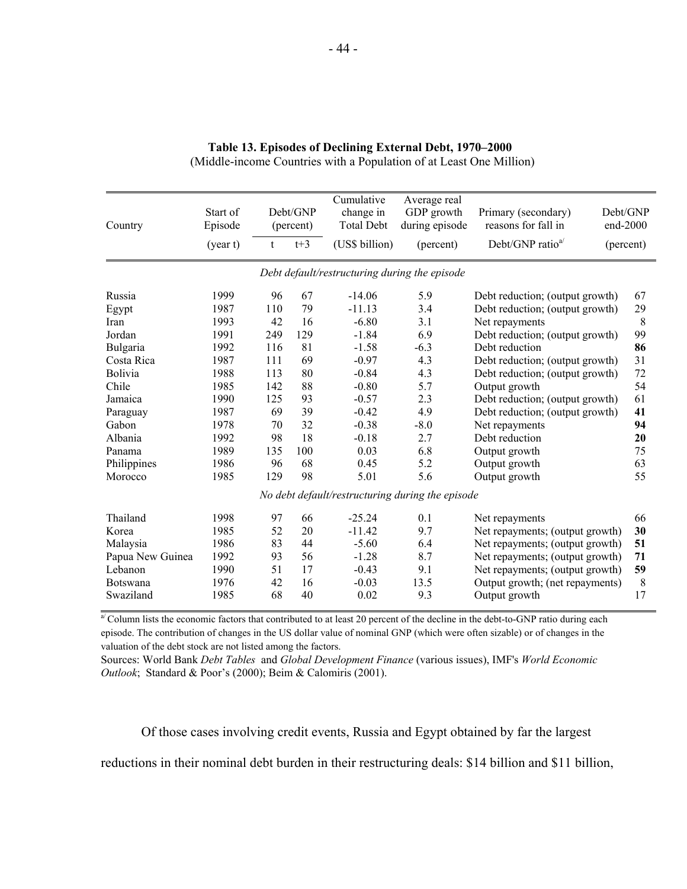**Table 13. Episodes of Declining External Debt, 1970–2000**
(Middle-income Countries with a Population of at Least One Million)

| Country | Start of Episode | Debt/GNP (percent) | | Cumulative change in Total Debt | Average real GDP growth during episode | Primary (secondary) reasons for fall in | Debt/GNP end-2000 |
|---|---|---|---|---|---|---|---|
| | (year t) | t | t+3 | (US$ billion) | (percent) | Debt/GNP ratio[a] | (percent) |
| *Debt default/restructuring during the episode* | | | | | | | |
| Russia | 1999 | 96 | 67 | -14.06 | 5.9 | Debt reduction; (output growth) | 67 |
| Egypt | 1987 | 110 | 79 | -11.13 | 3.4 | Debt reduction; (output growth) | 29 |
| Iran | 1993 | 42 | 16 | -6.80 | 3.1 | Net repayments | 8 |
| Jordan | 1991 | 249 | 129 | -1.84 | 6.9 | Debt reduction; (output growth) | 99 |
| Bulgaria | 1992 | 116 | 81 | -1.58 | -6.3 | Debt reduction | **86** |
| Costa Rica | 1987 | 111 | 69 | -0.97 | 4.3 | Debt reduction; (output growth) | 31 |
| Bolivia | 1988 | 113 | 80 | -0.84 | 4.3 | Debt reduction; (output growth) | 72 |
| Chile | 1985 | 142 | 88 | -0.80 | 5.7 | Output growth | 54 |
| Jamaica | 1990 | 125 | 93 | -0.57 | 2.3 | Debt reduction; (output growth) | 61 |
| Paraguay | 1987 | 69 | 39 | -0.42 | 4.9 | Debt reduction; (output growth) | **41** |
| Gabon | 1978 | 70 | 32 | -0.38 | -8.0 | Net repayments | **94** |
| Albania | 1992 | 98 | 18 | -0.18 | 2.7 | Debt reduction | **20** |
| Panama | 1989 | 135 | 100 | 0.03 | 6.8 | Output growth | 75 |
| Philippines | 1986 | 96 | 68 | 0.45 | 5.2 | Output growth | 63 |
| Morocco | 1985 | 129 | 98 | 5.01 | 5.6 | Output growth | 55 |
| *No debt default/restructuring during the episode* | | | | | | | |
| Thailand | 1998 | 97 | 66 | -25.24 | 0.1 | Net repayments | 66 |
| Korea | 1985 | 52 | 20 | -11.42 | 9.7 | Net repayments; (output growth) | **30** |
| Malaysia | 1986 | 83 | 44 | -5.60 | 6.4 | Net repayments; (output growth) | **51** |
| Papua New Guinea | 1992 | 93 | 56 | -1.28 | 8.7 | Net repayments; (output growth) | **71** |
| Lebanon | 1990 | 51 | 17 | -0.43 | 9.1 | Net repayments; (output growth) | **59** |
| Botswana | 1976 | 42 | 16 | -0.03 | 13.5 | Output growth; (net repayments) | 8 |
| Swaziland | 1985 | 68 | 40 | 0.02 | 9.3 | Output growth | 17 |

[a] Column lists the economic factors that contributed to at least 20 percent of the decline in the debt-to-GNP ratio during each episode. The contribution of changes in the US dollar value of nominal GNP (which were often sizable) or of changes in the valuation of the debt stock are not listed among the factors.

Sources: World Bank *Debt Tables* and *Global Development Finance* (various issues), IMF's *World Economic Outlook*; Standard & Poor's (2000); Beim & Calomiris (2001).

Of those cases involving credit events, Russia and Egypt obtained by far the largest reductions in their nominal debt burden in their restructuring deals: \$14 billion and \$11 billion,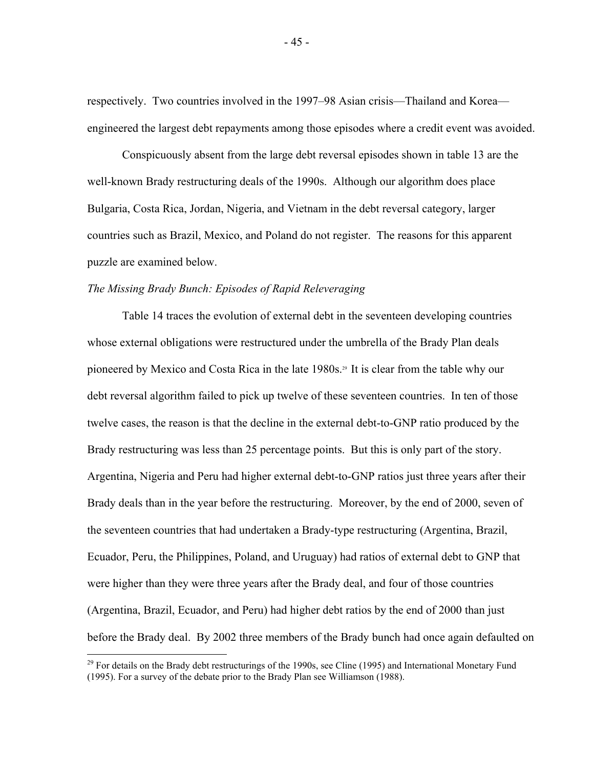respectively. Two countries involved in the 1997–98 Asian crisis—Thailand and Korea—engineered the largest debt repayments among those episodes where a credit event was avoided.

Conspicuously absent from the large debt reversal episodes shown in table 13 are the well-known Brady restructuring deals of the 1990s. Although our algorithm does place Bulgaria, Costa Rica, Jordan, Nigeria, and Vietnam in the debt reversal category, larger countries such as Brazil, Mexico, and Poland do not register. The reasons for this apparent puzzle are examined below.

*The Missing Brady Bunch: Episodes of Rapid Releveraging*

Table 14 traces the evolution of external debt in the seventeen developing countries whose external obligations were restructured under the umbrella of the Brady Plan deals pioneered by Mexico and Costa Rica in the late 1980s.[29] It is clear from the table why our debt reversal algorithm failed to pick up twelve of these seventeen countries. In ten of those twelve cases, the reason is that the decline in the external debt-to-GNP ratio produced by the Brady restructuring was less than 25 percentage points. But this is only part of the story. Argentina, Nigeria and Peru had higher external debt-to-GNP ratios just three years after their Brady deals than in the year before the restructuring. Moreover, by the end of 2000, seven of the seventeen countries that had undertaken a Brady-type restructuring (Argentina, Brazil, Ecuador, Peru, the Philippines, Poland, and Uruguay) had ratios of external debt to GNP that were higher than they were three years after the Brady deal, and four of those countries (Argentina, Brazil, Ecuador, and Peru) had higher debt ratios by the end of 2000 than just before the Brady deal. By 2002 three members of the Brady bunch had once again defaulted on

[29] For details on the Brady debt restructurings of the 1990s, see Cline (1995) and International Monetary Fund (1995). For a survey of the debate prior to the Brady Plan see Williamson (1988).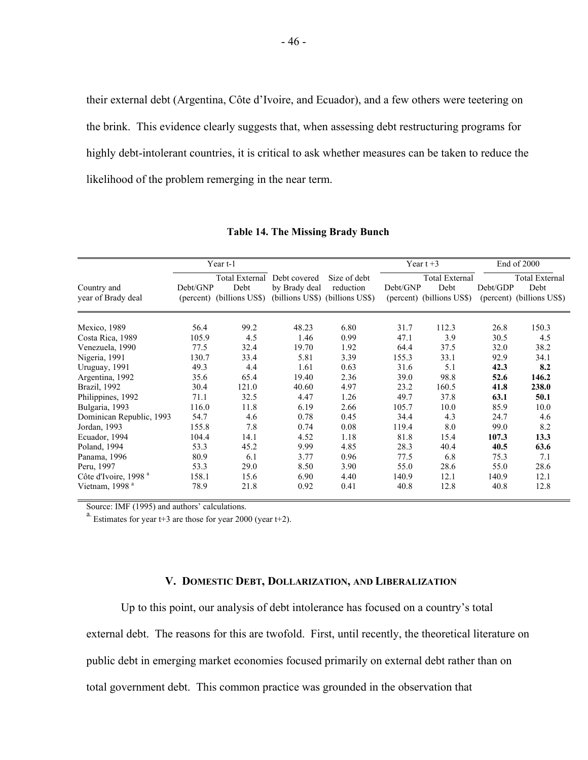their external debt (Argentina, Côte d'Ivoire, and Ecuador), and a few others were teetering on the brink. This evidence clearly suggests that, when assessing debt restructuring programs for highly debt-intolerant countries, it is critical to ask whether measures can be taken to reduce the likelihood of the problem remerging in the near term.

**Table 14. The Missing Brady Bunch**

| Country and year of Brady deal | Year t-1 | | Debt covered by Brady deal (billions US$) | Size of debt reduction (billions US$) | Year t +3 | | End of 2000 | |
|---|---|---|---|---|---|---|---|---|
| | Debt/GNP (percent) | Total External Debt (billions US$) | | | Debt/GNP (percent) | Total External Debt (billions US$) | Debt/GDP (percent) | Total External Debt (billions US$) |
| Mexico, 1989 | 56.4 | 99.2 | 48.23 | 6.80 | 31.7 | 112.3 | 26.8 | 150.3 |
| Costa Rica, 1989 | 105.9 | 4.5 | 1.46 | 0.99 | 47.1 | 3.9 | 30.5 | 4.5 |
| Venezuela, 1990 | 77.5 | 32.4 | 19.70 | 1.92 | 64.4 | 37.5 | 32.0 | 38.2 |
| Nigeria, 1991 | 130.7 | 33.4 | 5.81 | 3.39 | 155.3 | 33.1 | 92.9 | 34.1 |
| Uruguay, 1991 | 49.3 | 4.4 | 1.61 | 0.63 | 31.6 | 5.1 | **42.3** | **8.2** |
| Argentina, 1992 | 35.6 | 65.4 | 19.40 | 2.36 | 39.0 | 98.8 | **52.6** | **146.2** |
| Brazil, 1992 | 30.4 | 121.0 | 40.60 | 4.97 | 23.2 | 160.5 | **41.8** | **238.0** |
| Philippines, 1992 | 71.1 | 32.5 | 4.47 | 1.26 | 49.7 | 37.8 | **63.1** | **50.1** |
| Bulgaria, 1993 | 116.0 | 11.8 | 6.19 | 2.66 | 105.7 | 10.0 | 85.9 | 10.0 |
| Dominican Republic, 1993 | 54.7 | 4.6 | 0.78 | 0.45 | 34.4 | 4.3 | 24.7 | 4.6 |
| Jordan, 1993 | 155.8 | 7.8 | 0.74 | 0.08 | 119.4 | 8.0 | 99.0 | 8.2 |
| Ecuador, 1994 | 104.4 | 14.1 | 4.52 | 1.18 | 81.8 | 15.4 | **107.3** | **13.3** |
| Poland, 1994 | 53.3 | 45.2 | 9.99 | 4.85 | 28.3 | 40.4 | **40.5** | **63.6** |
| Panama, 1996 | 80.9 | 6.1 | 3.77 | 0.96 | 77.5 | 6.8 | 75.3 | 7.1 |
| Peru, 1997 | 53.3 | 29.0 | 8.50 | 3.90 | 55.0 | 28.6 | 55.0 | 28.6 |
| Côte d'Ivoire, 1998 [a] | 158.1 | 15.6 | 6.90 | 4.40 | 140.9 | 12.1 | 140.9 | 12.1 |
| Vietnam, 1998 [a] | 78.9 | 21.8 | 0.92 | 0.41 | 40.8 | 12.8 | 40.8 | 12.8 |

Source: IMF (1995) and authors' calculations.

[a] Estimates for year t+3 are those for year 2000 (year t+2).

## V. Domestic Debt, Dollarization, and Liberalization

Up to this point, our analysis of debt intolerance has focused on a country's total external debt. The reasons for this are twofold. First, until recently, the theoretical literature on public debt in emerging market economies focused primarily on external debt rather than on total government debt. This common practice was grounded in the observation that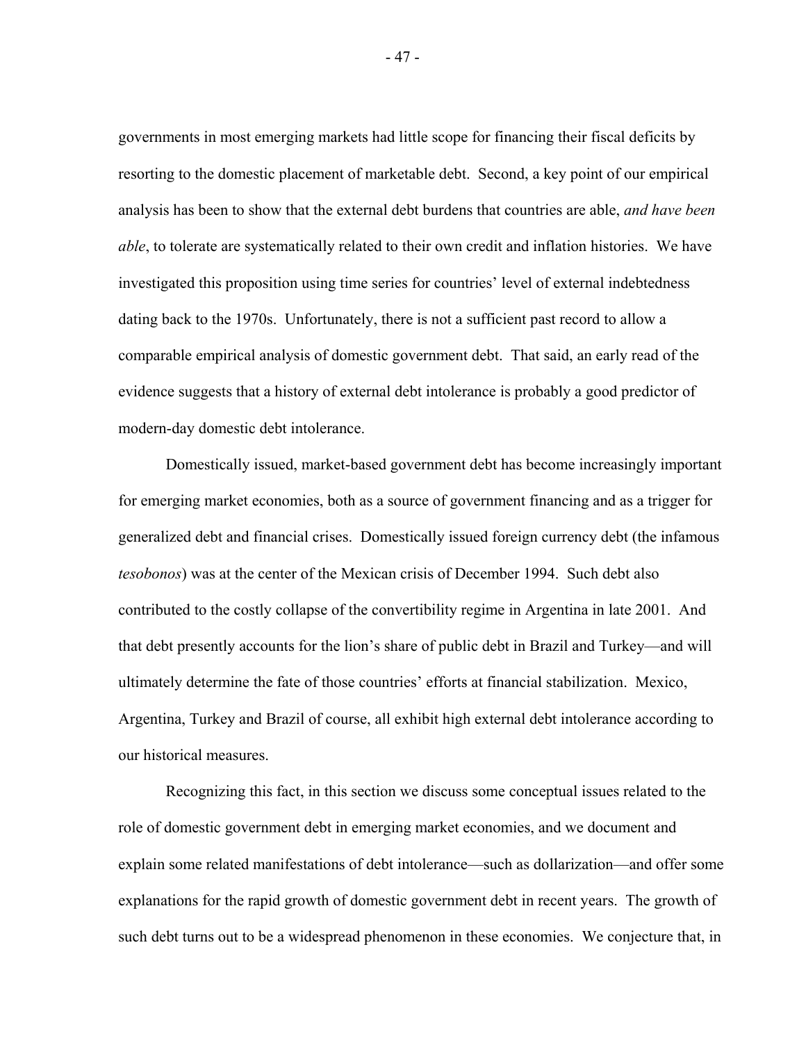governments in most emerging markets had little scope for financing their fiscal deficits by resorting to the domestic placement of marketable debt. Second, a key point of our empirical analysis has been to show that the external debt burdens that countries are able, *and have been able*, to tolerate are systematically related to their own credit and inflation histories. We have investigated this proposition using time series for countries' level of external indebtedness dating back to the 1970s. Unfortunately, there is not a sufficient past record to allow a comparable empirical analysis of domestic government debt. That said, an early read of the evidence suggests that a history of external debt intolerance is probably a good predictor of modern-day domestic debt intolerance.

Domestically issued, market-based government debt has become increasingly important for emerging market economies, both as a source of government financing and as a trigger for generalized debt and financial crises. Domestically issued foreign currency debt (the infamous *tesobonos*) was at the center of the Mexican crisis of December 1994. Such debt also contributed to the costly collapse of the convertibility regime in Argentina in late 2001. And that debt presently accounts for the lion's share of public debt in Brazil and Turkey—and will ultimately determine the fate of those countries' efforts at financial stabilization. Mexico, Argentina, Turkey and Brazil of course, all exhibit high external debt intolerance according to our historical measures.

Recognizing this fact, in this section we discuss some conceptual issues related to the role of domestic government debt in emerging market economies, and we document and explain some related manifestations of debt intolerance—such as dollarization—and offer some explanations for the rapid growth of domestic government debt in recent years. The growth of such debt turns out to be a widespread phenomenon in these economies. We conjecture that, in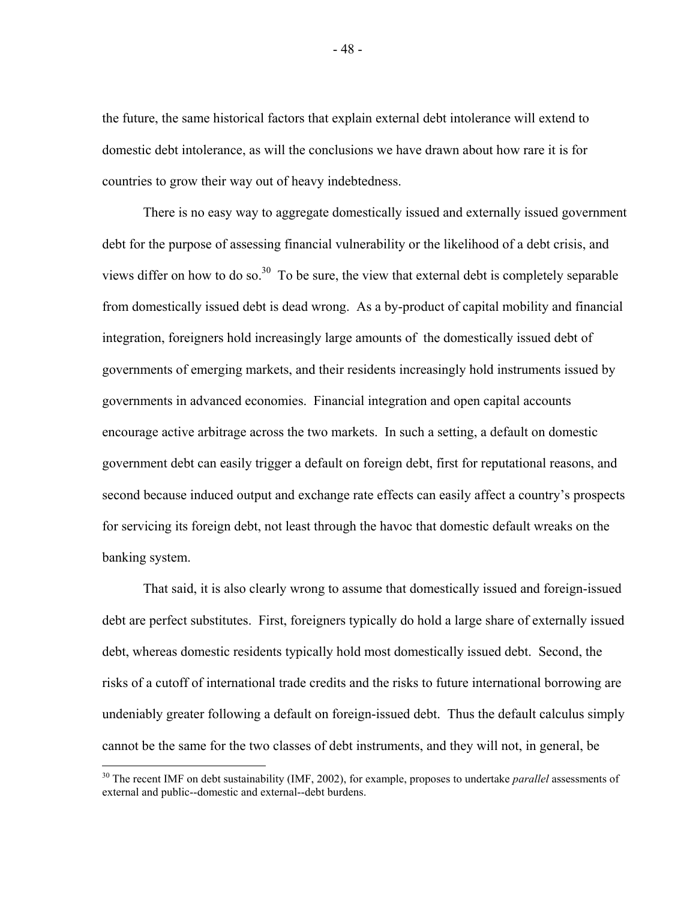the future, the same historical factors that explain external debt intolerance will extend to domestic debt intolerance, as will the conclusions we have drawn about how rare it is for countries to grow their way out of heavy indebtedness.

There is no easy way to aggregate domestically issued and externally issued government debt for the purpose of assessing financial vulnerability or the likelihood of a debt crisis, and views differ on how to do so.[30] To be sure, the view that external debt is completely separable from domestically issued debt is dead wrong. As a by-product of capital mobility and financial integration, foreigners hold increasingly large amounts of the domestically issued debt of governments of emerging markets, and their residents increasingly hold instruments issued by governments in advanced economies. Financial integration and open capital accounts encourage active arbitrage across the two markets. In such a setting, a default on domestic government debt can easily trigger a default on foreign debt, first for reputational reasons, and second because induced output and exchange rate effects can easily affect a country's prospects for servicing its foreign debt, not least through the havoc that domestic default wreaks on the banking system.

That said, it is also clearly wrong to assume that domestically issued and foreign-issued debt are perfect substitutes. First, foreigners typically do hold a large share of externally issued debt, whereas domestic residents typically hold most domestically issued debt. Second, the risks of a cutoff of international trade credits and the risks to future international borrowing are undeniably greater following a default on foreign-issued debt. Thus the default calculus simply cannot be the same for the two classes of debt instruments, and they will not, in general, be

[30] The recent IMF on debt sustainability (IMF, 2002), for example, proposes to undertake *parallel* assessments of external and public--domestic and external--debt burdens.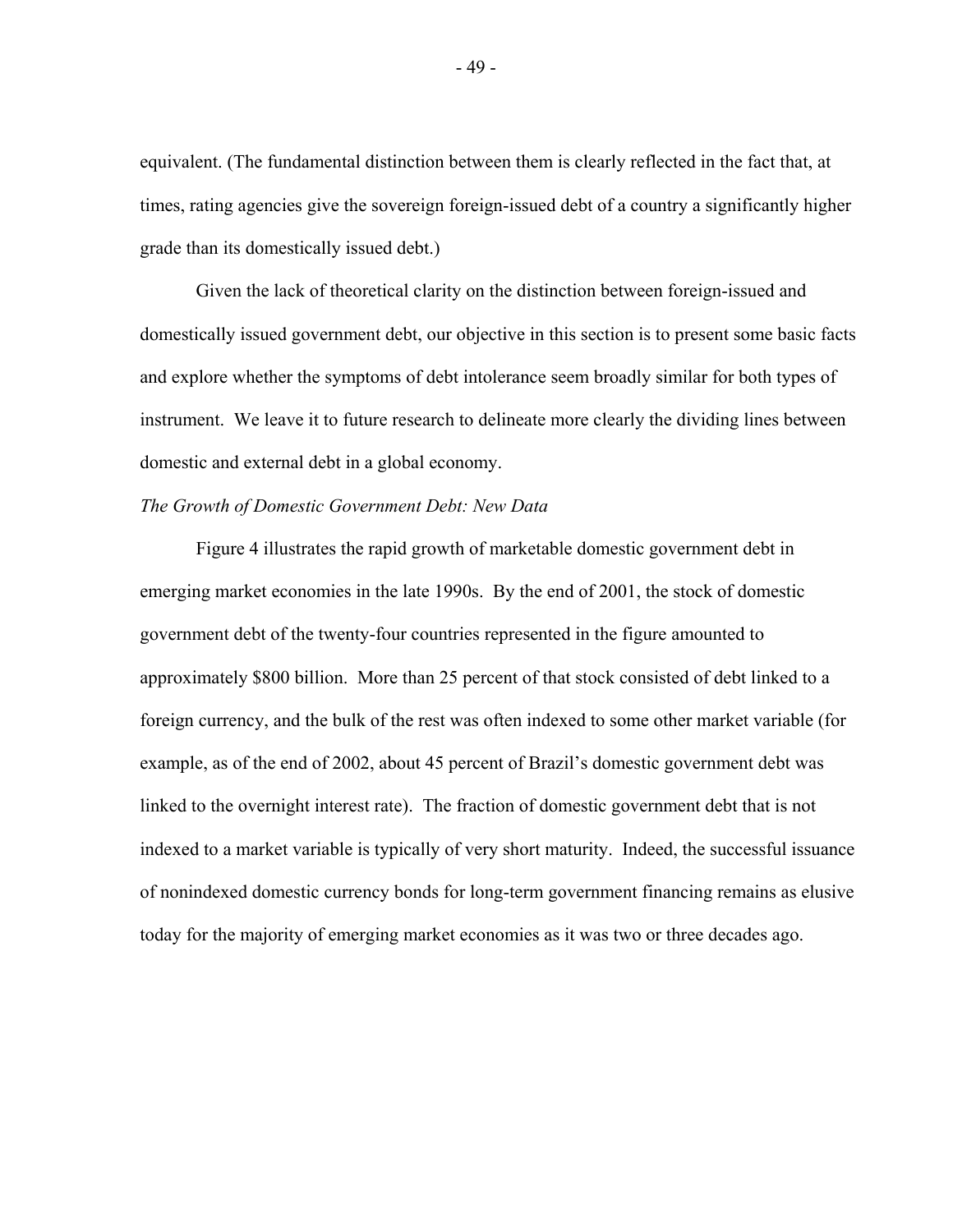equivalent. (The fundamental distinction between them is clearly reflected in the fact that, at times, rating agencies give the sovereign foreign-issued debt of a country a significantly higher grade than its domestically issued debt.)

Given the lack of theoretical clarity on the distinction between foreign-issued and domestically issued government debt, our objective in this section is to present some basic facts and explore whether the symptoms of debt intolerance seem broadly similar for both types of instrument. We leave it to future research to delineate more clearly the dividing lines between domestic and external debt in a global economy.

*The Growth of Domestic Government Debt: New Data*

Figure 4 illustrates the rapid growth of marketable domestic government debt in emerging market economies in the late 1990s. By the end of 2001, the stock of domestic government debt of the twenty-four countries represented in the figure amounted to approximately $800 billion. More than 25 percent of that stock consisted of debt linked to a foreign currency, and the bulk of the rest was often indexed to some other market variable (for example, as of the end of 2002, about 45 percent of Brazil's domestic government debt was linked to the overnight interest rate). The fraction of domestic government debt that is not indexed to a market variable is typically of very short maturity. Indeed, the successful issuance of nonindexed domestic currency bonds for long-term government financing remains as elusive today for the majority of emerging market economies as it was two or three decades ago.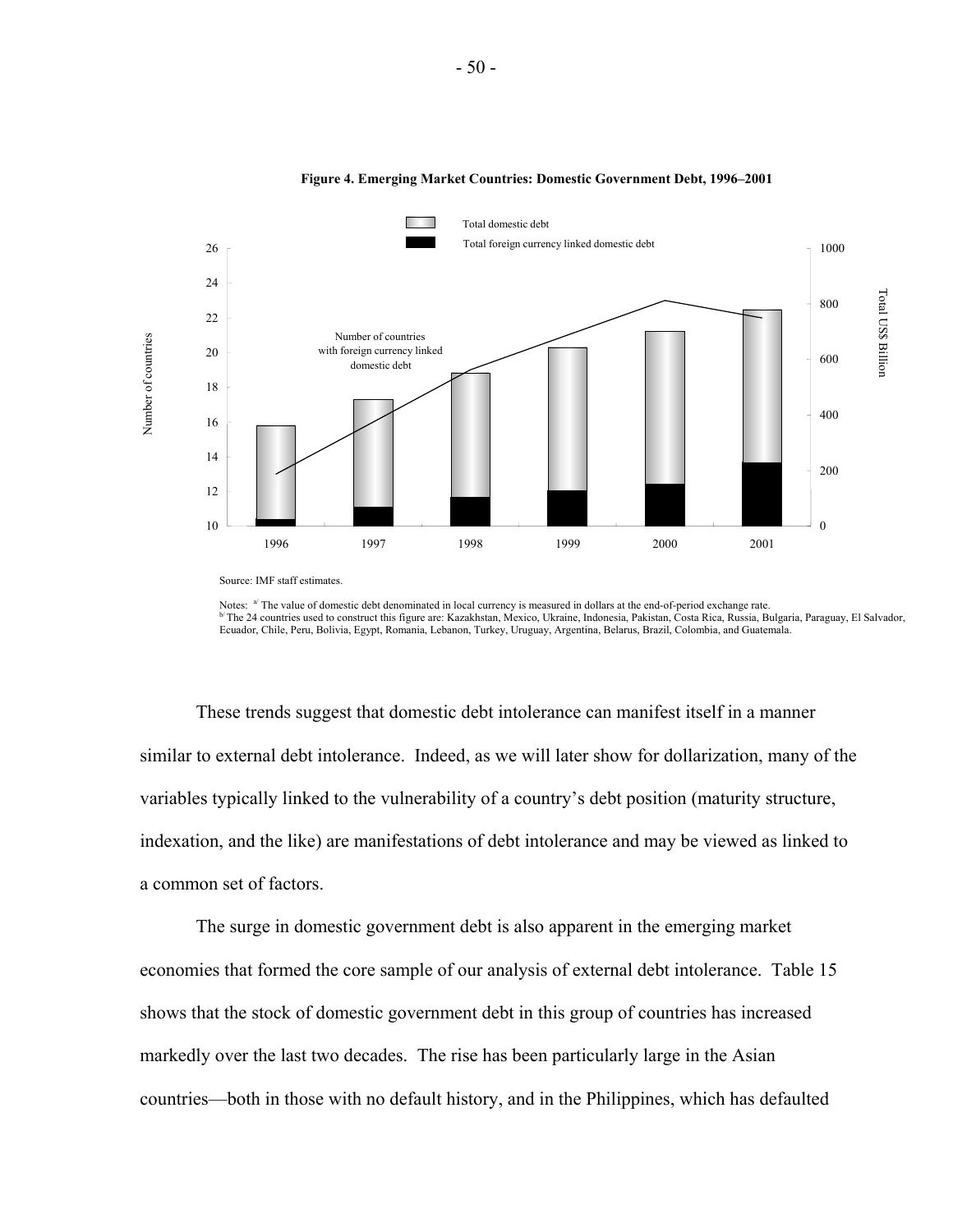**Figure 4. Emerging Market Countries: Domestic Government Debt, 1996–2001**

Source: IMF staff estimates.

Notes: [a] The value of domestic debt denominated in local currency is measured in dollars at the end-of-period exchange rate.
[b] The 24 countries used to construct this figure are: Kazakhstan, Mexico, Ukraine, Indonesia, Pakistan, Costa Rica, Russia, Bulgaria, Paraguay, El Salvador, Ecuador, Chile, Peru, Bolivia, Egypt, Romania, Lebanon, Turkey, Uruguay, Argentina, Belarus, Brazil, Colombia, and Guatemala.

These trends suggest that domestic debt intolerance can manifest itself in a manner similar to external debt intolerance. Indeed, as we will later show for dollarization, many of the variables typically linked to the vulnerability of a country's debt position (maturity structure, indexation, and the like) are manifestations of debt intolerance and may be viewed as linked to a common set of factors.

The surge in domestic government debt is also apparent in the emerging market economies that formed the core sample of our analysis of external debt intolerance. Table 15 shows that the stock of domestic government debt in this group of countries has increased markedly over the last two decades. The rise has been particularly large in the Asian countries—both in those with no default history, and in the Philippines, which has defaulted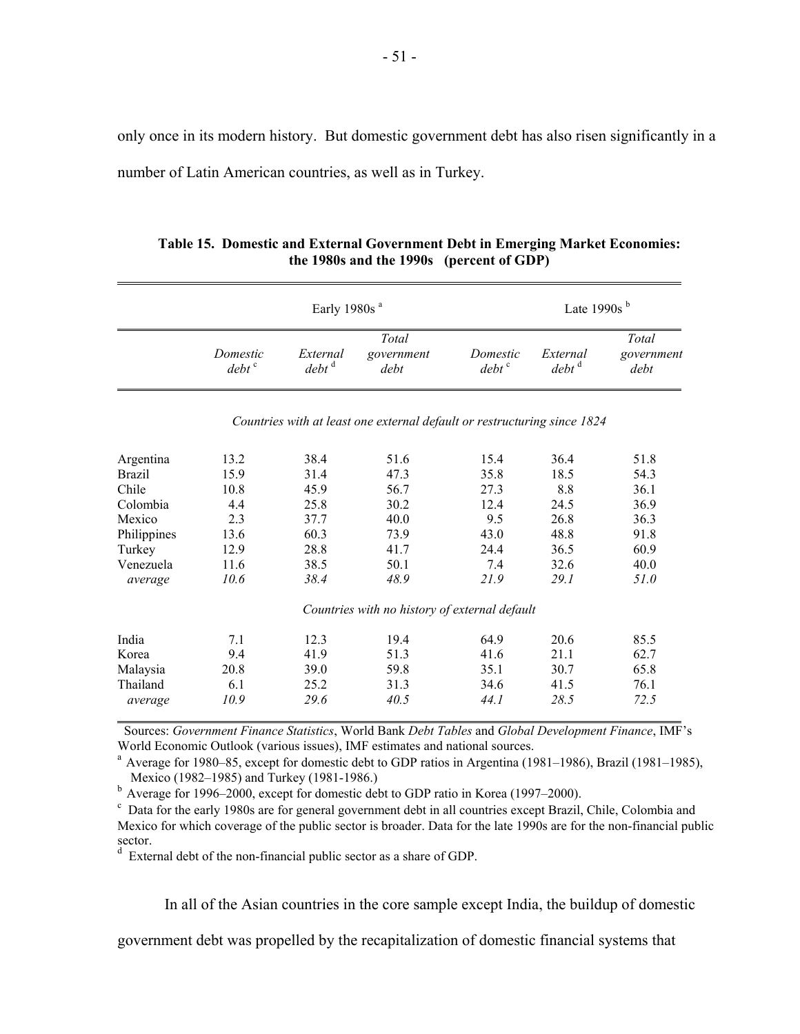only once in its modern history. But domestic government debt has also risen significantly in a number of Latin American countries, as well as in Turkey.

**Table 15. Domestic and External Government Debt in Emerging Market Economies: the 1980s and the 1990s (percent of GDP)**

| | Early 1980s [a] | | | Late 1990s [b] | | |
|---|---|---|---|---|---|---|
| | *Domestic debt* [c] | *External debt* [d] | *Total government debt* | *Domestic debt* [c] | *External debt* [d] | *Total government debt* |
| | *Countries with at least one external default or restructuring since 1824* | | | | | |
| Argentina | 13.2 | 38.4 | 51.6 | 15.4 | 36.4 | 51.8 |
| Brazil | 15.9 | 31.4 | 47.3 | 35.8 | 18.5 | 54.3 |
| Chile | 10.8 | 45.9 | 56.7 | 27.3 | 8.8 | 36.1 |
| Colombia | 4.4 | 25.8 | 30.2 | 12.4 | 24.5 | 36.9 |
| Mexico | 2.3 | 37.7 | 40.0 | 9.5 | 26.8 | 36.3 |
| Philippines | 13.6 | 60.3 | 73.9 | 43.0 | 48.8 | 91.8 |
| Turkey | 12.9 | 28.8 | 41.7 | 24.4 | 36.5 | 60.9 |
| Venezuela | 11.6 | 38.5 | 50.1 | 7.4 | 32.6 | 40.0 |
| *average* | *10.6* | *38.4* | *48.9* | *21.9* | *29.1* | *51.0* |
| | *Countries with no history of external default* | | | | | |
| India | 7.1 | 12.3 | 19.4 | 64.9 | 20.6 | 85.5 |
| Korea | 9.4 | 41.9 | 51.3 | 41.6 | 21.1 | 62.7 |
| Malaysia | 20.8 | 39.0 | 59.8 | 35.1 | 30.7 | 65.8 |
| Thailand | 6.1 | 25.2 | 31.3 | 34.6 | 41.5 | 76.1 |
| *average* | *10.9* | *29.6* | *40.5* | *44.1* | *28.5* | *72.5* |

Sources: *Government Finance Statistics*, World Bank *Debt Tables* and *Global Development Finance*, IMF's World Economic Outlook (various issues), IMF estimates and national sources.

[a] Average for 1980–85, except for domestic debt to GDP ratios in Argentina (1981–1986), Brazil (1981–1985), Mexico (1982–1985) and Turkey (1981-1986.)

[b] Average for 1996–2000, except for domestic debt to GDP ratio in Korea (1997–2000).

[c] Data for the early 1980s are for general government debt in all countries except Brazil, Chile, Colombia and Mexico for which coverage of the public sector is broader. Data for the late 1990s are for the non-financial public sector.

[d] External debt of the non-financial public sector as a share of GDP.

In all of the Asian countries in the core sample except India, the buildup of domestic government debt was propelled by the recapitalization of domestic financial systems that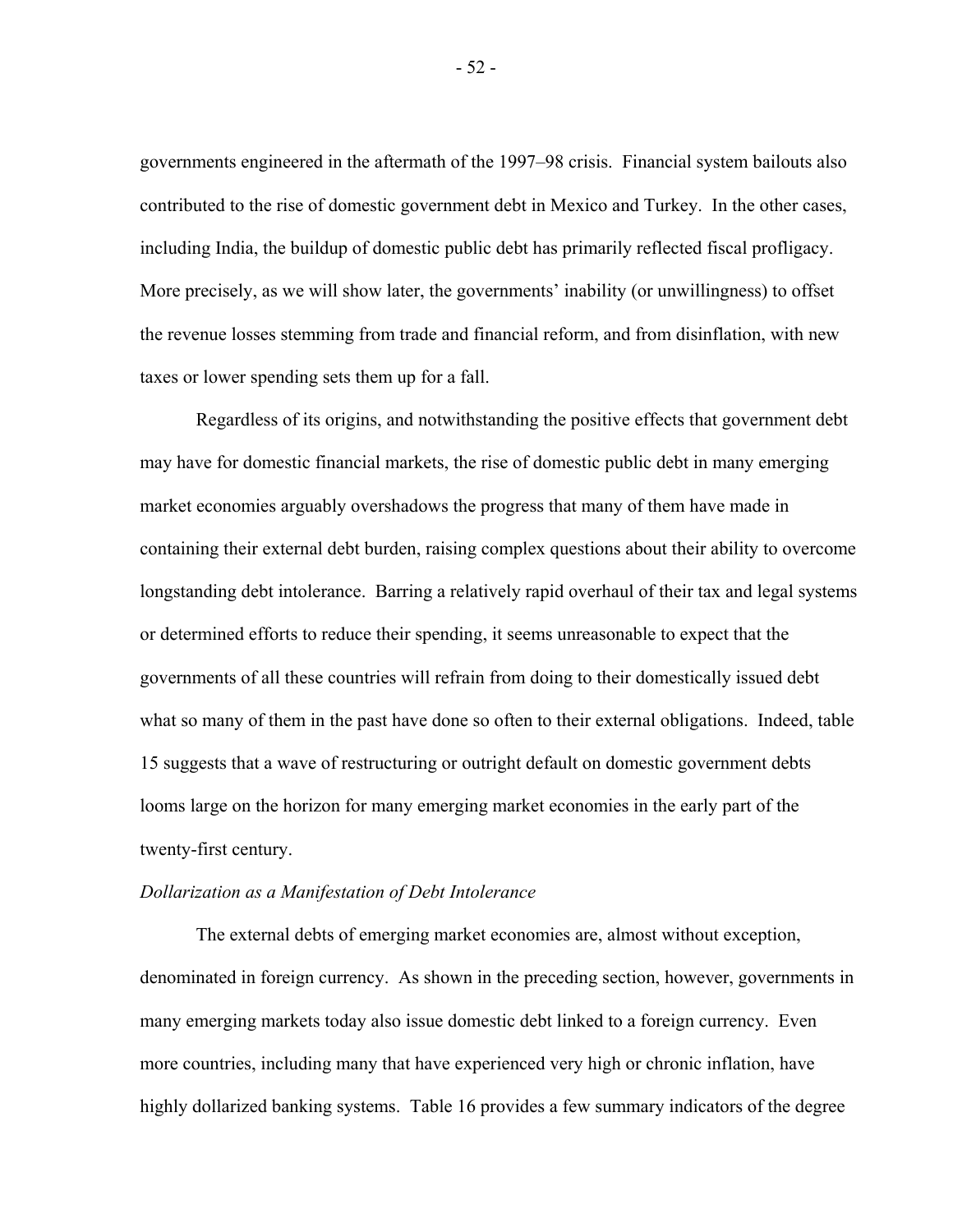governments engineered in the aftermath of the 1997–98 crisis. Financial system bailouts also contributed to the rise of domestic government debt in Mexico and Turkey. In the other cases, including India, the buildup of domestic public debt has primarily reflected fiscal profligacy. More precisely, as we will show later, the governments' inability (or unwillingness) to offset the revenue losses stemming from trade and financial reform, and from disinflation, with new taxes or lower spending sets them up for a fall.

Regardless of its origins, and notwithstanding the positive effects that government debt may have for domestic financial markets, the rise of domestic public debt in many emerging market economies arguably overshadows the progress that many of them have made in containing their external debt burden, raising complex questions about their ability to overcome longstanding debt intolerance. Barring a relatively rapid overhaul of their tax and legal systems or determined efforts to reduce their spending, it seems unreasonable to expect that the governments of all these countries will refrain from doing to their domestically issued debt what so many of them in the past have done so often to their external obligations. Indeed, table 15 suggests that a wave of restructuring or outright default on domestic government debts looms large on the horizon for many emerging market economies in the early part of the twenty-first century.

*Dollarization as a Manifestation of Debt Intolerance*

The external debts of emerging market economies are, almost without exception, denominated in foreign currency. As shown in the preceding section, however, governments in many emerging markets today also issue domestic debt linked to a foreign currency. Even more countries, including many that have experienced very high or chronic inflation, have highly dollarized banking systems. Table 16 provides a few summary indicators of the degree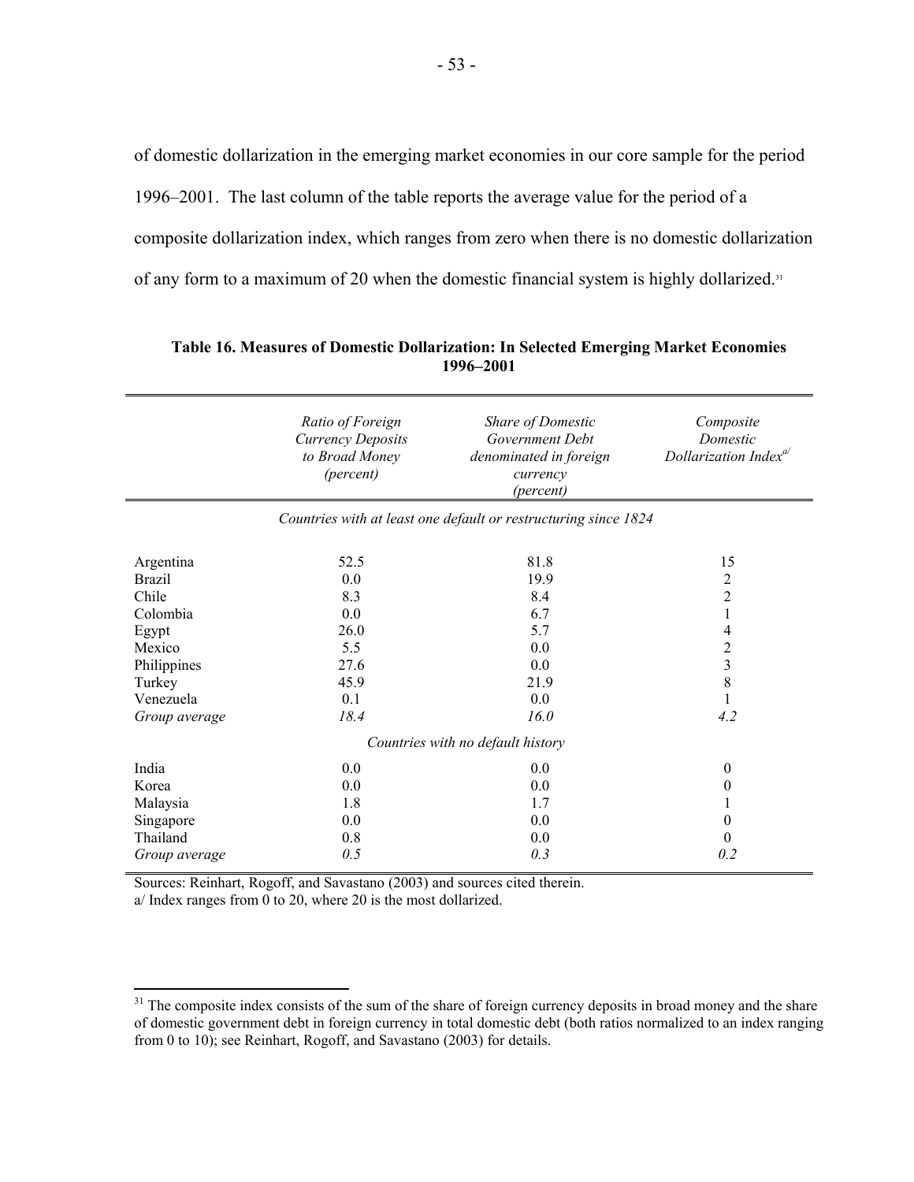of domestic dollarization in the emerging market economies in our core sample for the period 1996–2001. The last column of the table reports the average value for the period of a composite dollarization index, which ranges from zero when there is no domestic dollarization of any form to a maximum of 20 when the domestic financial system is highly dollarized.[31]

**Table 16. Measures of Domestic Dollarization: In Selected Emerging Market Economies 1996–2001**

| | *Ratio of Foreign Currency Deposits to Broad Money (percent)* | *Share of Domestic Government Debt denominated in foreign currency (percent)* | *Composite Domestic Dollarization Index*[a/] |
|---|---|---|---|
| | *Countries with at least one default or restructuring since 1824* | | |
| Argentina | 52.5 | 81.8 | 15 |
| Brazil | 0.0 | 19.9 | 2 |
| Chile | 8.3 | 8.4 | 2 |
| Colombia | 0.0 | 6.7 | 1 |
| Egypt | 26.0 | 5.7 | 4 |
| Mexico | 5.5 | 0.0 | 2 |
| Philippines | 27.6 | 0.0 | 3 |
| Turkey | 45.9 | 21.9 | 8 |
| Venezuela | 0.1 | 0.0 | 1 |
| *Group average* | *18.4* | *16.0* | *4.2* |
| | *Countries with no default history* | | |
| India | 0.0 | 0.0 | 0 |
| Korea | 0.0 | 0.0 | 0 |
| Malaysia | 1.8 | 1.7 | 1 |
| Singapore | 0.0 | 0.0 | 0 |
| Thailand | 0.8 | 0.0 | 0 |
| *Group average* | *0.5* | *0.3* | *0.2* |

Sources: Reinhart, Rogoff, and Savastano (2003) and sources cited therein.
a/ Index ranges from 0 to 20, where 20 is the most dollarized.

[31] The composite index consists of the sum of the share of foreign currency deposits in broad money and the share of domestic government debt in foreign currency in total domestic debt (both ratios normalized to an index ranging from 0 to 10); see Reinhart, Rogoff, and Savastano (2003) for details.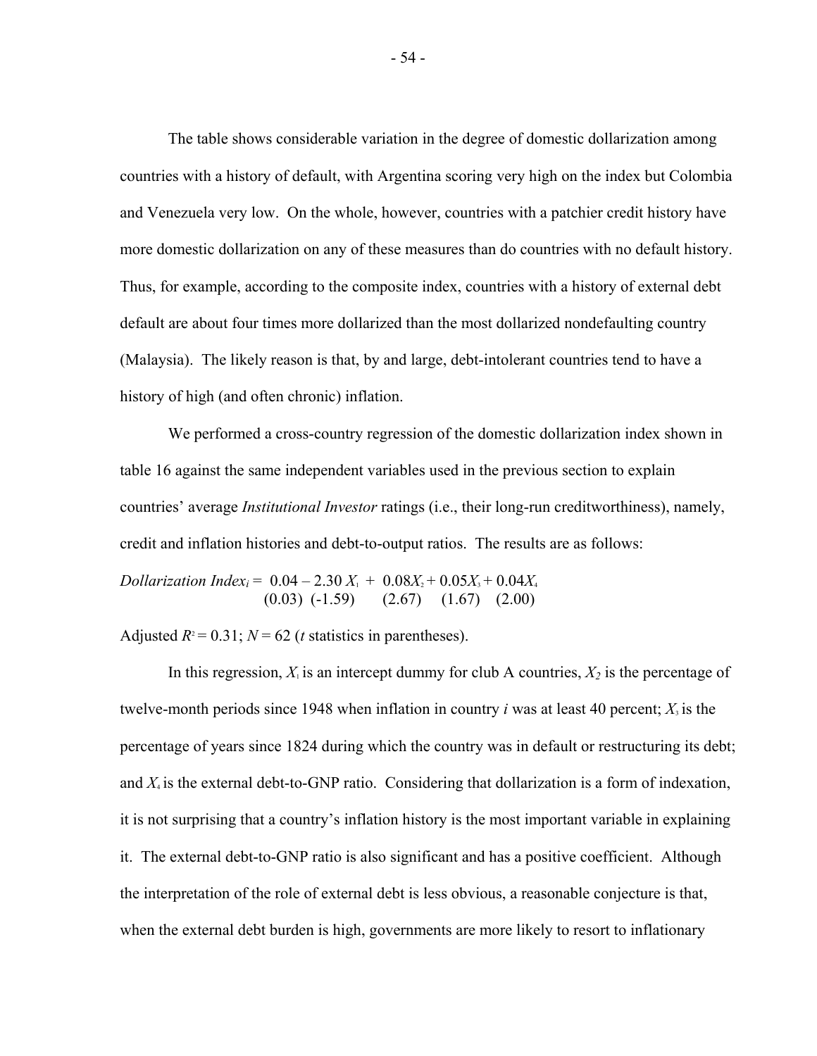The table shows considerable variation in the degree of domestic dollarization among countries with a history of default, with Argentina scoring very high on the index but Colombia and Venezuela very low. On the whole, however, countries with a patchier credit history have more domestic dollarization on any of these measures than do countries with no default history. Thus, for example, according to the composite index, countries with a history of external debt default are about four times more dollarized than the most dollarized nondefaulting country (Malaysia). The likely reason is that, by and large, debt-intolerant countries tend to have a history of high (and often chronic) inflation.

We performed a cross-country regression of the domestic dollarization index shown in table 16 against the same independent variables used in the previous section to explain countries' average *Institutional Investor* ratings (i.e., their long-run creditworthiness), namely, credit and inflation histories and debt-to-output ratios. The results are as follows:

$$\underset{}{\textit{Dollarization Index}_i} = \underset{(0.03)}{0.04} - \underset{(-1.59)}{2.30}\, X_1 + \underset{(2.67)}{0.08} X_2 + \underset{(1.67)}{0.05} X_3 + \underset{(2.00)}{0.04} X_4$$

Adjusted $R^2 = 0.31$; $N = 62$ (*t* statistics in parentheses).

In this regression, $X_1$ is an intercept dummy for club A countries, $X_2$ is the percentage of twelve-month periods since 1948 when inflation in country *i* was at least 40 percent; $X_3$ is the percentage of years since 1824 during which the country was in default or restructuring its debt; and $X_4$ is the external debt-to-GNP ratio. Considering that dollarization is a form of indexation, it is not surprising that a country's inflation history is the most important variable in explaining it. The external debt-to-GNP ratio is also significant and has a positive coefficient. Although the interpretation of the role of external debt is less obvious, a reasonable conjecture is that, when the external debt burden is high, governments are more likely to resort to inflationary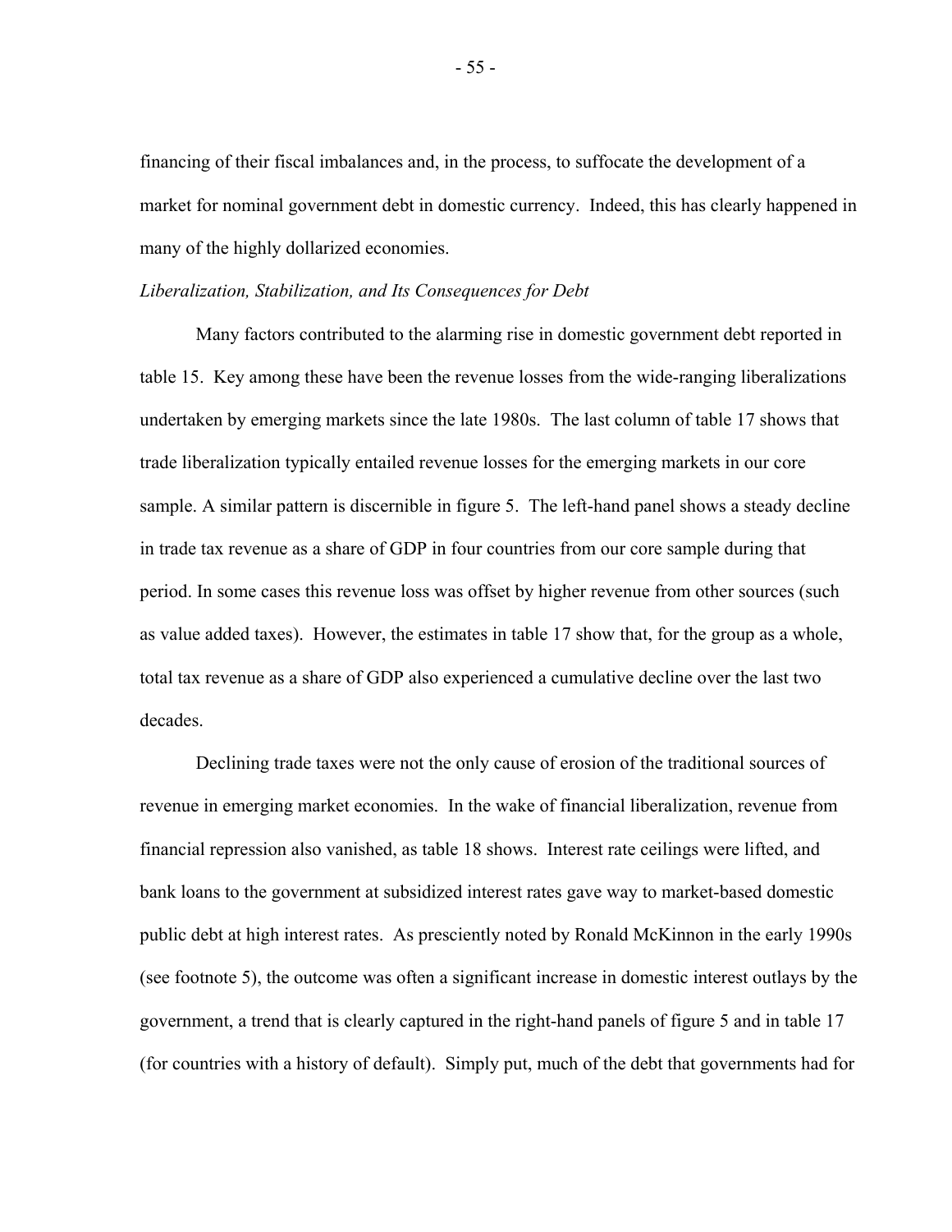financing of their fiscal imbalances and, in the process, to suffocate the development of a market for nominal government debt in domestic currency. Indeed, this has clearly happened in many of the highly dollarized economies.

*Liberalization, Stabilization, and Its Consequences for Debt*

Many factors contributed to the alarming rise in domestic government debt reported in table 15. Key among these have been the revenue losses from the wide-ranging liberalizations undertaken by emerging markets since the late 1980s. The last column of table 17 shows that trade liberalization typically entailed revenue losses for the emerging markets in our core sample. A similar pattern is discernible in figure 5. The left-hand panel shows a steady decline in trade tax revenue as a share of GDP in four countries from our core sample during that period. In some cases this revenue loss was offset by higher revenue from other sources (such as value added taxes). However, the estimates in table 17 show that, for the group as a whole, total tax revenue as a share of GDP also experienced a cumulative decline over the last two decades.

Declining trade taxes were not the only cause of erosion of the traditional sources of revenue in emerging market economies. In the wake of financial liberalization, revenue from financial repression also vanished, as table 18 shows. Interest rate ceilings were lifted, and bank loans to the government at subsidized interest rates gave way to market-based domestic public debt at high interest rates. As presciently noted by Ronald McKinnon in the early 1990s (see footnote 5), the outcome was often a significant increase in domestic interest outlays by the government, a trend that is clearly captured in the right-hand panels of figure 5 and in table 17 (for countries with a history of default). Simply put, much of the debt that governments had for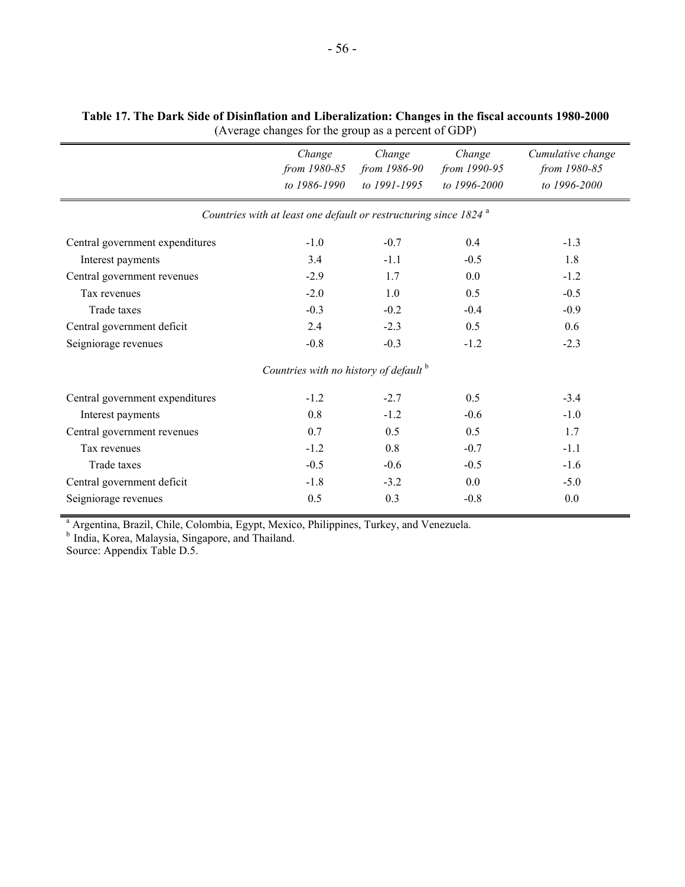**Table 17. The Dark Side of Disinflation and Liberalization: Changes in the fiscal accounts 1980-2000**
(Average changes for the group as a percent of GDP)

| | *Change from 1980-85 to 1986-1990* | *Change from 1986-90 to 1991-1995* | *Change from 1990-95 to 1996-2000* | *Cumulative change from 1980-85 to 1996-2000* |
|---|---|---|---|---|
| *Countries with at least one default or restructuring since 1824* [a] | | | | |
| Central government expenditures | -1.0 | -0.7 | 0.4 | -1.3 |
| Interest payments | 3.4 | -1.1 | -0.5 | 1.8 |
| Central government revenues | -2.9 | 1.7 | 0.0 | -1.2 |
| Tax revenues | -2.0 | 1.0 | 0.5 | -0.5 |
| Trade taxes | -0.3 | -0.2 | -0.4 | -0.9 |
| Central government deficit | 2.4 | -2.3 | 0.5 | 0.6 |
| Seigniorage revenues | -0.8 | -0.3 | -1.2 | -2.3 |
| *Countries with no history of default* [b] | | | | |
| Central government expenditures | -1.2 | -2.7 | 0.5 | -3.4 |
| Interest payments | 0.8 | -1.2 | -0.6 | -1.0 |
| Central government revenues | 0.7 | 0.5 | 0.5 | 1.7 |
| Tax revenues | -1.2 | 0.8 | -0.7 | -1.1 |
| Trade taxes | -0.5 | -0.6 | -0.5 | -1.6 |
| Central government deficit | -1.8 | -3.2 | 0.0 | -5.0 |
| Seigniorage revenues | 0.5 | 0.3 | -0.8 | 0.0 |

[a] Argentina, Brazil, Chile, Colombia, Egypt, Mexico, Philippines, Turkey, and Venezuela.
[b] India, Korea, Malaysia, Singapore, and Thailand.
Source: Appendix Table D.5.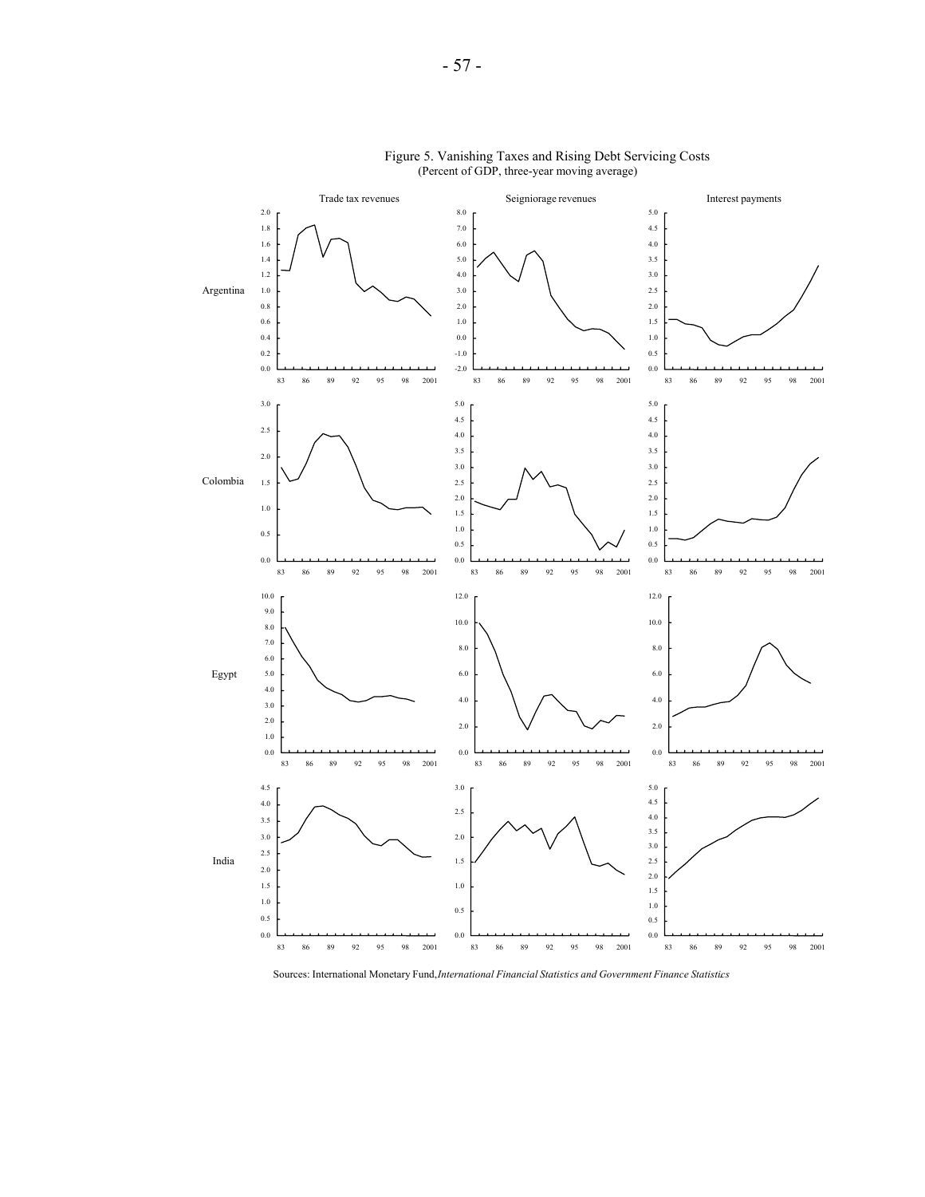Figure 5. Vanishing Taxes and Rising Debt Servicing Costs
(Percent of GDP, three-year moving average)

Sources: International Monetary Fund, *International Financial Statistics and Government Finance Statistics*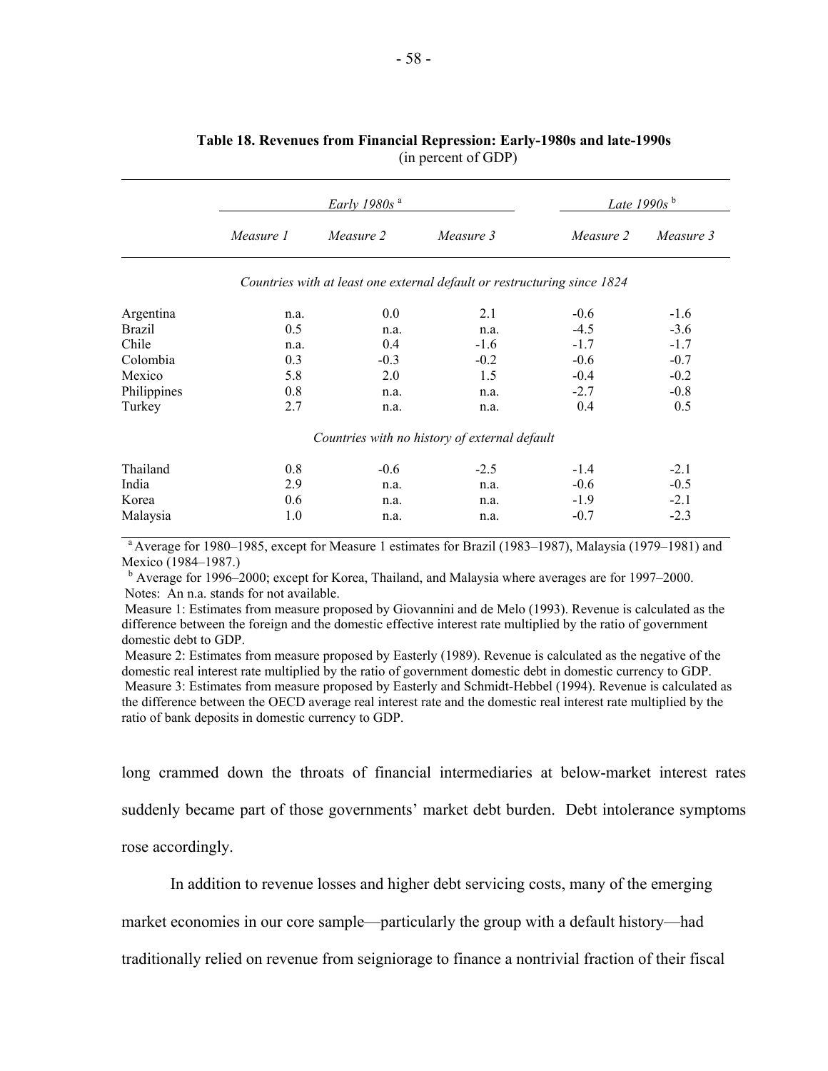**Table 18. Revenues from Financial Repression: Early-1980s and late-1990s**
(in percent of GDP)

| | *Early 1980s* [a] | | | *Late 1990s* [b] | |
|---|---|---|---|---|---|
| | *Measure 1* | *Measure 2* | *Measure 3* | *Measure 2* | *Measure 3* |
| *Countries with at least one external default or restructuring since 1824* | | | | | |
| Argentina | n.a. | 0.0 | 2.1 | -0.6 | -1.6 |
| Brazil | 0.5 | n.a. | n.a. | -4.5 | -3.6 |
| Chile | n.a. | 0.4 | -1.6 | -1.7 | -1.7 |
| Colombia | 0.3 | -0.3 | -0.2 | -0.6 | -0.7 |
| Mexico | 5.8 | 2.0 | 1.5 | -0.4 | -0.2 |
| Philippines | 0.8 | n.a. | n.a. | -2.7 | -0.8 |
| Turkey | 2.7 | n.a. | n.a. | 0.4 | 0.5 |
| *Countries with no history of external default* | | | | | |
| Thailand | 0.8 | -0.6 | -2.5 | -1.4 | -2.1 |
| India | 2.9 | n.a. | n.a. | -0.6 | -0.5 |
| Korea | 0.6 | n.a. | n.a. | -1.9 | -2.1 |
| Malaysia | 1.0 | n.a. | n.a. | -0.7 | -2.3 |

[a] Average for 1980–1985, except for Measure 1 estimates for Brazil (1983–1987), Malaysia (1979–1981) and Mexico (1984–1987.)
[b] Average for 1996–2000; except for Korea, Thailand, and Malaysia where averages are for 1997–2000.
Notes: An n.a. stands for not available.
Measure 1: Estimates from measure proposed by Giovannini and de Melo (1993). Revenue is calculated as the difference between the foreign and the domestic effective interest rate multiplied by the ratio of government domestic debt to GDP.
Measure 2: Estimates from measure proposed by Easterly (1989). Revenue is calculated as the negative of the domestic real interest rate multiplied by the ratio of government domestic debt in domestic currency to GDP.
Measure 3: Estimates from measure proposed by Easterly and Schmidt-Hebbel (1994). Revenue is calculated as the difference between the OECD average real interest rate and the domestic real interest rate multiplied by the ratio of bank deposits in domestic currency to GDP.

long crammed down the throats of financial intermediaries at below-market interest rates suddenly became part of those governments' market debt burden. Debt intolerance symptoms rose accordingly.

In addition to revenue losses and higher debt servicing costs, many of the emerging market economies in our core sample—particularly the group with a default history—had traditionally relied on revenue from seigniorage to finance a nontrivial fraction of their fiscal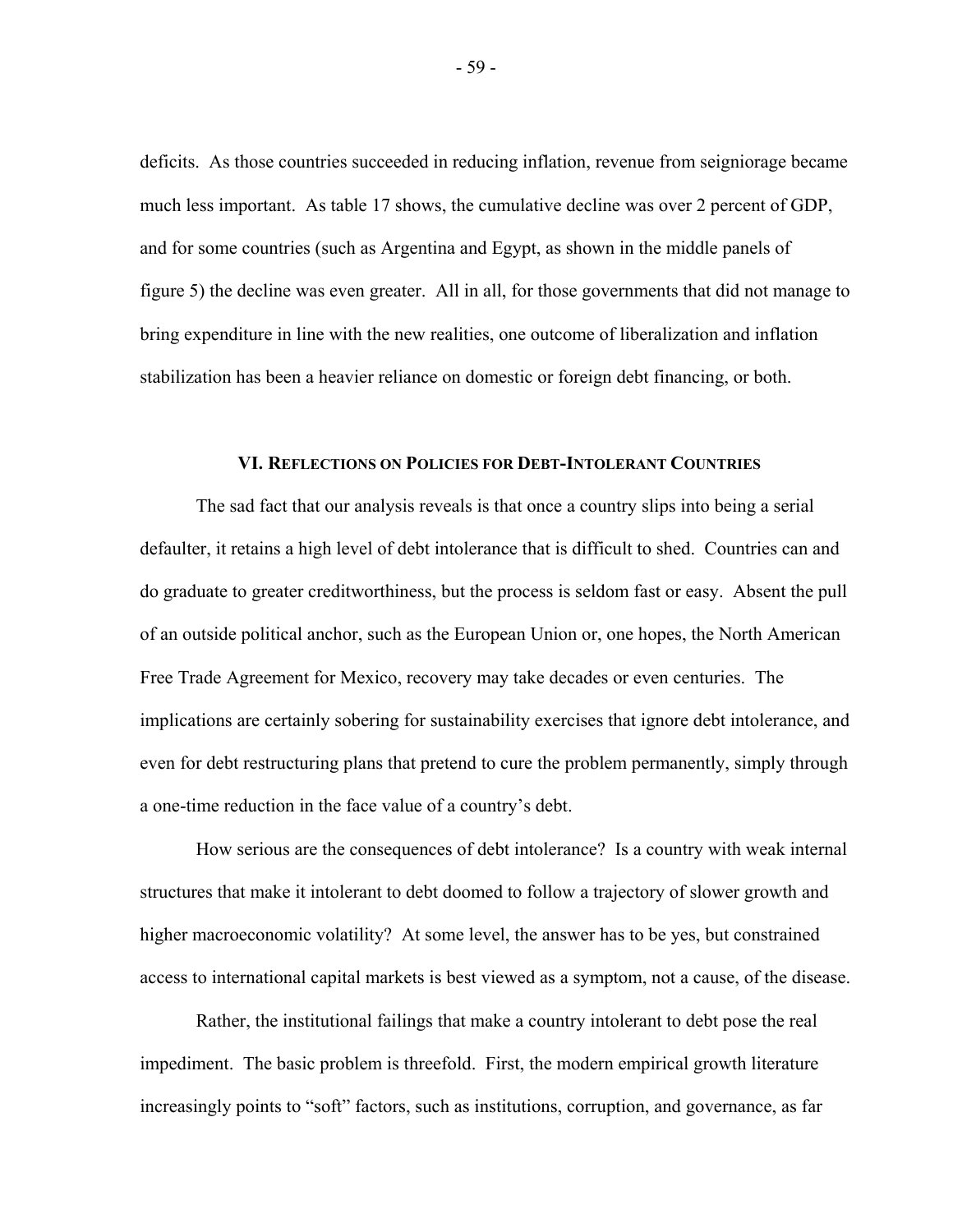deficits. As those countries succeeded in reducing inflation, revenue from seigniorage became much less important. As table 17 shows, the cumulative decline was over 2 percent of GDP, and for some countries (such as Argentina and Egypt, as shown in the middle panels of figure 5) the decline was even greater. All in all, for those governments that did not manage to bring expenditure in line with the new realities, one outcome of liberalization and inflation stabilization has been a heavier reliance on domestic or foreign debt financing, or both.

## VI. Reflections on Policies for Debt-Intolerant Countries

The sad fact that our analysis reveals is that once a country slips into being a serial defaulter, it retains a high level of debt intolerance that is difficult to shed. Countries can and do graduate to greater creditworthiness, but the process is seldom fast or easy. Absent the pull of an outside political anchor, such as the European Union or, one hopes, the North American Free Trade Agreement for Mexico, recovery may take decades or even centuries. The implications are certainly sobering for sustainability exercises that ignore debt intolerance, and even for debt restructuring plans that pretend to cure the problem permanently, simply through a one-time reduction in the face value of a country's debt.

How serious are the consequences of debt intolerance? Is a country with weak internal structures that make it intolerant to debt doomed to follow a trajectory of slower growth and higher macroeconomic volatility? At some level, the answer has to be yes, but constrained access to international capital markets is best viewed as a symptom, not a cause, of the disease.

Rather, the institutional failings that make a country intolerant to debt pose the real impediment. The basic problem is threefold. First, the modern empirical growth literature increasingly points to "soft" factors, such as institutions, corruption, and governance, as far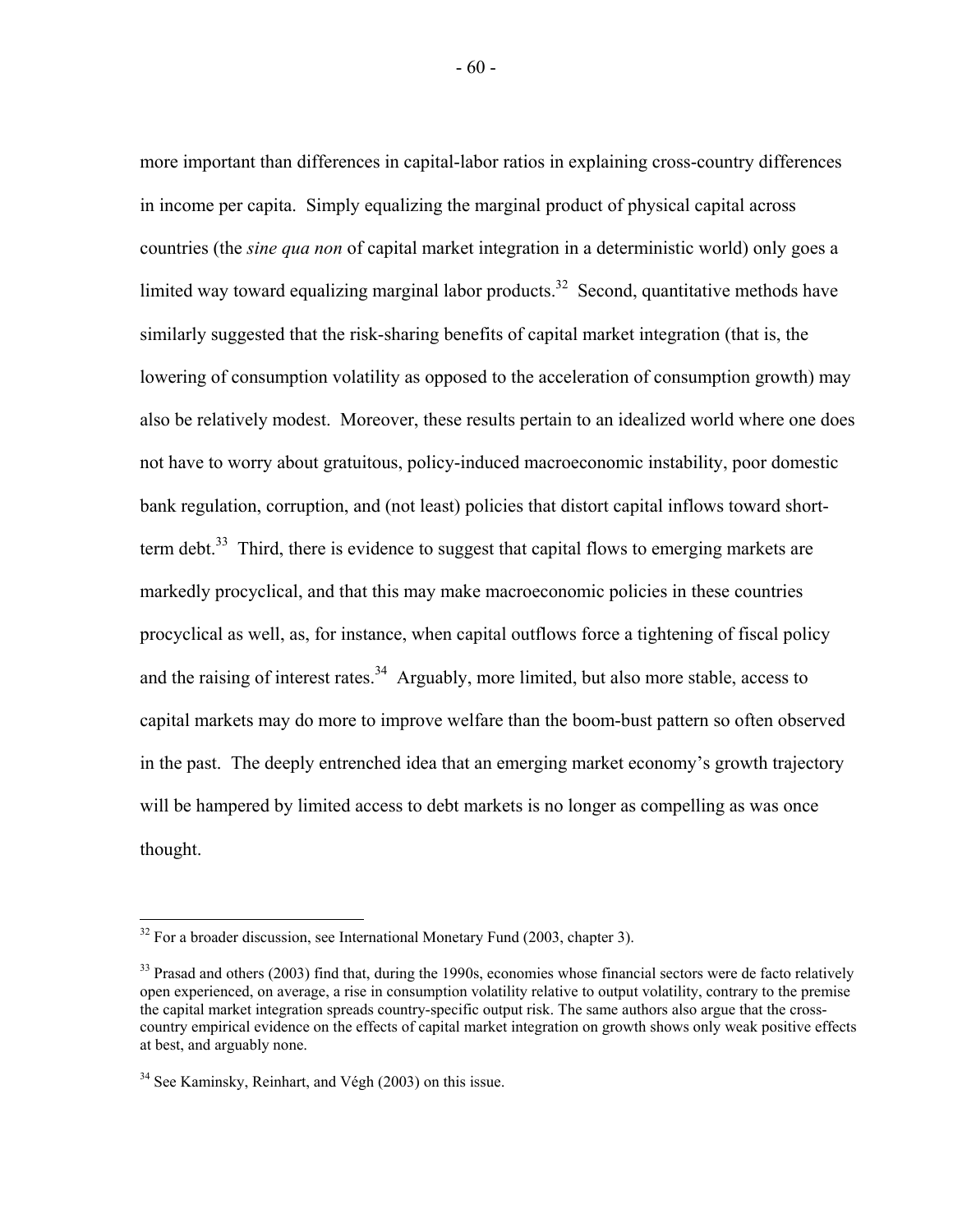more important than differences in capital-labor ratios in explaining cross-country differences in income per capita. Simply equalizing the marginal product of physical capital across countries (the *sine qua non* of capital market integration in a deterministic world) only goes a limited way toward equalizing marginal labor products.[32] Second, quantitative methods have similarly suggested that the risk-sharing benefits of capital market integration (that is, the lowering of consumption volatility as opposed to the acceleration of consumption growth) may also be relatively modest. Moreover, these results pertain to an idealized world where one does not have to worry about gratuitous, policy-induced macroeconomic instability, poor domestic bank regulation, corruption, and (not least) policies that distort capital inflows toward short-term debt.[33] Third, there is evidence to suggest that capital flows to emerging markets are markedly procyclical, and that this may make macroeconomic policies in these countries procyclical as well, as, for instance, when capital outflows force a tightening of fiscal policy and the raising of interest rates.[34] Arguably, more limited, but also more stable, access to capital markets may do more to improve welfare than the boom-bust pattern so often observed in the past. The deeply entrenched idea that an emerging market economy's growth trajectory will be hampered by limited access to debt markets is no longer as compelling as was once thought.

---

[32] For a broader discussion, see International Monetary Fund (2003, chapter 3).

[33] Prasad and others (2003) find that, during the 1990s, economies whose financial sectors were de facto relatively open experienced, on average, a rise in consumption volatility relative to output volatility, contrary to the premise the capital market integration spreads country-specific output risk. The same authors also argue that the cross-country empirical evidence on the effects of capital market integration on growth shows only weak positive effects at best, and arguably none.

[34] See Kaminsky, Reinhart, and Végh (2003) on this issue.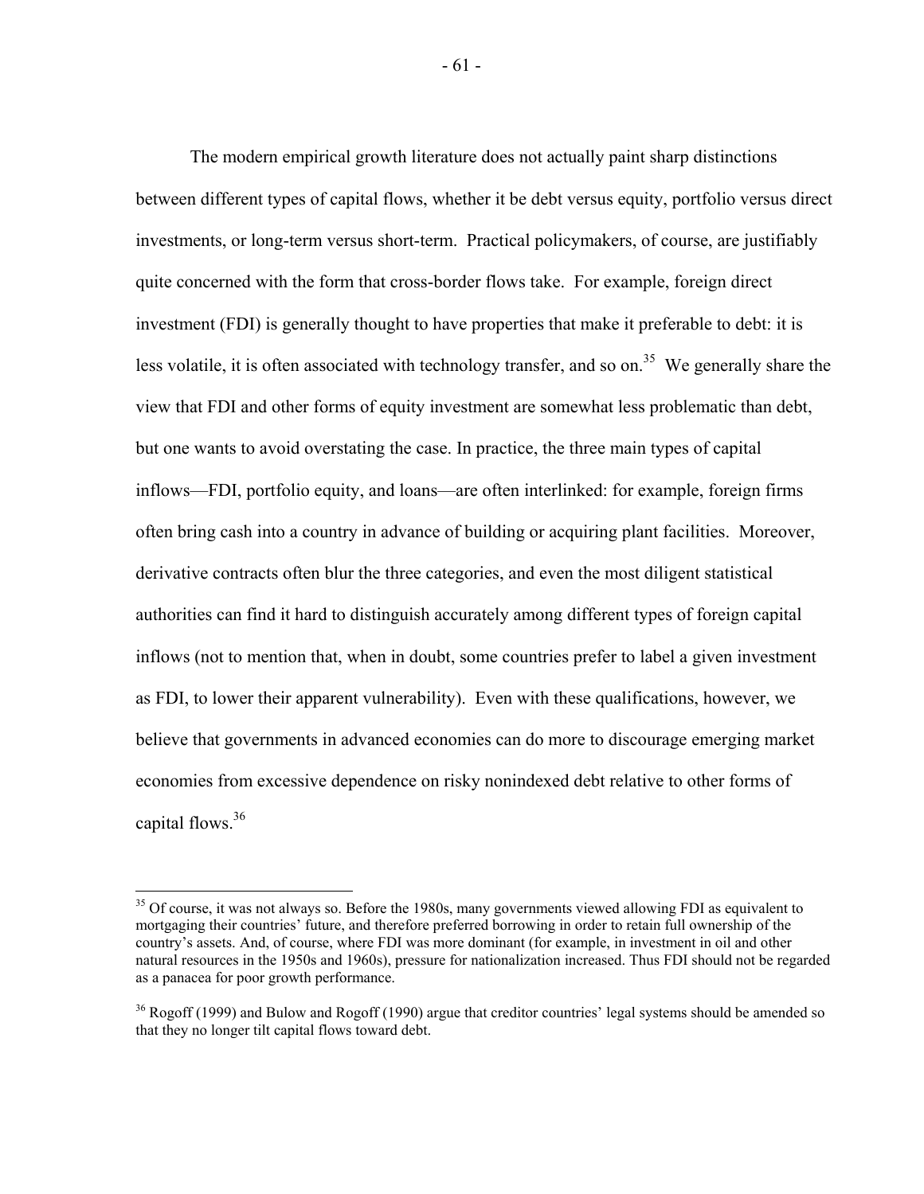The modern empirical growth literature does not actually paint sharp distinctions between different types of capital flows, whether it be debt versus equity, portfolio versus direct investments, or long-term versus short-term. Practical policymakers, of course, are justifiably quite concerned with the form that cross-border flows take. For example, foreign direct investment (FDI) is generally thought to have properties that make it preferable to debt: it is less volatile, it is often associated with technology transfer, and so on.[35] We generally share the view that FDI and other forms of equity investment are somewhat less problematic than debt, but one wants to avoid overstating the case. In practice, the three main types of capital inflows—FDI, portfolio equity, and loans—are often interlinked: for example, foreign firms often bring cash into a country in advance of building or acquiring plant facilities. Moreover, derivative contracts often blur the three categories, and even the most diligent statistical authorities can find it hard to distinguish accurately among different types of foreign capital inflows (not to mention that, when in doubt, some countries prefer to label a given investment as FDI, to lower their apparent vulnerability). Even with these qualifications, however, we believe that governments in advanced economies can do more to discourage emerging market economies from excessive dependence on risky nonindexed debt relative to other forms of capital flows.[36]

[35] Of course, it was not always so. Before the 1980s, many governments viewed allowing FDI as equivalent to mortgaging their countries' future, and therefore preferred borrowing in order to retain full ownership of the country's assets. And, of course, where FDI was more dominant (for example, in investment in oil and other natural resources in the 1950s and 1960s), pressure for nationalization increased. Thus FDI should not be regarded as a panacea for poor growth performance.

[36] Rogoff (1999) and Bulow and Rogoff (1990) argue that creditor countries' legal systems should be amended so that they no longer tilt capital flows toward debt.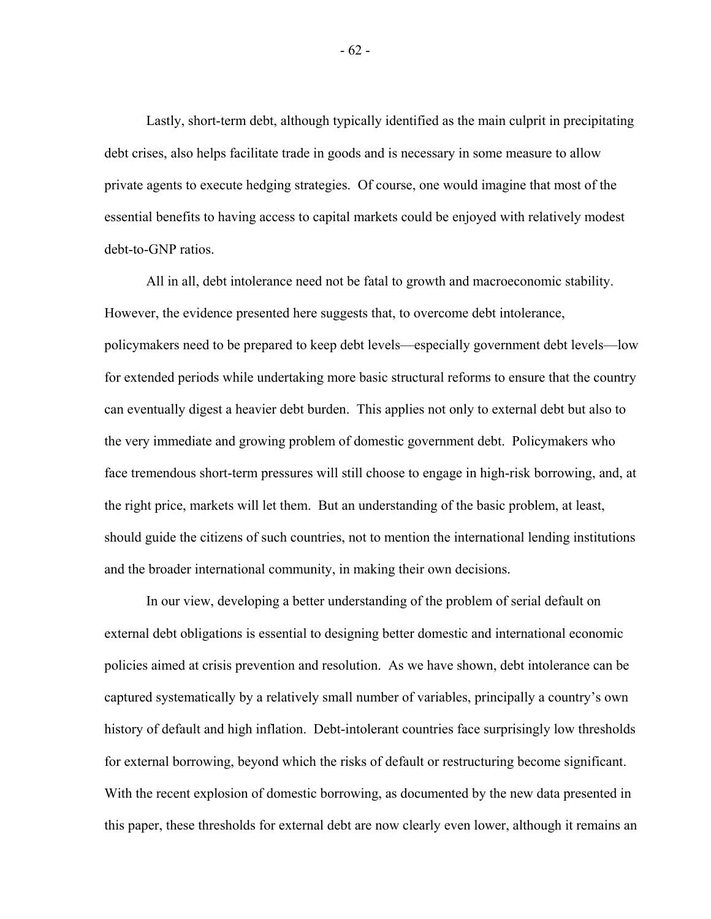Lastly, short-term debt, although typically identified as the main culprit in precipitating debt crises, also helps facilitate trade in goods and is necessary in some measure to allow private agents to execute hedging strategies. Of course, one would imagine that most of the essential benefits to having access to capital markets could be enjoyed with relatively modest debt-to-GNP ratios.

All in all, debt intolerance need not be fatal to growth and macroeconomic stability. However, the evidence presented here suggests that, to overcome debt intolerance, policymakers need to be prepared to keep debt levels—especially government debt levels—low for extended periods while undertaking more basic structural reforms to ensure that the country can eventually digest a heavier debt burden. This applies not only to external debt but also to the very immediate and growing problem of domestic government debt. Policymakers who face tremendous short-term pressures will still choose to engage in high-risk borrowing, and, at the right price, markets will let them. But an understanding of the basic problem, at least, should guide the citizens of such countries, not to mention the international lending institutions and the broader international community, in making their own decisions.

In our view, developing a better understanding of the problem of serial default on external debt obligations is essential to designing better domestic and international economic policies aimed at crisis prevention and resolution. As we have shown, debt intolerance can be captured systematically by a relatively small number of variables, principally a country's own history of default and high inflation. Debt-intolerant countries face surprisingly low thresholds for external borrowing, beyond which the risks of default or restructuring become significant. With the recent explosion of domestic borrowing, as documented by the new data presented in this paper, these thresholds for external debt are now clearly even lower, although it remains an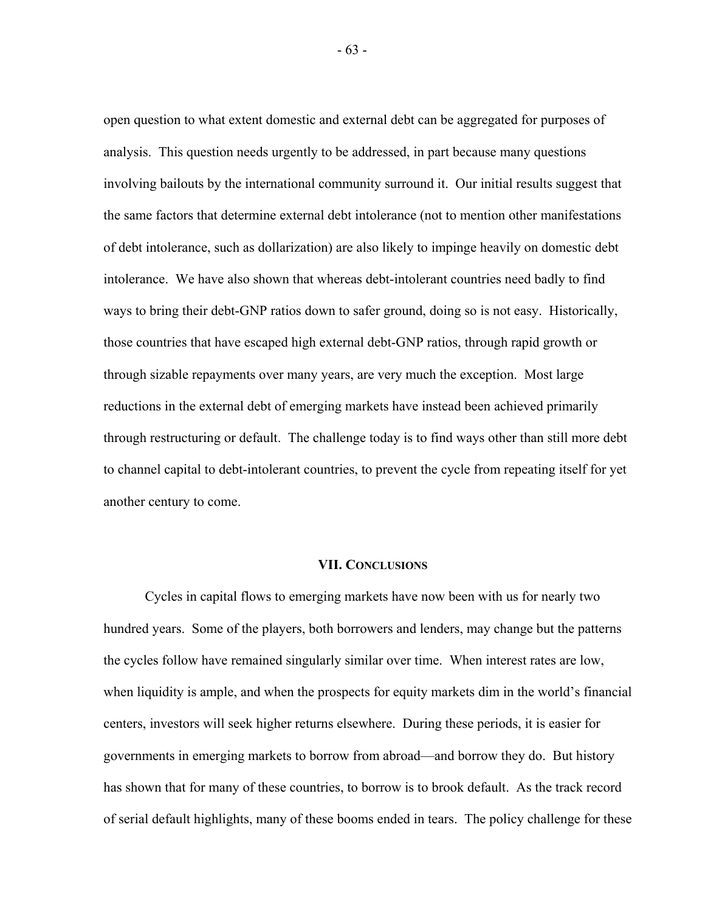open question to what extent domestic and external debt can be aggregated for purposes of analysis. This question needs urgently to be addressed, in part because many questions involving bailouts by the international community surround it. Our initial results suggest that the same factors that determine external debt intolerance (not to mention other manifestations of debt intolerance, such as dollarization) are also likely to impinge heavily on domestic debt intolerance. We have also shown that whereas debt-intolerant countries need badly to find ways to bring their debt-GNP ratios down to safer ground, doing so is not easy. Historically, those countries that have escaped high external debt-GNP ratios, through rapid growth or through sizable repayments over many years, are very much the exception. Most large reductions in the external debt of emerging markets have instead been achieved primarily through restructuring or default. The challenge today is to find ways other than still more debt to channel capital to debt-intolerant countries, to prevent the cycle from repeating itself for yet another century to come.

## VII. Conclusions

Cycles in capital flows to emerging markets have now been with us for nearly two hundred years. Some of the players, both borrowers and lenders, may change but the patterns the cycles follow have remained singularly similar over time. When interest rates are low, when liquidity is ample, and when the prospects for equity markets dim in the world's financial centers, investors will seek higher returns elsewhere. During these periods, it is easier for governments in emerging markets to borrow from abroad—and borrow they do. But history has shown that for many of these countries, to borrow is to brook default. As the track record of serial default highlights, many of these booms ended in tears. The policy challenge for these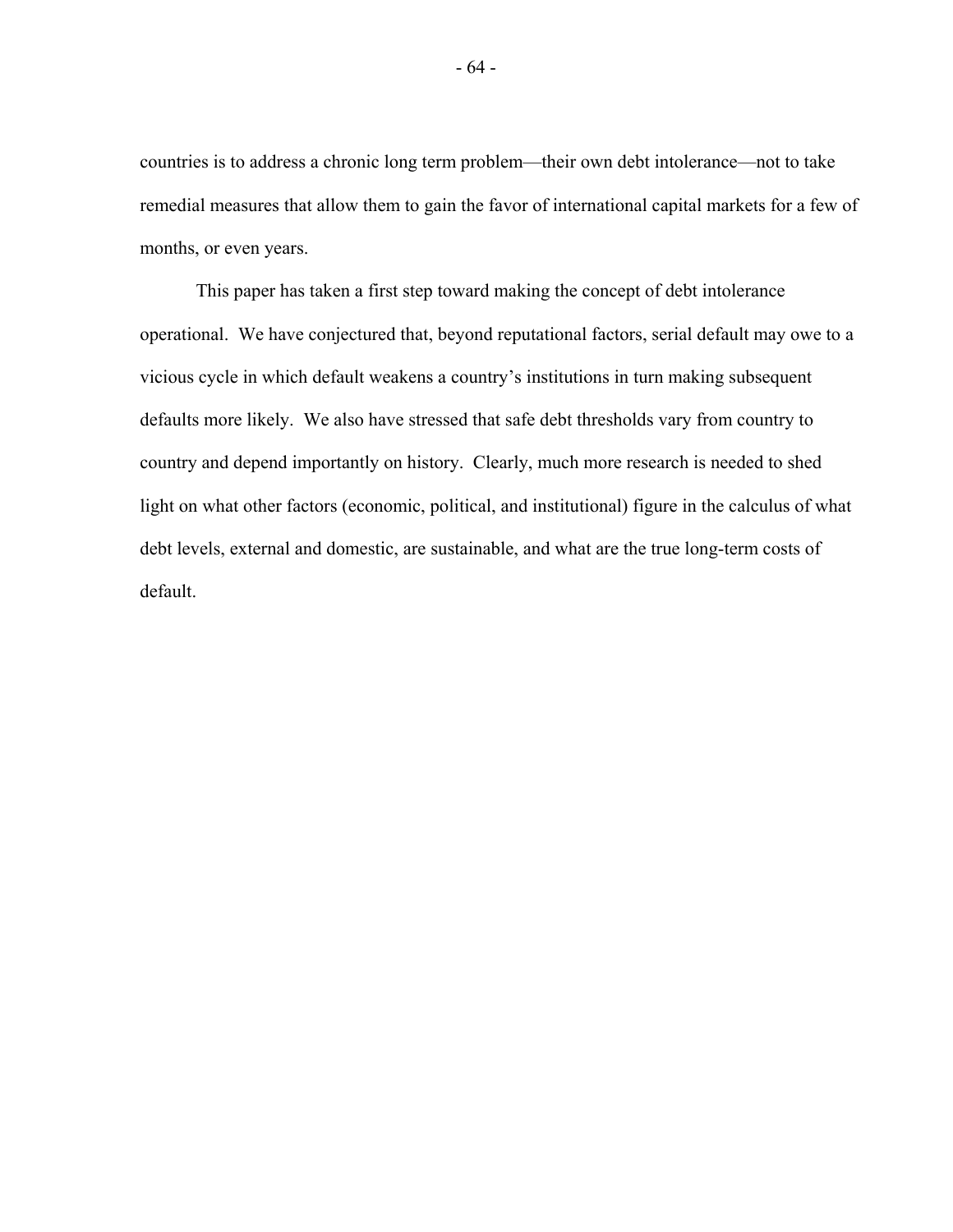countries is to address a chronic long term problem—their own debt intolerance—not to take remedial measures that allow them to gain the favor of international capital markets for a few of months, or even years.

This paper has taken a first step toward making the concept of debt intolerance operational. We have conjectured that, beyond reputational factors, serial default may owe to a vicious cycle in which default weakens a country's institutions in turn making subsequent defaults more likely. We also have stressed that safe debt thresholds vary from country to country and depend importantly on history. Clearly, much more research is needed to shed light on what other factors (economic, political, and institutional) figure in the calculus of what debt levels, external and domestic, are sustainable, and what are the true long-term costs of default.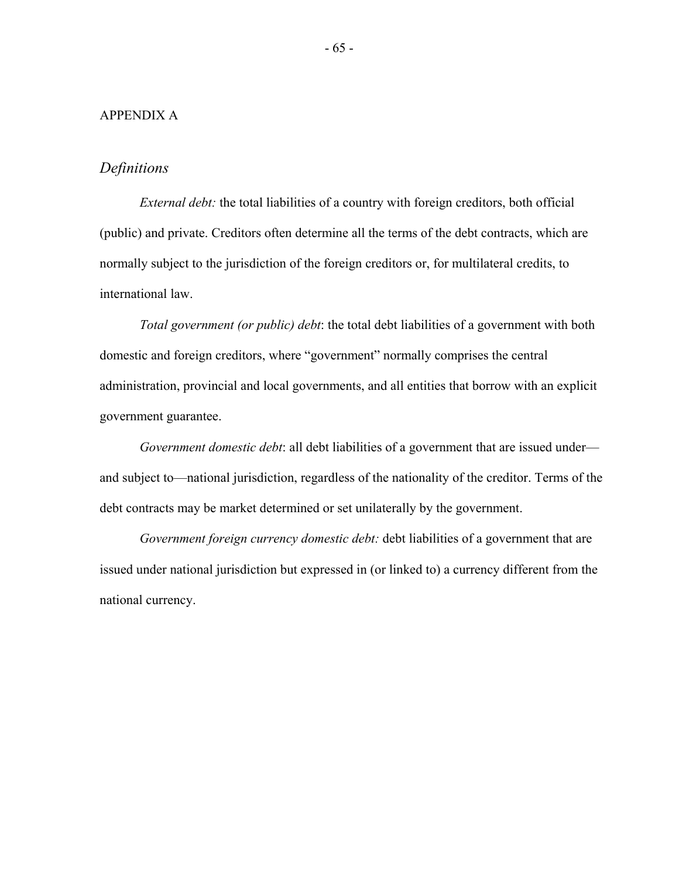APPENDIX A

## *Definitions*

*External debt:* the total liabilities of a country with foreign creditors, both official (public) and private. Creditors often determine all the terms of the debt contracts, which are normally subject to the jurisdiction of the foreign creditors or, for multilateral credits, to international law.

*Total government (or public) debt*: the total debt liabilities of a government with both domestic and foreign creditors, where "government" normally comprises the central administration, provincial and local governments, and all entities that borrow with an explicit government guarantee.

*Government domestic debt*: all debt liabilities of a government that are issued under—and subject to—national jurisdiction, regardless of the nationality of the creditor. Terms of the debt contracts may be market determined or set unilaterally by the government.

*Government foreign currency domestic debt:* debt liabilities of a government that are issued under national jurisdiction but expressed in (or linked to) a currency different from the national currency.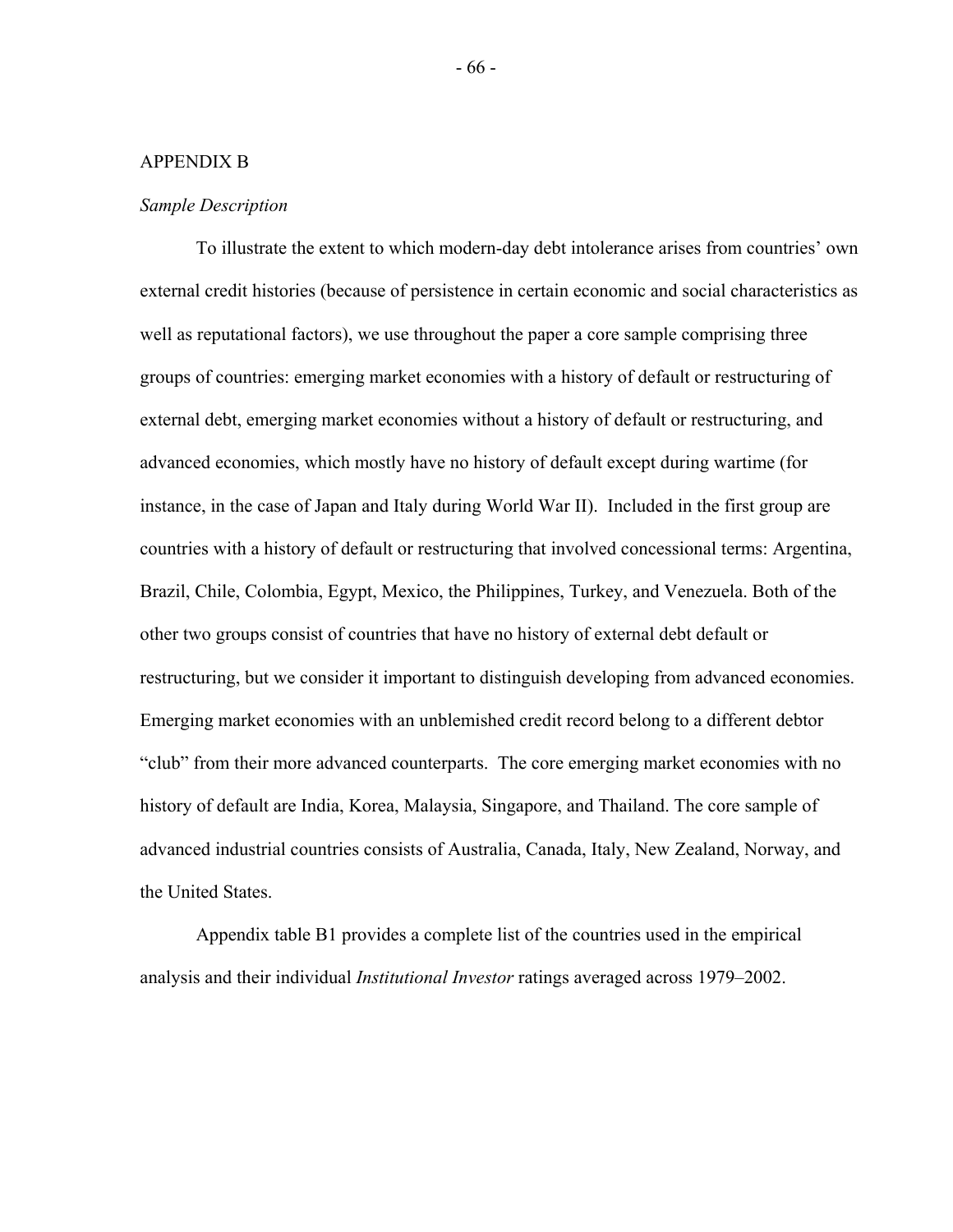## APPENDIX B

### *Sample Description*

To illustrate the extent to which modern-day debt intolerance arises from countries' own external credit histories (because of persistence in certain economic and social characteristics as well as reputational factors), we use throughout the paper a core sample comprising three groups of countries: emerging market economies with a history of default or restructuring of external debt, emerging market economies without a history of default or restructuring, and advanced economies, which mostly have no history of default except during wartime (for instance, in the case of Japan and Italy during World War II). Included in the first group are countries with a history of default or restructuring that involved concessional terms: Argentina, Brazil, Chile, Colombia, Egypt, Mexico, the Philippines, Turkey, and Venezuela. Both of the other two groups consist of countries that have no history of external debt default or restructuring, but we consider it important to distinguish developing from advanced economies. Emerging market economies with an unblemished credit record belong to a different debtor "club" from their more advanced counterparts. The core emerging market economies with no history of default are India, Korea, Malaysia, Singapore, and Thailand. The core sample of advanced industrial countries consists of Australia, Canada, Italy, New Zealand, Norway, and the United States.

Appendix table B1 provides a complete list of the countries used in the empirical analysis and their individual *Institutional Investor* ratings averaged across 1979–2002.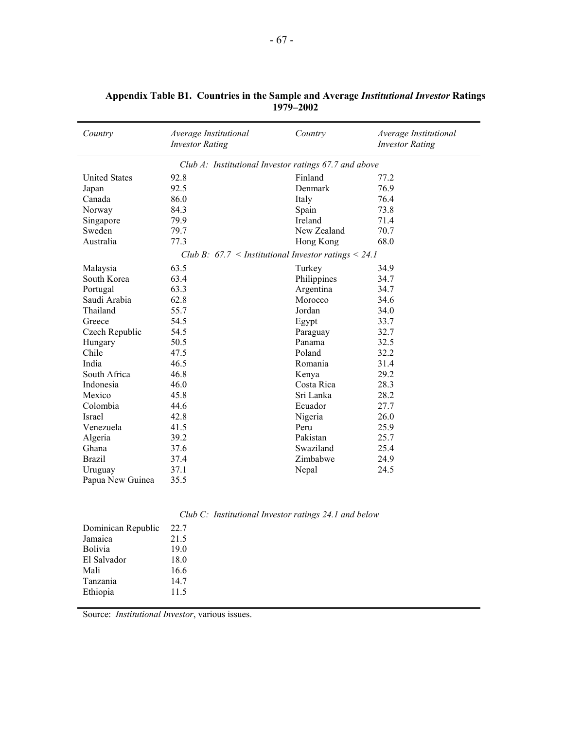**Appendix Table B1. Countries in the Sample and Average *Institutional Investor* Ratings 1979–2002**

| *Country* | *Average Institutional Investor Rating* | *Country* | *Average Institutional Investor Rating* |
|---|---|---|---|
| *Club A: Institutional Investor ratings 67.7 and above* | | | |
| United States | 92.8 | Finland | 77.2 |
| Japan | 92.5 | Denmark | 76.9 |
| Canada | 86.0 | Italy | 76.4 |
| Norway | 84.3 | Spain | 73.8 |
| Singapore | 79.9 | Ireland | 71.4 |
| Sweden | 79.7 | New Zealand | 70.7 |
| Australia | 77.3 | Hong Kong | 68.0 |
| *Club B: 67.7 < Institutional Investor ratings < 24.1* | | | |
| Malaysia | 63.5 | Turkey | 34.9 |
| South Korea | 63.4 | Philippines | 34.7 |
| Portugal | 63.3 | Argentina | 34.7 |
| Saudi Arabia | 62.8 | Morocco | 34.6 |
| Thailand | 55.7 | Jordan | 34.0 |
| Greece | 54.5 | Egypt | 33.7 |
| Czech Republic | 54.5 | Paraguay | 32.7 |
| Hungary | 50.5 | Panama | 32.5 |
| Chile | 47.5 | Poland | 32.2 |
| India | 46.5 | Romania | 31.4 |
| South Africa | 46.8 | Kenya | 29.2 |
| Indonesia | 46.0 | Costa Rica | 28.3 |
| Mexico | 45.8 | Sri Lanka | 28.2 |
| Colombia | 44.6 | Ecuador | 27.7 |
| Israel | 42.8 | Nigeria | 26.0 |
| Venezuela | 41.5 | Peru | 25.9 |
| Algeria | 39.2 | Pakistan | 25.7 |
| Ghana | 37.6 | Swaziland | 25.4 |
| Brazil | 37.4 | Zimbabwe | 24.9 |
| Uruguay | 37.1 | Nepal | 24.5 |
| Papua New Guinea | 35.5 | | |
| *Club C: Institutional Investor ratings 24.1 and below* | | | |
| Dominican Republic | 22.7 | | |
| Jamaica | 21.5 | | |
| Bolivia | 19.0 | | |
| El Salvador | 18.0 | | |
| Mali | 16.6 | | |
| Tanzania | 14.7 | | |
| Ethiopia | 11.5 | | |

Source: *Institutional Investor*, various issues.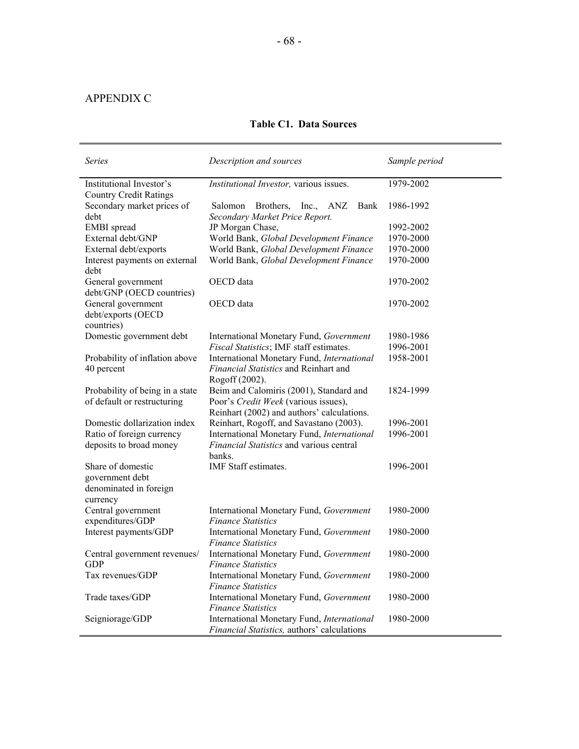APPENDIX C

**Table C1. Data Sources**

| *Series* | *Description and sources* | *Sample period* |
|---|---|---|
| Institutional Investor's Country Credit Ratings | *Institutional Investor,* various issues. | 1979-2002 |
| Secondary market prices of debt | Salomon Brothers, Inc., ANZ Bank *Secondary Market Price Report.* | 1986-1992 |
| EMBI spread | JP Morgan Chase, | 1992-2002 |
| External debt/GNP | World Bank, *Global Development Finance* | 1970-2000 |
| External debt/exports | World Bank, *Global Development Finance* | 1970-2000 |
| Interest payments on external debt | World Bank, *Global Development Finance* | 1970-2000 |
| General government debt/GNP (OECD countries) | OECD data | 1970-2002 |
| General government debt/exports (OECD countries) | OECD data | 1970-2002 |
| Domestic government debt | International Monetary Fund, *Government Fiscal Statistics*; IMF staff estimates. | 1980-1986 1996-2001 |
| Probability of inflation above 40 percent | International Monetary Fund, *International Financial Statistics* and Reinhart and Rogoff (2002). | 1958-2001 |
| Probability of being in a state of default or restructuring | Beim and Calomiris (2001), Standard and Poor's *Credit Week* (various issues), Reinhart (2002) and authors' calculations. | 1824-1999 |
| Domestic dollarization index | Reinhart, Rogoff, and Savastano (2003). | 1996-2001 |
| Ratio of foreign currency deposits to broad money | International Monetary Fund, *International Financial Statistics* and various central banks. | 1996-2001 |
| Share of domestic government debt denominated in foreign currency | IMF Staff estimates. | 1996-2001 |
| Central government expenditures/GDP | International Monetary Fund, *Government Finance Statistics* | 1980-2000 |
| Interest payments/GDP | International Monetary Fund, *Government Finance Statistics* | 1980-2000 |
| Central government revenues/ GDP | International Monetary Fund, *Government Finance Statistics* | 1980-2000 |
| Tax revenues/GDP | International Monetary Fund, *Government Finance Statistics* | 1980-2000 |
| Trade taxes/GDP | International Monetary Fund, *Government Finance Statistics* | 1980-2000 |
| Seigniorage/GDP | International Monetary Fund, *International Financial Statistics,* authors' calculations | 1980-2000 |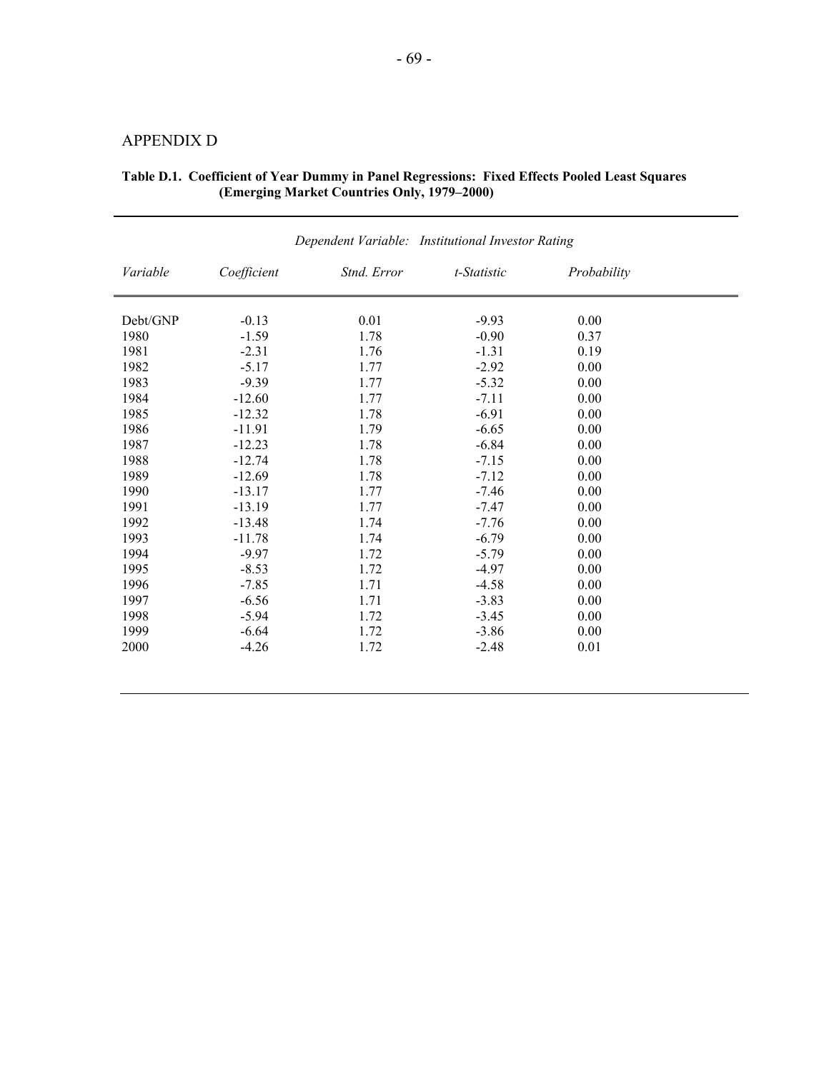## APPENDIX D

**Table D.1. Coefficient of Year Dummy in Panel Regressions: Fixed Effects Pooled Least Squares (Emerging Market Countries Only, 1979–2000)**

*Dependent Variable: Institutional Investor Rating*

| *Variable* | *Coefficient* | *Stnd. Error* | *t-Statistic* | *Probability* |
|---|---|---|---|---|
| Debt/GNP | -0.13 | 0.01 | -9.93 | 0.00 |
| 1980 | -1.59 | 1.78 | -0.90 | 0.37 |
| 1981 | -2.31 | 1.76 | -1.31 | 0.19 |
| 1982 | -5.17 | 1.77 | -2.92 | 0.00 |
| 1983 | -9.39 | 1.77 | -5.32 | 0.00 |
| 1984 | -12.60 | 1.77 | -7.11 | 0.00 |
| 1985 | -12.32 | 1.78 | -6.91 | 0.00 |
| 1986 | -11.91 | 1.79 | -6.65 | 0.00 |
| 1987 | -12.23 | 1.78 | -6.84 | 0.00 |
| 1988 | -12.74 | 1.78 | -7.15 | 0.00 |
| 1989 | -12.69 | 1.78 | -7.12 | 0.00 |
| 1990 | -13.17 | 1.77 | -7.46 | 0.00 |
| 1991 | -13.19 | 1.77 | -7.47 | 0.00 |
| 1992 | -13.48 | 1.74 | -7.76 | 0.00 |
| 1993 | -11.78 | 1.74 | -6.79 | 0.00 |
| 1994 | -9.97 | 1.72 | -5.79 | 0.00 |
| 1995 | -8.53 | 1.72 | -4.97 | 0.00 |
| 1996 | -7.85 | 1.71 | -4.58 | 0.00 |
| 1997 | -6.56 | 1.71 | -3.83 | 0.00 |
| 1998 | -5.94 | 1.72 | -3.45 | 0.00 |
| 1999 | -6.64 | 1.72 | -3.86 | 0.00 |
| 2000 | -4.26 | 1.72 | -2.48 | 0.01 |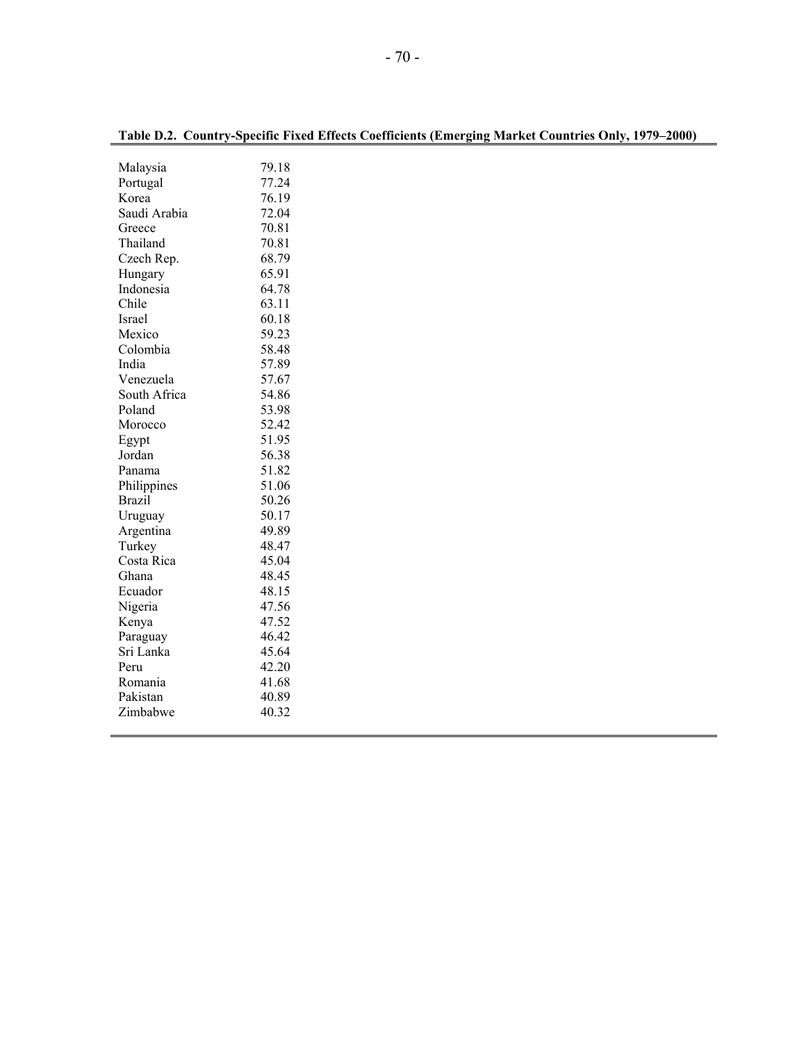**Table D.2. Country-Specific Fixed Effects Coefficients (Emerging Market Countries Only, 1979–2000)**

| | |
|---|---|
| Malaysia | 79.18 |
| Portugal | 77.24 |
| Korea | 76.19 |
| Saudi Arabia | 72.04 |
| Greece | 70.81 |
| Thailand | 70.81 |
| Czech Rep. | 68.79 |
| Hungary | 65.91 |
| Indonesia | 64.78 |
| Chile | 63.11 |
| Israel | 60.18 |
| Mexico | 59.23 |
| Colombia | 58.48 |
| India | 57.89 |
| Venezuela | 57.67 |
| South Africa | 54.86 |
| Poland | 53.98 |
| Morocco | 52.42 |
| Egypt | 51.95 |
| Jordan | 56.38 |
| Panama | 51.82 |
| Philippines | 51.06 |
| Brazil | 50.26 |
| Uruguay | 50.17 |
| Argentina | 49.89 |
| Turkey | 48.47 |
| Costa Rica | 45.04 |
| Ghana | 48.45 |
| Ecuador | 48.15 |
| Nigeria | 47.56 |
| Kenya | 47.52 |
| Paraguay | 46.42 |
| Sri Lanka | 45.64 |
| Peru | 42.20 |
| Romania | 41.68 |
| Pakistan | 40.89 |
| Zimbabwe | 40.32 |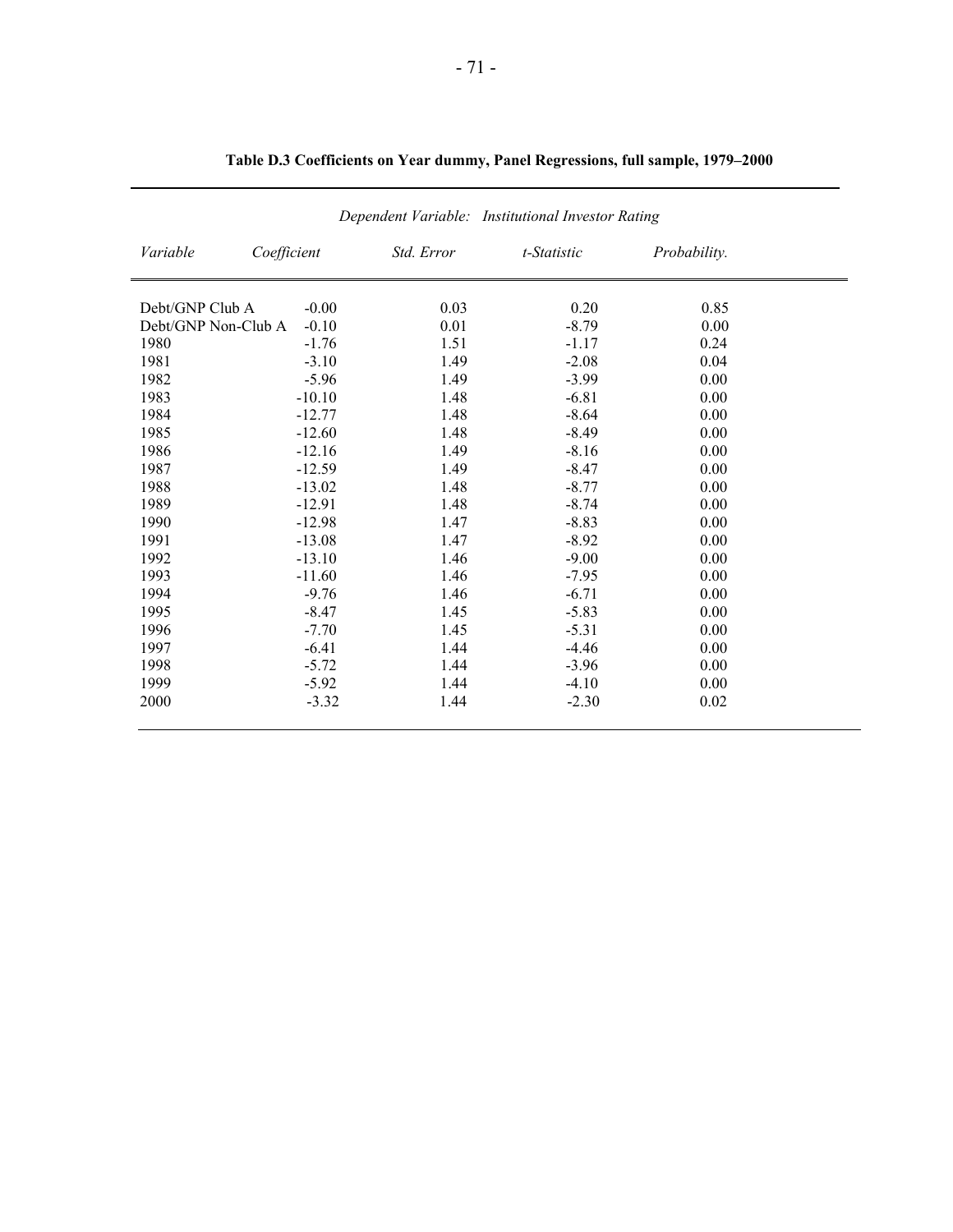**Table D.3 Coefficients on Year dummy, Panel Regressions, full sample, 1979–2000**

*Dependent Variable: Institutional Investor Rating*

| *Variable* | *Coefficient* | *Std. Error* | *t-Statistic* | *Probability.* |
|---|---|---|---|---|
| Debt/GNP Club A | -0.00 | 0.03 | 0.20 | 0.85 |
| Debt/GNP Non-Club A | -0.10 | 0.01 | -8.79 | 0.00 |
| 1980 | -1.76 | 1.51 | -1.17 | 0.24 |
| 1981 | -3.10 | 1.49 | -2.08 | 0.04 |
| 1982 | -5.96 | 1.49 | -3.99 | 0.00 |
| 1983 | -10.10 | 1.48 | -6.81 | 0.00 |
| 1984 | -12.77 | 1.48 | -8.64 | 0.00 |
| 1985 | -12.60 | 1.48 | -8.49 | 0.00 |
| 1986 | -12.16 | 1.49 | -8.16 | 0.00 |
| 1987 | -12.59 | 1.49 | -8.47 | 0.00 |
| 1988 | -13.02 | 1.48 | -8.77 | 0.00 |
| 1989 | -12.91 | 1.48 | -8.74 | 0.00 |
| 1990 | -12.98 | 1.47 | -8.83 | 0.00 |
| 1991 | -13.08 | 1.47 | -8.92 | 0.00 |
| 1992 | -13.10 | 1.46 | -9.00 | 0.00 |
| 1993 | -11.60 | 1.46 | -7.95 | 0.00 |
| 1994 | -9.76 | 1.46 | -6.71 | 0.00 |
| 1995 | -8.47 | 1.45 | -5.83 | 0.00 |
| 1996 | -7.70 | 1.45 | -5.31 | 0.00 |
| 1997 | -6.41 | 1.44 | -4.46 | 0.00 |
| 1998 | -5.72 | 1.44 | -3.96 | 0.00 |
| 1999 | -5.92 | 1.44 | -4.10 | 0.00 |
| 2000 | -3.32 | 1.44 | -2.30 | 0.02 |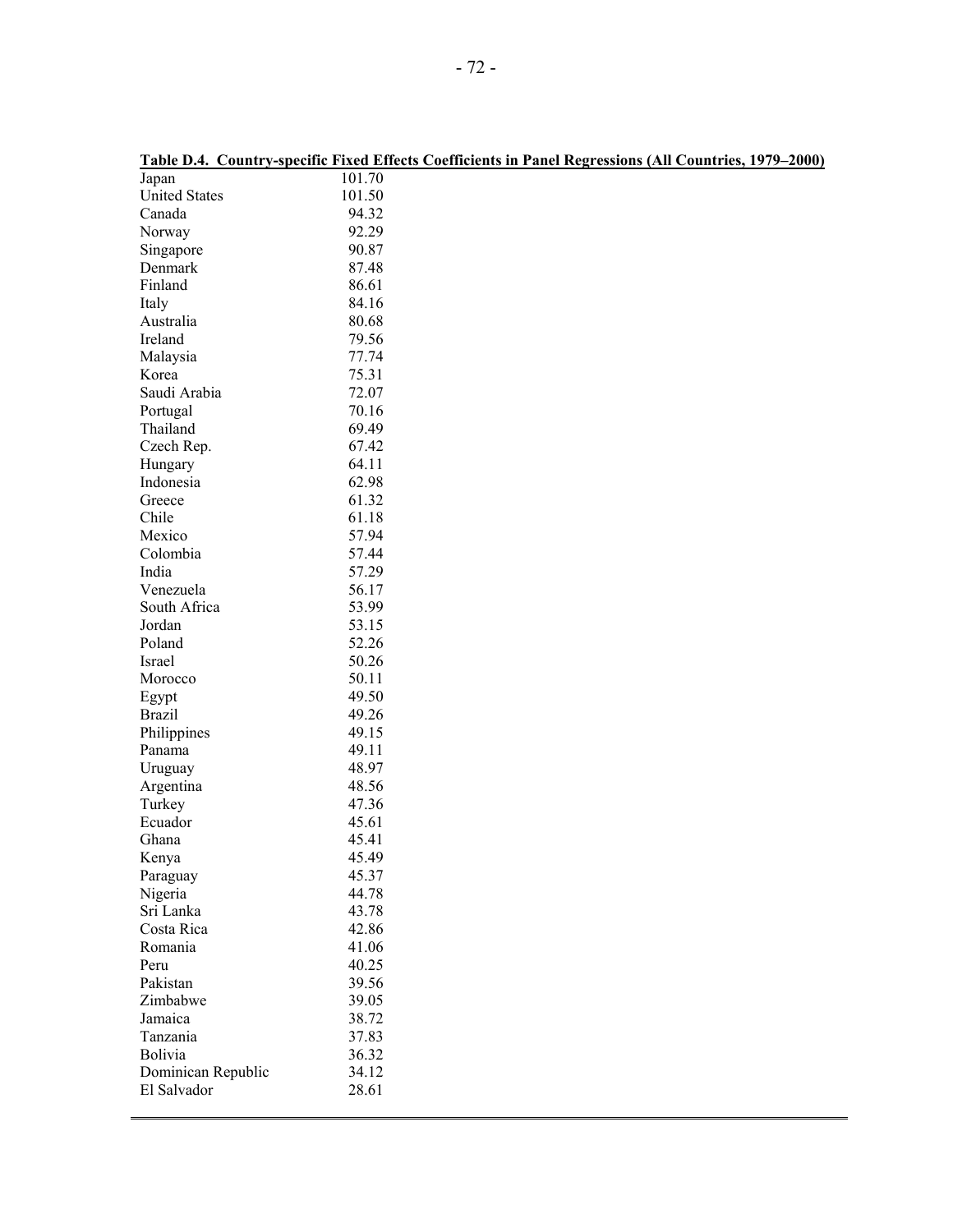**Table D.4. Country-specific Fixed Effects Coefficients in Panel Regressions (All Countries, 1979–2000)**

| Country | Coefficient |
|---|---|
| Japan | 101.70 |
| United States | 101.50 |
| Canada | 94.32 |
| Norway | 92.29 |
| Singapore | 90.87 |
| Denmark | 87.48 |
| Finland | 86.61 |
| Italy | 84.16 |
| Australia | 80.68 |
| Ireland | 79.56 |
| Malaysia | 77.74 |
| Korea | 75.31 |
| Saudi Arabia | 72.07 |
| Portugal | 70.16 |
| Thailand | 69.49 |
| Czech Rep. | 67.42 |
| Hungary | 64.11 |
| Indonesia | 62.98 |
| Greece | 61.32 |
| Chile | 61.18 |
| Mexico | 57.94 |
| Colombia | 57.44 |
| India | 57.29 |
| Venezuela | 56.17 |
| South Africa | 53.99 |
| Jordan | 53.15 |
| Poland | 52.26 |
| Israel | 50.26 |
| Morocco | 50.11 |
| Egypt | 49.50 |
| Brazil | 49.26 |
| Philippines | 49.15 |
| Panama | 49.11 |
| Uruguay | 48.97 |
| Argentina | 48.56 |
| Turkey | 47.36 |
| Ecuador | 45.61 |
| Ghana | 45.41 |
| Kenya | 45.49 |
| Paraguay | 45.37 |
| Nigeria | 44.78 |
| Sri Lanka | 43.78 |
| Costa Rica | 42.86 |
| Romania | 41.06 |
| Peru | 40.25 |
| Pakistan | 39.56 |
| Zimbabwe | 39.05 |
| Jamaica | 38.72 |
| Tanzania | 37.83 |
| Bolivia | 36.32 |
| Dominican Republic | 34.12 |
| El Salvador | 28.61 |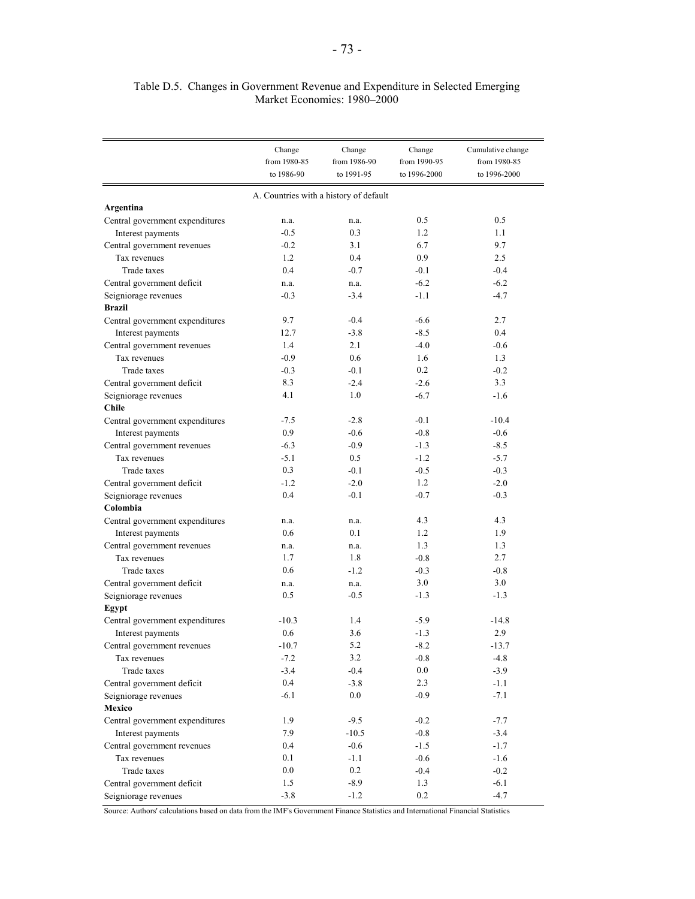Table D.5. Changes in Government Revenue and Expenditure in Selected Emerging Market Economies: 1980–2000

| | Change from 1980-85 to 1986-90 | Change from 1986-90 to 1991-95 | Change from 1990-95 to 1996-2000 | Cumulative change from 1980-85 to 1996-2000 |
|---|---|---|---|---|
| | A. Countries with a history of default | | | |
| **Argentina** | | | | |
| Central government expenditures | n.a. | n.a. | 0.5 | 0.5 |
| Interest payments | -0.5 | 0.3 | 1.2 | 1.1 |
| Central government revenues | -0.2 | 3.1 | 6.7 | 9.7 |
| Tax revenues | 1.2 | 0.4 | 0.9 | 2.5 |
| Trade taxes | 0.4 | -0.7 | -0.1 | -0.4 |
| Central government deficit | n.a. | n.a. | -6.2 | -6.2 |
| Seigniorage revenues | -0.3 | -3.4 | -1.1 | -4.7 |
| **Brazil** | | | | |
| Central government expenditures | 9.7 | -0.4 | -6.6 | 2.7 |
| Interest payments | 12.7 | -3.8 | -8.5 | 0.4 |
| Central government revenues | 1.4 | 2.1 | -4.0 | -0.6 |
| Tax revenues | -0.9 | 0.6 | 1.6 | 1.3 |
| Trade taxes | -0.3 | -0.1 | 0.2 | -0.2 |
| Central government deficit | 8.3 | -2.4 | -2.6 | 3.3 |
| Seigniorage revenues | 4.1 | 1.0 | -6.7 | -1.6 |
| **Chile** | | | | |
| Central government expenditures | -7.5 | -2.8 | -0.1 | -10.4 |
| Interest payments | 0.9 | -0.6 | -0.8 | -0.6 |
| Central government revenues | -6.3 | -0.9 | -1.3 | -8.5 |
| Tax revenues | -5.1 | 0.5 | -1.2 | -5.7 |
| Trade taxes | 0.3 | -0.1 | -0.5 | -0.3 |
| Central government deficit | -1.2 | -2.0 | 1.2 | -2.0 |
| Seigniorage revenues | 0.4 | -0.1 | -0.7 | -0.3 |
| **Colombia** | | | | |
| Central government expenditures | n.a. | n.a. | 4.3 | 4.3 |
| Interest payments | 0.6 | 0.1 | 1.2 | 1.9 |
| Central government revenues | n.a. | n.a. | 1.3 | 1.3 |
| Tax revenues | 1.7 | 1.8 | -0.8 | 2.7 |
| Trade taxes | 0.6 | -1.2 | -0.3 | -0.8 |
| Central government deficit | n.a. | n.a. | 3.0 | 3.0 |
| Seigniorage revenues | 0.5 | -0.5 | -1.3 | -1.3 |
| **Egypt** | | | | |
| Central government expenditures | -10.3 | 1.4 | -5.9 | -14.8 |
| Interest payments | 0.6 | 3.6 | -1.3 | 2.9 |
| Central government revenues | -10.7 | 5.2 | -8.2 | -13.7 |
| Tax revenues | -7.2 | 3.2 | -0.8 | -4.8 |
| Trade taxes | -3.4 | -0.4 | 0.0 | -3.9 |
| Central government deficit | 0.4 | -3.8 | 2.3 | -1.1 |
| Seigniorage revenues | -6.1 | 0.0 | -0.9 | -7.1 |
| **Mexico** | | | | |
| Central government expenditures | 1.9 | -9.5 | -0.2 | -7.7 |
| Interest payments | 7.9 | -10.5 | -0.8 | -3.4 |
| Central government revenues | 0.4 | -0.6 | -1.5 | -1.7 |
| Tax revenues | 0.1 | -1.1 | -0.6 | -1.6 |
| Trade taxes | 0.0 | 0.2 | -0.4 | -0.2 |
| Central government deficit | 1.5 | -8.9 | 1.3 | -6.1 |
| Seigniorage revenues | -3.8 | -1.2 | 0.2 | -4.7 |

Source: Authors' calculations based on data from the IMF's Government Finance Statistics and International Financial Statistics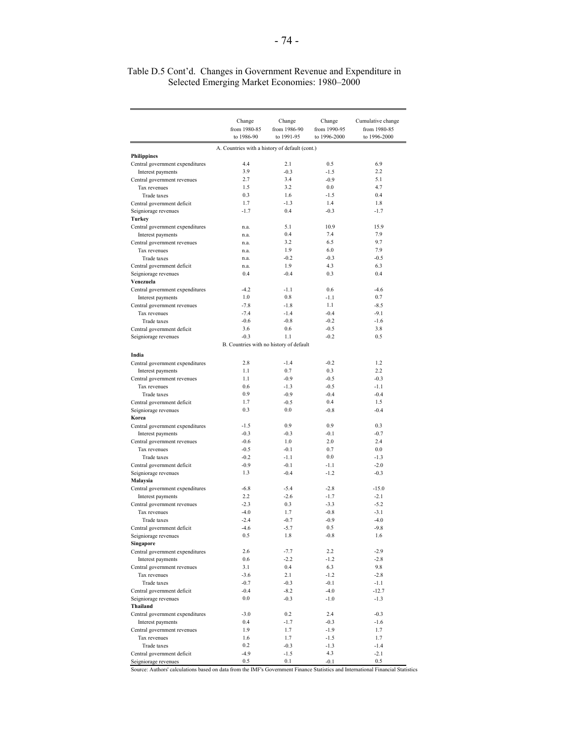Table D.5 Cont'd. Changes in Government Revenue and Expenditure in Selected Emerging Market Economies: 1980–2000

| | Change from 1980-85 to 1986-90 | Change from 1986-90 to 1991-95 | Change from 1990-95 to 1996-2000 | Cumulative change from 1980-85 to 1996-2000 |
|---|---|---|---|---|
| | A. Countries with a history of default (cont.) | | | |
| **Philippines** | | | | |
| Central government expenditures | 4.4 | 2.1 | 0.5 | 6.9 |
| Interest payments | 3.9 | -0.3 | -1.5 | 2.2 |
| Central government revenues | 2.7 | 3.4 | -0.9 | 5.1 |
| Tax revenues | 1.5 | 3.2 | 0.0 | 4.7 |
| Trade taxes | 0.3 | 1.6 | -1.5 | 0.4 |
| Central government deficit | 1.7 | -1.3 | 1.4 | 1.8 |
| Seigniorage revenues | -1.7 | 0.4 | -0.3 | -1.7 |
| **Turkey** | | | | |
| Central government expenditures | n.a. | 5.1 | 10.9 | 15.9 |
| Interest payments | n.a. | 0.4 | 7.4 | 7.9 |
| Central government revenues | n.a. | 3.2 | 6.5 | 9.7 |
| Tax revenues | n.a. | 1.9 | 6.0 | 7.9 |
| Trade taxes | n.a. | -0.2 | -0.3 | -0.5 |
| Central government deficit | n.a. | 1.9 | 4.3 | 6.3 |
| Seigniorage revenues | 0.4 | -0.4 | 0.3 | 0.4 |
| **Venezuela** | | | | |
| Central government expenditures | -4.2 | -1.1 | 0.6 | -4.6 |
| Interest payments | 1.0 | 0.8 | -1.1 | 0.7 |
| Central government revenues | -7.8 | -1.8 | 1.1 | -8.5 |
| Tax revenues | -7.4 | -1.4 | -0.4 | -9.1 |
| Trade taxes | -0.6 | -0.8 | -0.2 | -1.6 |
| Central government deficit | 3.6 | 0.6 | -0.5 | 3.8 |
| Seigniorage revenues | -0.3 | 1.1 | -0.2 | 0.5 |
| | B. Countries with no history of default | | | |
| **India** | | | | |
| Central government expenditures | 2.8 | -1.4 | -0.2 | 1.2 |
| Interest payments | 1.1 | 0.7 | 0.3 | 2.2 |
| Central government revenues | 1.1 | -0.9 | -0.5 | -0.3 |
| Tax revenues | 0.6 | -1.3 | -0.5 | -1.1 |
| Trade taxes | 0.9 | -0.9 | -0.4 | -0.4 |
| Central government deficit | 1.7 | -0.5 | 0.4 | 1.5 |
| Seigniorage revenues | 0.3 | 0.0 | -0.8 | -0.4 |
| **Korea** | | | | |
| Central government expenditures | -1.5 | 0.9 | 0.9 | 0.3 |
| Interest payments | -0.3 | -0.3 | -0.1 | -0.7 |
| Central government revenues | -0.6 | 1.0 | 2.0 | 2.4 |
| Tax revenues | -0.5 | -0.1 | 0.7 | 0.0 |
| Trade taxes | -0.2 | -1.1 | 0.0 | -1.3 |
| Central government deficit | -0.9 | -0.1 | -1.1 | -2.0 |
| Seigniorage revenues | 1.3 | -0.4 | -1.2 | -0.3 |
| **Malaysia** | | | | |
| Central government expenditures | -6.8 | -5.4 | -2.8 | -15.0 |
| Interest payments | 2.2 | -2.6 | -1.7 | -2.1 |
| Central government revenues | -2.3 | 0.3 | -3.3 | -5.2 |
| Tax revenues | -4.0 | 1.7 | -0.8 | -3.1 |
| Trade taxes | -2.4 | -0.7 | -0.9 | -4.0 |
| Central government deficit | -4.6 | -5.7 | 0.5 | -9.8 |
| Seigniorage revenues | 0.5 | 1.8 | -0.8 | 1.6 |
| **Singapore** | | | | |
| Central government expenditures | 2.6 | -7.7 | 2.2 | -2.9 |
| Interest payments | 0.6 | -2.2 | -1.2 | -2.8 |
| Central government revenues | 3.1 | 0.4 | 6.3 | 9.8 |
| Tax revenues | -3.6 | 2.1 | -1.2 | -2.8 |
| Trade taxes | -0.7 | -0.3 | -0.1 | -1.1 |
| Central government deficit | -0.4 | -8.2 | -4.0 | -12.7 |
| Seigniorage revenues | 0.0 | -0.3 | -1.0 | -1.3 |
| **Thailand** | | | | |
| Central government expenditures | -3.0 | 0.2 | 2.4 | -0.3 |
| Interest payments | 0.4 | -1.7 | -0.3 | -1.6 |
| Central government revenues | 1.9 | 1.7 | -1.9 | 1.7 |
| Tax revenues | 1.6 | 1.7 | -1.5 | 1.7 |
| Trade taxes | 0.2 | -0.3 | -1.3 | -1.4 |
| Central government deficit | -4.9 | -1.5 | 4.3 | -2.1 |
| Seigniorage revenues | 0.5 | 0.1 | -0.1 | 0.5 |

Source: Authors' calculations based on data from the IMF's Government Finance Statistics and International Financial Statistics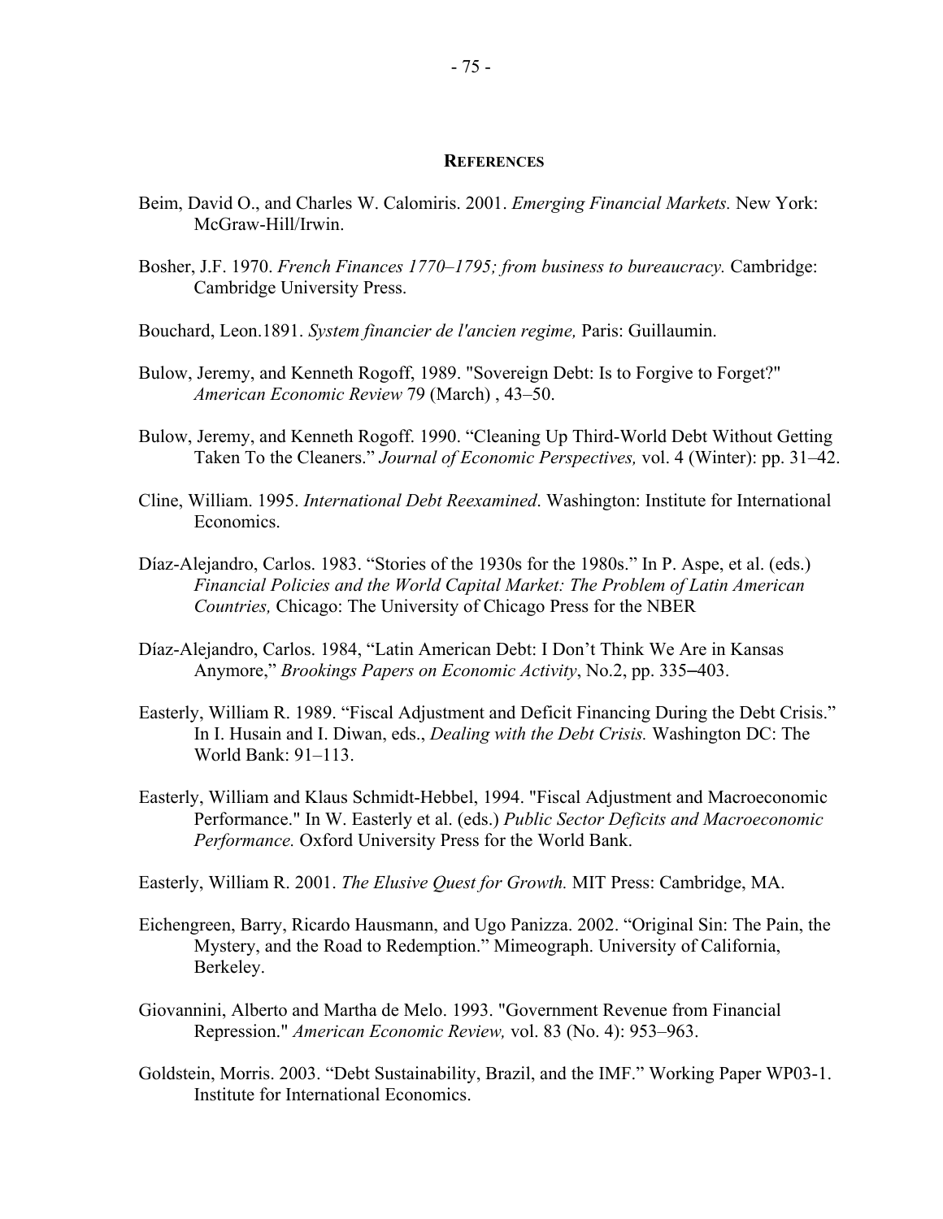## References

Beim, David O., and Charles W. Calomiris. 2001. *Emerging Financial Markets.* New York: McGraw-Hill/Irwin.

Bosher, J.F. 1970. *French Finances 1770–1795; from business to bureaucracy.* Cambridge: Cambridge University Press.

Bouchard, Leon.1891. *System financier de l'ancien regime,* Paris: Guillaumin.

Bulow, Jeremy, and Kenneth Rogoff, 1989. "Sovereign Debt: Is to Forgive to Forget?" *American Economic Review* 79 (March) , 43–50.

Bulow, Jeremy, and Kenneth Rogoff. 1990. "Cleaning Up Third-World Debt Without Getting Taken To the Cleaners." *Journal of Economic Perspectives,* vol. 4 (Winter): pp. 31–42.

Cline, William. 1995. *International Debt Reexamined*. Washington: Institute for International Economics.

Díaz-Alejandro, Carlos. 1983. "Stories of the 1930s for the 1980s." In P. Aspe, et al. (eds.) *Financial Policies and the World Capital Market: The Problem of Latin American Countries,* Chicago: The University of Chicago Press for the NBER

Díaz-Alejandro, Carlos. 1984, "Latin American Debt: I Don't Think We Are in Kansas Anymore," *Brookings Papers on Economic Activity*, No.2, pp. 335–403.

Easterly, William R. 1989. "Fiscal Adjustment and Deficit Financing During the Debt Crisis." In I. Husain and I. Diwan, eds., *Dealing with the Debt Crisis.* Washington DC: The World Bank: 91–113.

Easterly, William and Klaus Schmidt-Hebbel, 1994. "Fiscal Adjustment and Macroeconomic Performance." In W. Easterly et al. (eds.) *Public Sector Deficits and Macroeconomic Performance.* Oxford University Press for the World Bank.

Easterly, William R. 2001. *The Elusive Quest for Growth.* MIT Press: Cambridge, MA.

Eichengreen, Barry, Ricardo Hausmann, and Ugo Panizza. 2002. "Original Sin: The Pain, the Mystery, and the Road to Redemption." Mimeograph. University of California, Berkeley.

Giovannini, Alberto and Martha de Melo. 1993. "Government Revenue from Financial Repression." *American Economic Review,* vol. 83 (No. 4): 953–963.

Goldstein, Morris. 2003. "Debt Sustainability, Brazil, and the IMF." Working Paper WP03-1. Institute for International Economics.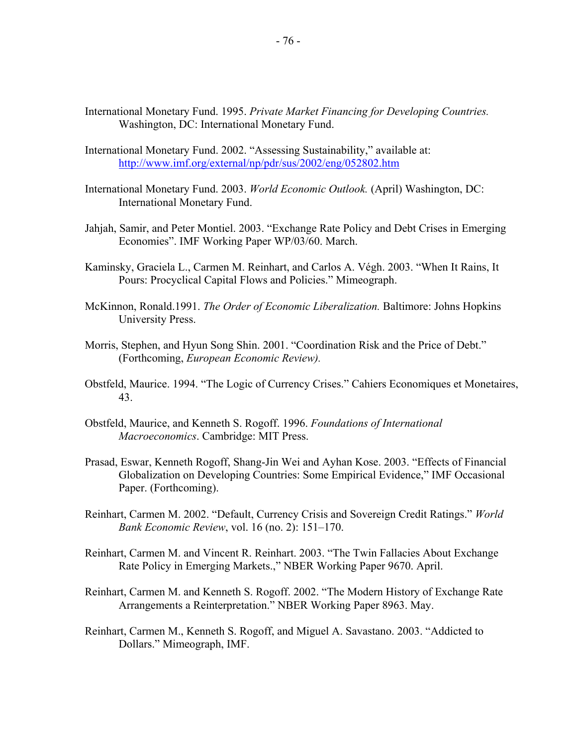International Monetary Fund. 1995. *Private Market Financing for Developing Countries.* Washington, DC: International Monetary Fund.

International Monetary Fund. 2002. "Assessing Sustainability," available at: http://www.imf.org/external/np/pdr/sus/2002/eng/052802.htm

International Monetary Fund. 2003. *World Economic Outlook.* (April) Washington, DC: International Monetary Fund.

Jahjah, Samir, and Peter Montiel. 2003. "Exchange Rate Policy and Debt Crises in Emerging Economies". IMF Working Paper WP/03/60. March.

Kaminsky, Graciela L., Carmen M. Reinhart, and Carlos A. Végh. 2003. "When It Rains, It Pours: Procyclical Capital Flows and Policies." Mimeograph.

McKinnon, Ronald.1991. *The Order of Economic Liberalization.* Baltimore: Johns Hopkins University Press.

Morris, Stephen, and Hyun Song Shin. 2001. "Coordination Risk and the Price of Debt." (Forthcoming, *European Economic Review).*

Obstfeld, Maurice. 1994. "The Logic of Currency Crises." Cahiers Economiques et Monetaires, 43.

Obstfeld, Maurice, and Kenneth S. Rogoff. 1996. *Foundations of International Macroeconomics*. Cambridge: MIT Press.

Prasad, Eswar, Kenneth Rogoff, Shang-Jin Wei and Ayhan Kose. 2003. "Effects of Financial Globalization on Developing Countries: Some Empirical Evidence," IMF Occasional Paper. (Forthcoming).

Reinhart, Carmen M. 2002. "Default, Currency Crisis and Sovereign Credit Ratings." *World Bank Economic Review*, vol. 16 (no. 2): 151–170.

Reinhart, Carmen M. and Vincent R. Reinhart. 2003. "The Twin Fallacies About Exchange Rate Policy in Emerging Markets.," NBER Working Paper 9670. April.

Reinhart, Carmen M. and Kenneth S. Rogoff. 2002. "The Modern History of Exchange Rate Arrangements a Reinterpretation." NBER Working Paper 8963. May.

Reinhart, Carmen M., Kenneth S. Rogoff, and Miguel A. Savastano. 2003. "Addicted to Dollars." Mimeograph, IMF.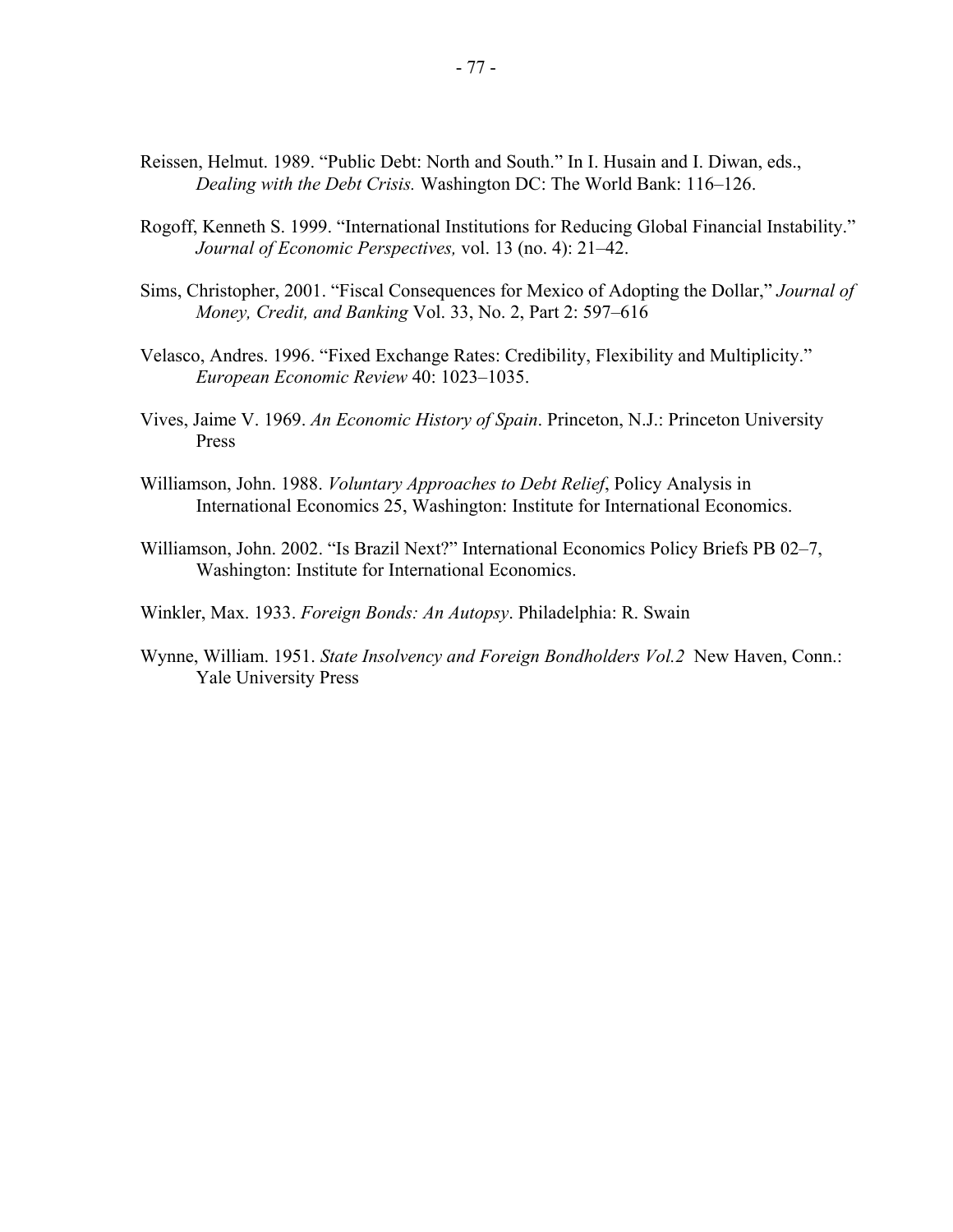Reissen, Helmut. 1989. "Public Debt: North and South." In I. Husain and I. Diwan, eds., *Dealing with the Debt Crisis.* Washington DC: The World Bank: 116–126.

Rogoff, Kenneth S. 1999. "International Institutions for Reducing Global Financial Instability." *Journal of Economic Perspectives,* vol. 13 (no. 4): 21–42.

Sims, Christopher, 2001. "Fiscal Consequences for Mexico of Adopting the Dollar," *Journal of Money, Credit, and Banking* Vol. 33, No. 2, Part 2: 597–616

Velasco, Andres. 1996. "Fixed Exchange Rates: Credibility, Flexibility and Multiplicity." *European Economic Review* 40: 1023–1035.

Vives, Jaime V. 1969. *An Economic History of Spain*. Princeton, N.J.: Princeton University Press

Williamson, John. 1988. *Voluntary Approaches to Debt Relief*, Policy Analysis in International Economics 25, Washington: Institute for International Economics.

Williamson, John. 2002. "Is Brazil Next?" International Economics Policy Briefs PB 02–7, Washington: Institute for International Economics.

Winkler, Max. 1933. *Foreign Bonds: An Autopsy*. Philadelphia: R. Swain

Wynne, William. 1951. *State Insolvency and Foreign Bondholders Vol.2* New Haven, Conn.: Yale University Press